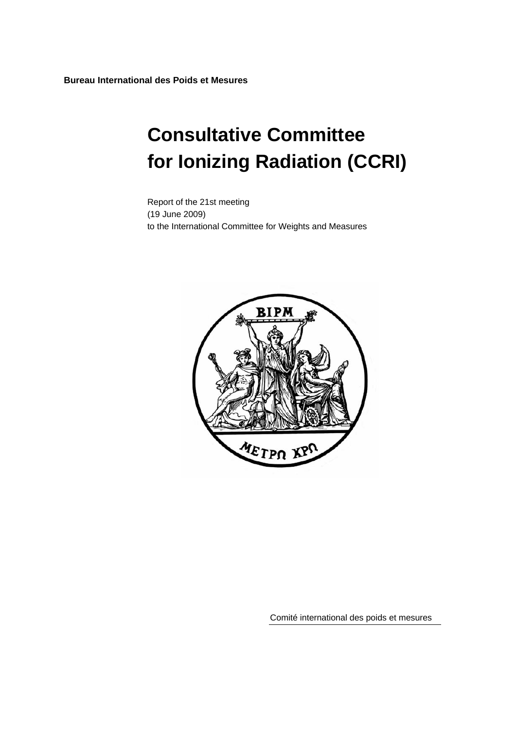**Bureau International des Poids et Mesures**

# Consultative Committee for Ionizing Radiation (CCRI)

Report of the 21st meeting
(19 June 2009)
to the International Committee for Weights and Measures

Comité international des poids et mesures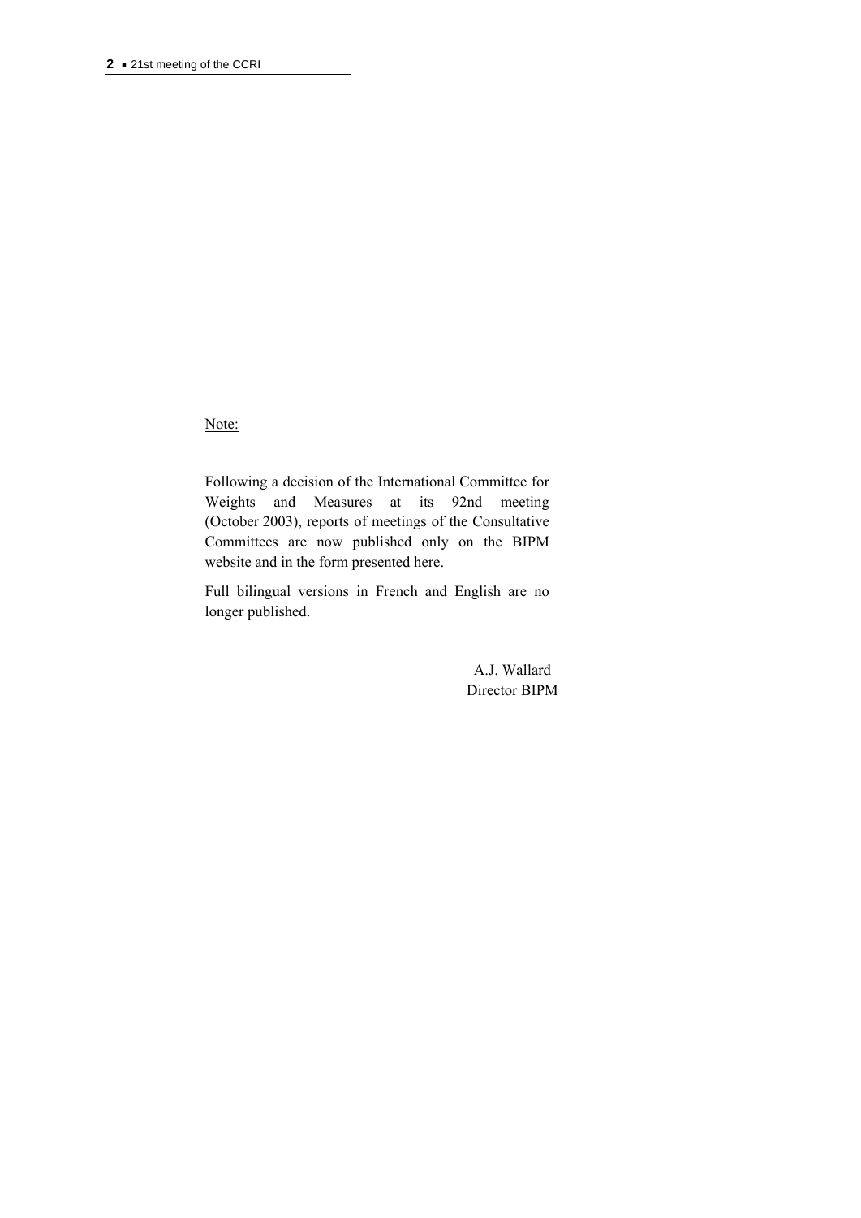Note:

Following a decision of the International Committee for Weights and Measures at its 92nd meeting (October 2003), reports of meetings of the Consultative Committees are now published only on the BIPM website and in the form presented here.

Full bilingual versions in French and English are no longer published.

A.J. Wallard
Director BIPM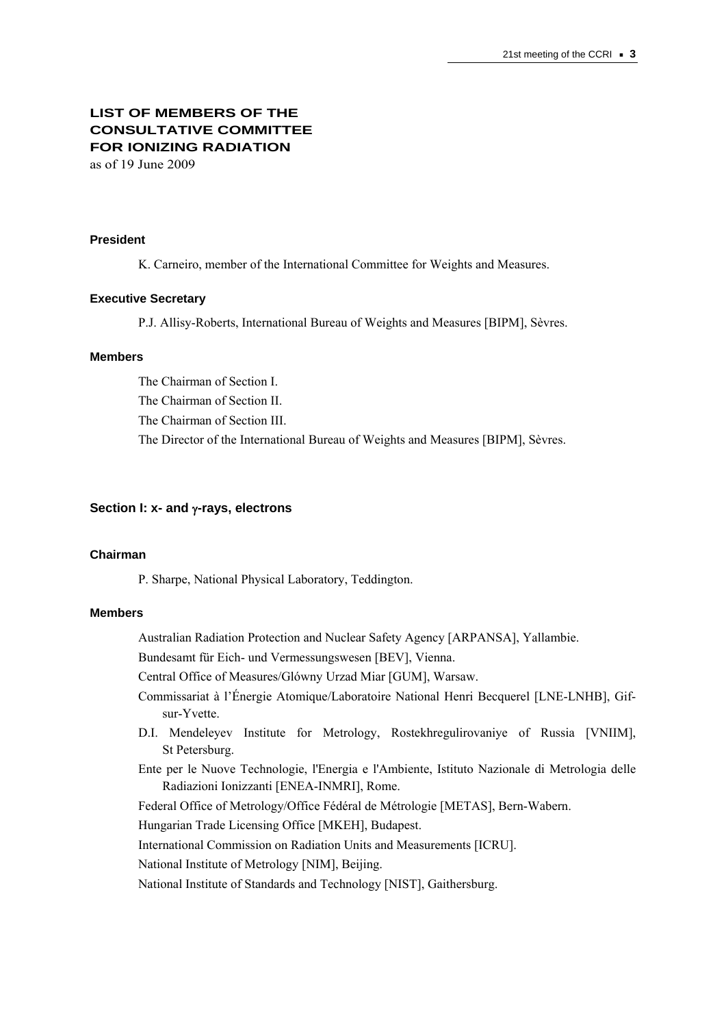# LIST OF MEMBERS OF THE CONSULTATIVE COMMITTEE FOR IONIZING RADIATION

as of 19 June 2009

### President

K. Carneiro, member of the International Committee for Weights and Measures.

### Executive Secretary

P.J. Allisy-Roberts, International Bureau of Weights and Measures [BIPM], Sèvres.

### Members

The Chairman of Section I.

The Chairman of Section II.

The Chairman of Section III.

The Director of the International Bureau of Weights and Measures [BIPM], Sèvres.

## Section I: x- and $\gamma$-rays, electrons

### Chairman

P. Sharpe, National Physical Laboratory, Teddington.

### Members

Australian Radiation Protection and Nuclear Safety Agency [ARPANSA], Yallambie.

Bundesamt für Eich- und Vermessungswesen [BEV], Vienna.

Central Office of Measures/Glówny Urzad Miar [GUM], Warsaw.

Commissariat à l'Énergie Atomique/Laboratoire National Henri Becquerel [LNE-LNHB], Gif-sur-Yvette.

D.I. Mendeleyev Institute for Metrology, Rostekhregulirovaniye of Russia [VNIIM], St Petersburg.

Ente per le Nuove Technologie, l'Energia e l'Ambiente, Istituto Nazionale di Metrologia delle Radiazioni Ionizzanti [ENEA-INMRI], Rome.

Federal Office of Metrology/Office Fédéral de Métrologie [METAS], Bern-Wabern.

Hungarian Trade Licensing Office [MKEH], Budapest.

International Commission on Radiation Units and Measurements [ICRU].

National Institute of Metrology [NIM], Beijing.

National Institute of Standards and Technology [NIST], Gaithersburg.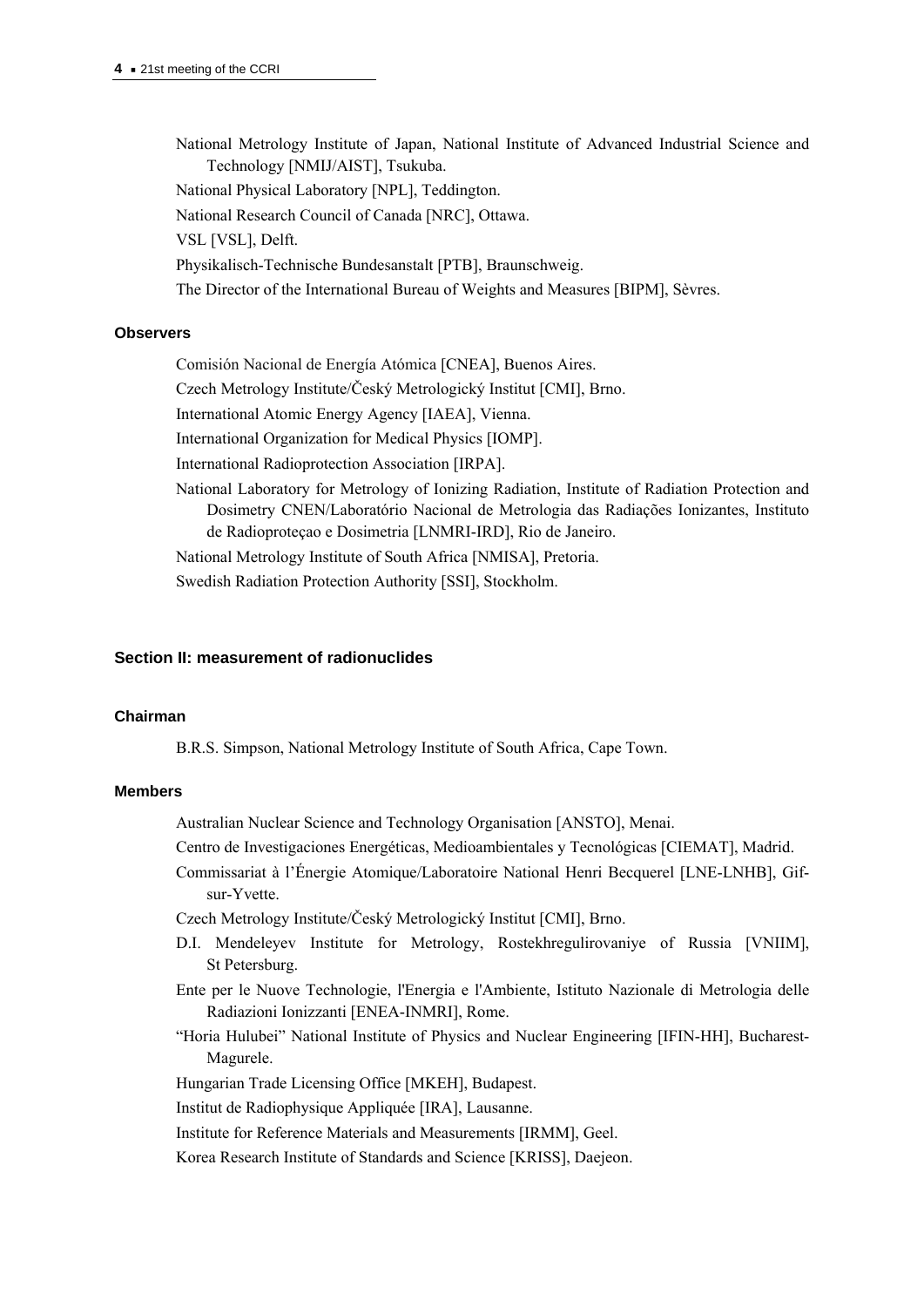National Metrology Institute of Japan, National Institute of Advanced Industrial Science and Technology [NMIJ/AIST], Tsukuba.

National Physical Laboratory [NPL], Teddington.

National Research Council of Canada [NRC], Ottawa.

VSL [VSL], Delft.

Physikalisch-Technische Bundesanstalt [PTB], Braunschweig.

The Director of the International Bureau of Weights and Measures [BIPM], Sèvres.

#### Observers

Comisión Nacional de Energía Atómica [CNEA], Buenos Aires.

Czech Metrology Institute/Český Metrologický Institut [CMI], Brno.

International Atomic Energy Agency [IAEA], Vienna.

International Organization for Medical Physics [IOMP].

International Radioprotection Association [IRPA].

National Laboratory for Metrology of Ionizing Radiation, Institute of Radiation Protection and Dosimetry CNEN/Laboratório Nacional de Metrologia das Radiações Ionizantes, Instituto de Radioproteçao e Dosimetria [LNMRI-IRD], Rio de Janeiro.

National Metrology Institute of South Africa [NMISA], Pretoria.

Swedish Radiation Protection Authority [SSI], Stockholm.

### Section II: measurement of radionuclides

#### Chairman

B.R.S. Simpson, National Metrology Institute of South Africa, Cape Town.

#### Members

Australian Nuclear Science and Technology Organisation [ANSTO], Menai.

Centro de Investigaciones Energéticas, Medioambientales y Tecnológicas [CIEMAT], Madrid.

Commissariat à l'Énergie Atomique/Laboratoire National Henri Becquerel [LNE-LNHB], Gif-sur-Yvette.

Czech Metrology Institute/Český Metrologický Institut [CMI], Brno.

D.I. Mendeleyev Institute for Metrology, Rostekhregulirovaniye of Russia [VNIIM], St Petersburg.

Ente per le Nuove Technologie, l'Energia e l'Ambiente, Istituto Nazionale di Metrologia delle Radiazioni Ionizzanti [ENEA-INMRI], Rome.

"Horia Hulubei" National Institute of Physics and Nuclear Engineering [IFIN-HH], Bucharest-Magurele.

Hungarian Trade Licensing Office [MKEH], Budapest.

Institut de Radiophysique Appliquée [IRA], Lausanne.

Institute for Reference Materials and Measurements [IRMM], Geel.

Korea Research Institute of Standards and Science [KRISS], Daejeon.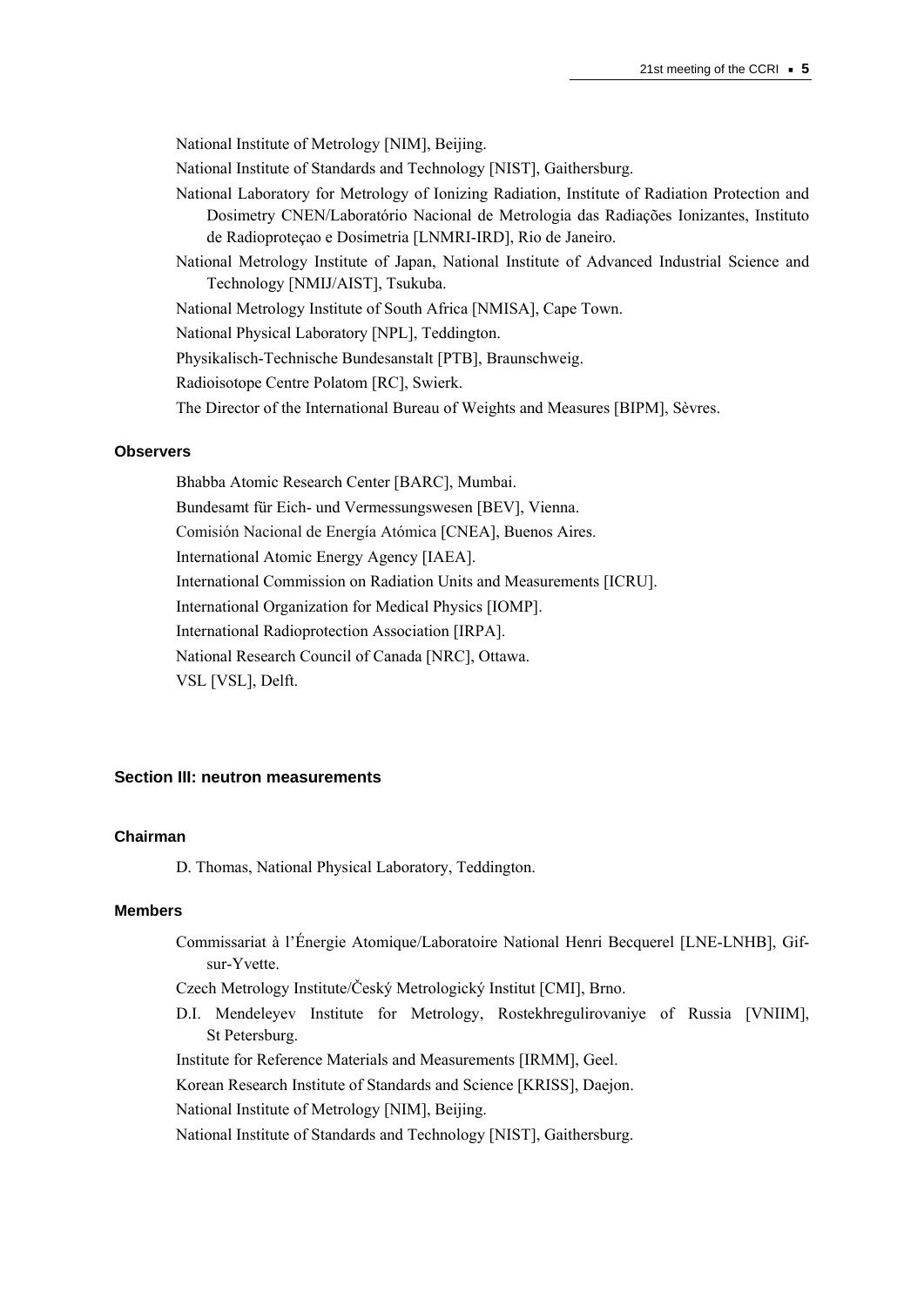National Institute of Metrology [NIM], Beijing.

National Institute of Standards and Technology [NIST], Gaithersburg.

National Laboratory for Metrology of Ionizing Radiation, Institute of Radiation Protection and Dosimetry CNEN/Laboratório Nacional de Metrologia das Radiações Ionizantes, Instituto de Radioproteçao e Dosimetria [LNMRI-IRD], Rio de Janeiro.

National Metrology Institute of Japan, National Institute of Advanced Industrial Science and Technology [NMIJ/AIST], Tsukuba.

National Metrology Institute of South Africa [NMISA], Cape Town.

National Physical Laboratory [NPL], Teddington.

Physikalisch-Technische Bundesanstalt [PTB], Braunschweig.

Radioisotope Centre Polatom [RC], Swierk.

The Director of the International Bureau of Weights and Measures [BIPM], Sèvres.

#### Observers

Bhabba Atomic Research Center [BARC], Mumbai.

Bundesamt für Eich- und Vermessungswesen [BEV], Vienna.

Comisión Nacional de Energía Atómica [CNEA], Buenos Aires.

International Atomic Energy Agency [IAEA].

International Commission on Radiation Units and Measurements [ICRU].

International Organization for Medical Physics [IOMP].

International Radioprotection Association [IRPA].

National Research Council of Canada [NRC], Ottawa.

VSL [VSL], Delft.

### Section III: neutron measurements

#### Chairman

D. Thomas, National Physical Laboratory, Teddington.

#### Members

Commissariat à l'Énergie Atomique/Laboratoire National Henri Becquerel [LNE-LNHB], Gif-sur-Yvette.

Czech Metrology Institute/Český Metrologický Institut [CMI], Brno.

D.I. Mendeleyev Institute for Metrology, Rostekhregulirovaniye of Russia [VNIIM], St Petersburg.

Institute for Reference Materials and Measurements [IRMM], Geel.

Korean Research Institute of Standards and Science [KRISS], Daejon.

National Institute of Metrology [NIM], Beijing.

National Institute of Standards and Technology [NIST], Gaithersburg.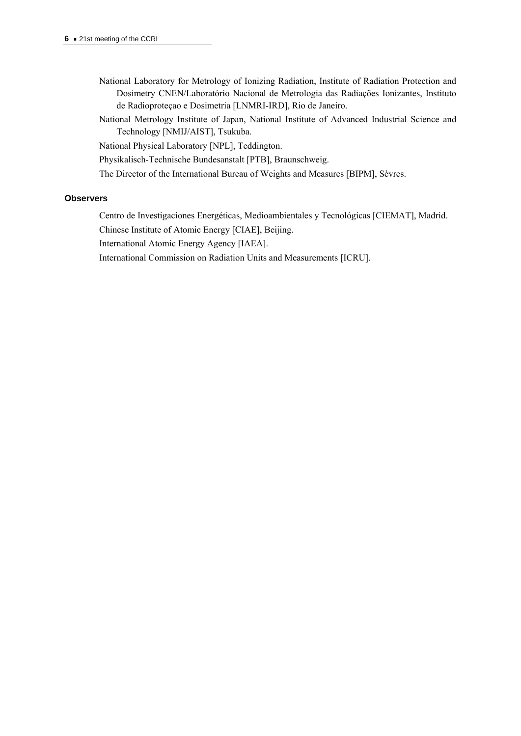National Laboratory for Metrology of Ionizing Radiation, Institute of Radiation Protection and Dosimetry CNEN/Laboratório Nacional de Metrologia das Radiações Ionizantes, Instituto de Radioproteçao e Dosimetria [LNMRI-IRD], Rio de Janeiro.

National Metrology Institute of Japan, National Institute of Advanced Industrial Science and Technology [NMIJ/AIST], Tsukuba.

National Physical Laboratory [NPL], Teddington.

Physikalisch-Technische Bundesanstalt [PTB], Braunschweig.

The Director of the International Bureau of Weights and Measures [BIPM], Sèvres.

### Observers

Centro de Investigaciones Energéticas, Medioambientales y Tecnológicas [CIEMAT], Madrid.

Chinese Institute of Atomic Energy [CIAE], Beijing.

International Atomic Energy Agency [IAEA].

International Commission on Radiation Units and Measurements [ICRU].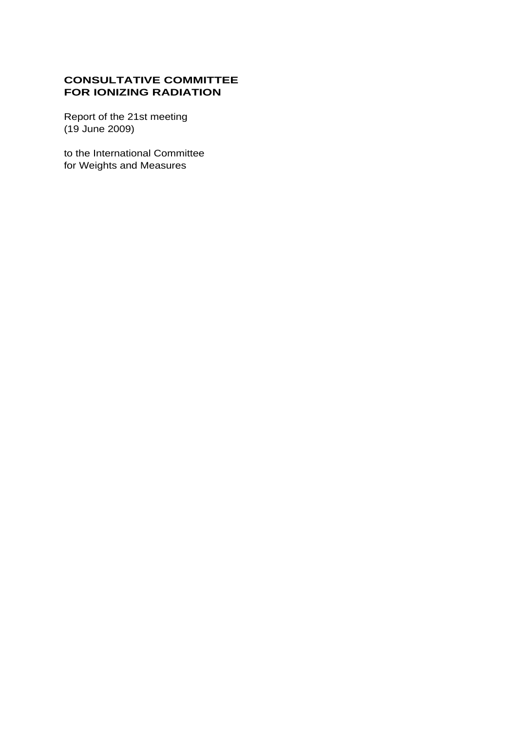# CONSULTATIVE COMMITTEE FOR IONIZING RADIATION

Report of the 21st meeting
(19 June 2009)

to the International Committee
for Weights and Measures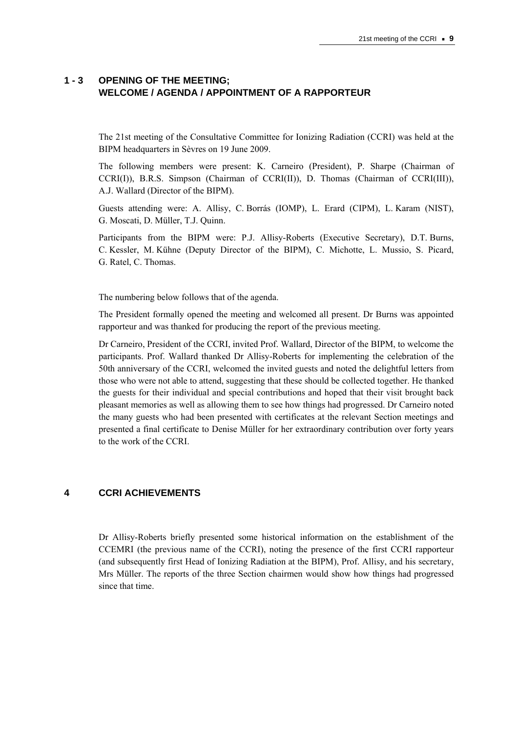## 1 - 3 OPENING OF THE MEETING; WELCOME / AGENDA / APPOINTMENT OF A RAPPORTEUR

The 21st meeting of the Consultative Committee for Ionizing Radiation (CCRI) was held at the BIPM headquarters in Sèvres on 19 June 2009.

The following members were present: K. Carneiro (President), P. Sharpe (Chairman of CCRI(I)), B.R.S. Simpson (Chairman of CCRI(II)), D. Thomas (Chairman of CCRI(III)), A.J. Wallard (Director of the BIPM).

Guests attending were: A. Allisy, C. Borrás (IOMP), L. Erard (CIPM), L. Karam (NIST), G. Moscati, D. Müller, T.J. Quinn.

Participants from the BIPM were: P.J. Allisy-Roberts (Executive Secretary), D.T. Burns, C. Kessler, M. Kühne (Deputy Director of the BIPM), C. Michotte, L. Mussio, S. Picard, G. Ratel, C. Thomas.

The numbering below follows that of the agenda.

The President formally opened the meeting and welcomed all present. Dr Burns was appointed rapporteur and was thanked for producing the report of the previous meeting.

Dr Carneiro, President of the CCRI, invited Prof. Wallard, Director of the BIPM, to welcome the participants. Prof. Wallard thanked Dr Allisy-Roberts for implementing the celebration of the 50th anniversary of the CCRI, welcomed the invited guests and noted the delightful letters from those who were not able to attend, suggesting that these should be collected together. He thanked the guests for their individual and special contributions and hoped that their visit brought back pleasant memories as well as allowing them to see how things had progressed. Dr Carneiro noted the many guests who had been presented with certificates at the relevant Section meetings and presented a final certificate to Denise Müller for her extraordinary contribution over forty years to the work of the CCRI.

## 4 CCRI ACHIEVEMENTS

Dr Allisy-Roberts briefly presented some historical information on the establishment of the CCEMRI (the previous name of the CCRI), noting the presence of the first CCRI rapporteur (and subsequently first Head of Ionizing Radiation at the BIPM), Prof. Allisy, and his secretary, Mrs Müller. The reports of the three Section chairmen would show how things had progressed since that time.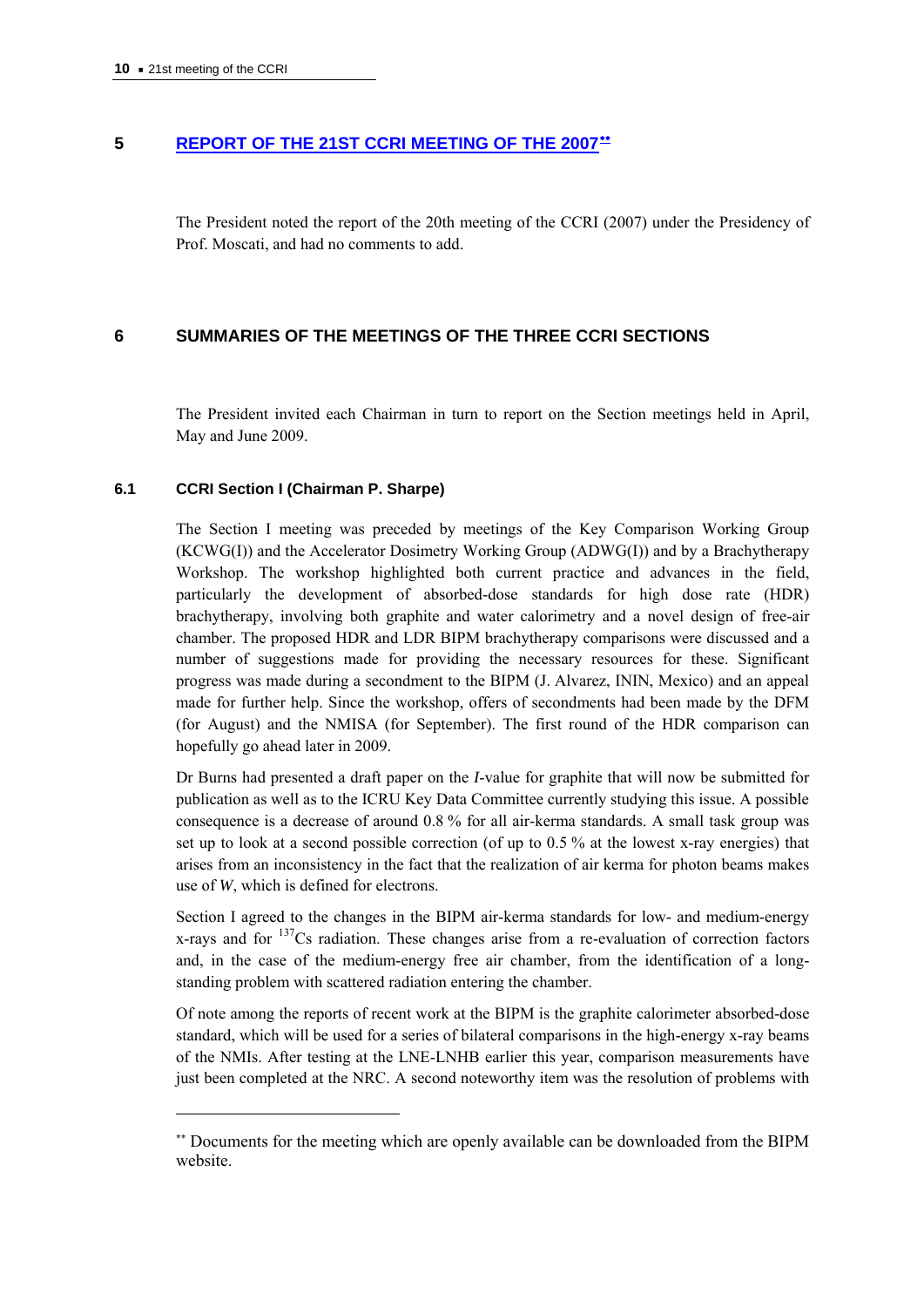## 5 REPORT OF THE 21ST CCRI MEETING OF THE 2007[**]

The President noted the report of the 20th meeting of the CCRI (2007) under the Presidency of Prof. Moscati, and had no comments to add.

## 6 SUMMARIES OF THE MEETINGS OF THE THREE CCRI SECTIONS

The President invited each Chairman in turn to report on the Section meetings held in April, May and June 2009.

### 6.1 CCRI Section I (Chairman P. Sharpe)

The Section I meeting was preceded by meetings of the Key Comparison Working Group (KCWG(I)) and the Accelerator Dosimetry Working Group (ADWG(I)) and by a Brachytherapy Workshop. The workshop highlighted both current practice and advances in the field, particularly the development of absorbed-dose standards for high dose rate (HDR) brachytherapy, involving both graphite and water calorimetry and a novel design of free-air chamber. The proposed HDR and LDR BIPM brachytherapy comparisons were discussed and a number of suggestions made for providing the necessary resources for these. Significant progress was made during a secondment to the BIPM (J. Alvarez, ININ, Mexico) and an appeal made for further help. Since the workshop, offers of secondments had been made by the DFM (for August) and the NMISA (for September). The first round of the HDR comparison can hopefully go ahead later in 2009.

Dr Burns had presented a draft paper on the *I*-value for graphite that will now be submitted for publication as well as to the ICRU Key Data Committee currently studying this issue. A possible consequence is a decrease of around 0.8 % for all air-kerma standards. A small task group was set up to look at a second possible correction (of up to 0.5 % at the lowest x-ray energies) that arises from an inconsistency in the fact that the realization of air kerma for photon beams makes use of *W*, which is defined for electrons.

Section I agreed to the changes in the BIPM air-kerma standards for low- and medium-energy x-rays and for $^{137}$Cs radiation. These changes arise from a re-evaluation of correction factors and, in the case of the medium-energy free air chamber, from the identification of a long-standing problem with scattered radiation entering the chamber.

Of note among the reports of recent work at the BIPM is the graphite calorimeter absorbed-dose standard, which will be used for a series of bilateral comparisons in the high-energy x-ray beams of the NMIs. After testing at the LNE-LNHB earlier this year, comparison measurements have just been completed at the NRC. A second noteworthy item was the resolution of problems with

[**] Documents for the meeting which are openly available can be downloaded from the BIPM website.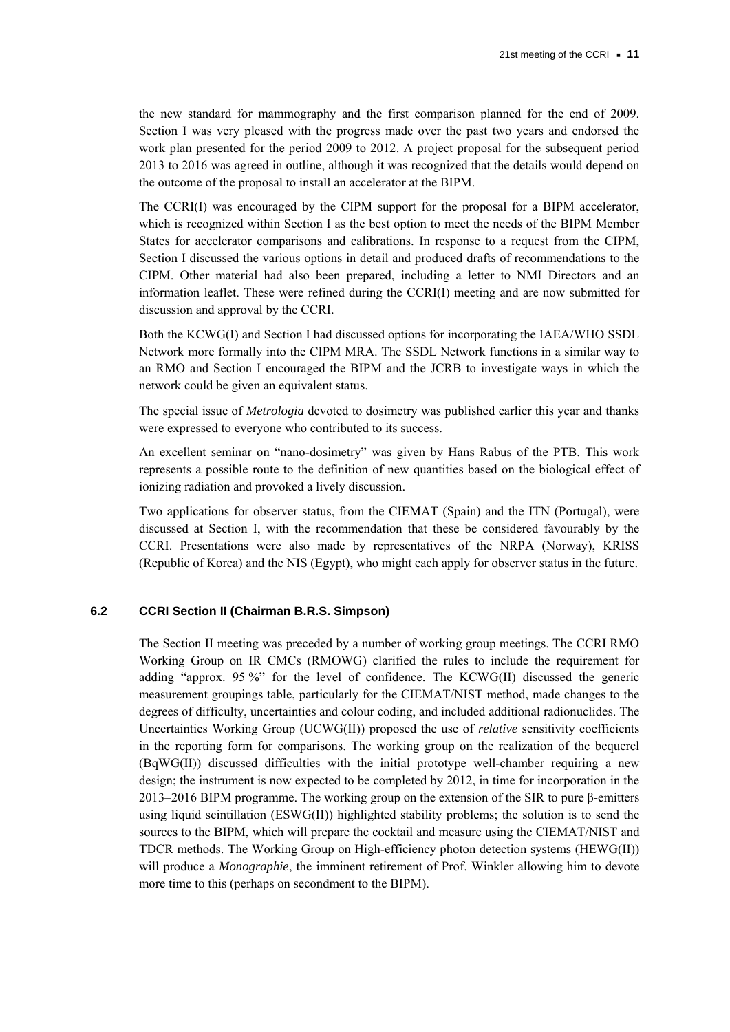the new standard for mammography and the first comparison planned for the end of 2009. Section I was very pleased with the progress made over the past two years and endorsed the work plan presented for the period 2009 to 2012. A project proposal for the subsequent period 2013 to 2016 was agreed in outline, although it was recognized that the details would depend on the outcome of the proposal to install an accelerator at the BIPM.

The CCRI(I) was encouraged by the CIPM support for the proposal for a BIPM accelerator, which is recognized within Section I as the best option to meet the needs of the BIPM Member States for accelerator comparisons and calibrations. In response to a request from the CIPM, Section I discussed the various options in detail and produced drafts of recommendations to the CIPM. Other material had also been prepared, including a letter to NMI Directors and an information leaflet. These were refined during the CCRI(I) meeting and are now submitted for discussion and approval by the CCRI.

Both the KCWG(I) and Section I had discussed options for incorporating the IAEA/WHO SSDL Network more formally into the CIPM MRA. The SSDL Network functions in a similar way to an RMO and Section I encouraged the BIPM and the JCRB to investigate ways in which the network could be given an equivalent status.

The special issue of *Metrologia* devoted to dosimetry was published earlier this year and thanks were expressed to everyone who contributed to its success.

An excellent seminar on "nano-dosimetry" was given by Hans Rabus of the PTB. This work represents a possible route to the definition of new quantities based on the biological effect of ionizing radiation and provoked a lively discussion.

Two applications for observer status, from the CIEMAT (Spain) and the ITN (Portugal), were discussed at Section I, with the recommendation that these be considered favourably by the CCRI. Presentations were also made by representatives of the NRPA (Norway), KRISS (Republic of Korea) and the NIS (Egypt), who might each apply for observer status in the future.

### 6.2 CCRI Section II (Chairman B.R.S. Simpson)

The Section II meeting was preceded by a number of working group meetings. The CCRI RMO Working Group on IR CMCs (RMOWG) clarified the rules to include the requirement for adding "approx. 95 %" for the level of confidence. The KCWG(II) discussed the generic measurement groupings table, particularly for the CIEMAT/NIST method, made changes to the degrees of difficulty, uncertainties and colour coding, and included additional radionuclides. The Uncertainties Working Group (UCWG(II)) proposed the use of *relative* sensitivity coefficients in the reporting form for comparisons. The working group on the realization of the bequerel (BqWG(II)) discussed difficulties with the initial prototype well-chamber requiring a new design; the instrument is now expected to be completed by 2012, in time for incorporation in the 2013–2016 BIPM programme. The working group on the extension of the SIR to pure β-emitters using liquid scintillation (ESWG(II)) highlighted stability problems; the solution is to send the sources to the BIPM, which will prepare the cocktail and measure using the CIEMAT/NIST and TDCR methods. The Working Group on High-efficiency photon detection systems (HEWG(II)) will produce a *Monographie*, the imminent retirement of Prof. Winkler allowing him to devote more time to this (perhaps on secondment to the BIPM).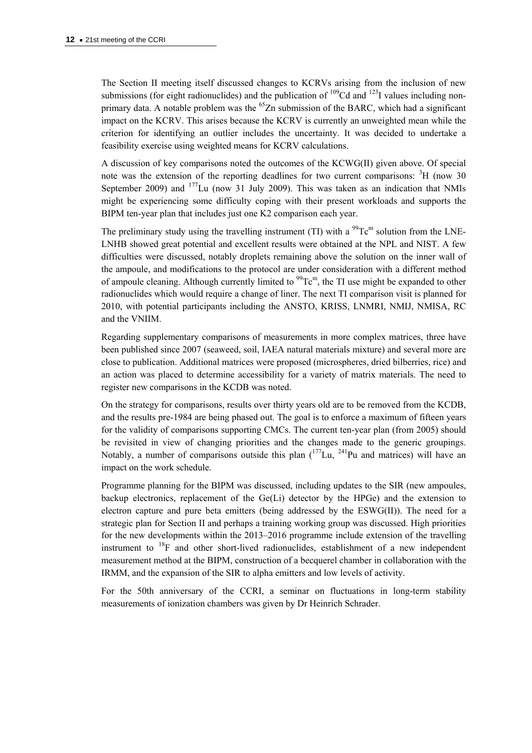The Section II meeting itself discussed changes to KCRVs arising from the inclusion of new submissions (for eight radionuclides) and the publication of $^{109}$Cd and $^{123}$I values including non-primary data. A notable problem was the $^{65}$Zn submission of the BARC, which had a significant impact on the KCRV. This arises because the KCRV is currently an unweighted mean while the criterion for identifying an outlier includes the uncertainty. It was decided to undertake a feasibility exercise using weighted means for KCRV calculations.

A discussion of key comparisons noted the outcomes of the KCWG(II) given above. Of special note was the extension of the reporting deadlines for two current comparisons: $^{3}$H (now 30 September 2009) and $^{177}$Lu (now 31 July 2009). This was taken as an indication that NMIs might be experiencing some difficulty coping with their present workloads and supports the BIPM ten-year plan that includes just one K2 comparison each year.

The preliminary study using the travelling instrument (TI) with a $^{99}$Tc$^{m}$ solution from the LNE-LNHB showed great potential and excellent results were obtained at the NPL and NIST. A few difficulties were discussed, notably droplets remaining above the solution on the inner wall of the ampoule, and modifications to the protocol are under consideration with a different method of ampoule cleaning. Although currently limited to $^{99}$Tc$^{m}$, the TI use might be expanded to other radionuclides which would require a change of liner. The next TI comparison visit is planned for 2010, with potential participants including the ANSTO, KRISS, LNMRI, NMIJ, NMISA, RC and the VNIIM.

Regarding supplementary comparisons of measurements in more complex matrices, three have been published since 2007 (seaweed, soil, IAEA natural materials mixture) and several more are close to publication. Additional matrices were proposed (microspheres, dried bilberries, rice) and an action was placed to determine accessibility for a variety of matrix materials. The need to register new comparisons in the KCDB was noted.

On the strategy for comparisons, results over thirty years old are to be removed from the KCDB, and the results pre-1984 are being phased out. The goal is to enforce a maximum of fifteen years for the validity of comparisons supporting CMCs. The current ten-year plan (from 2005) should be revisited in view of changing priorities and the changes made to the generic groupings. Notably, a number of comparisons outside this plan ($^{177}$Lu, $^{241}$Pu and matrices) will have an impact on the work schedule.

Programme planning for the BIPM was discussed, including updates to the SIR (new ampoules, backup electronics, replacement of the Ge(Li) detector by the HPGe) and the extension to electron capture and pure beta emitters (being addressed by the ESWG(II)). The need for a strategic plan for Section II and perhaps a training working group was discussed. High priorities for the new developments within the 2013–2016 programme include extension of the travelling instrument to $^{18}$F and other short-lived radionuclides, establishment of a new independent measurement method at the BIPM, construction of a becquerel chamber in collaboration with the IRMM, and the expansion of the SIR to alpha emitters and low levels of activity.

For the 50th anniversary of the CCRI, a seminar on fluctuations in long-term stability measurements of ionization chambers was given by Dr Heinrich Schrader.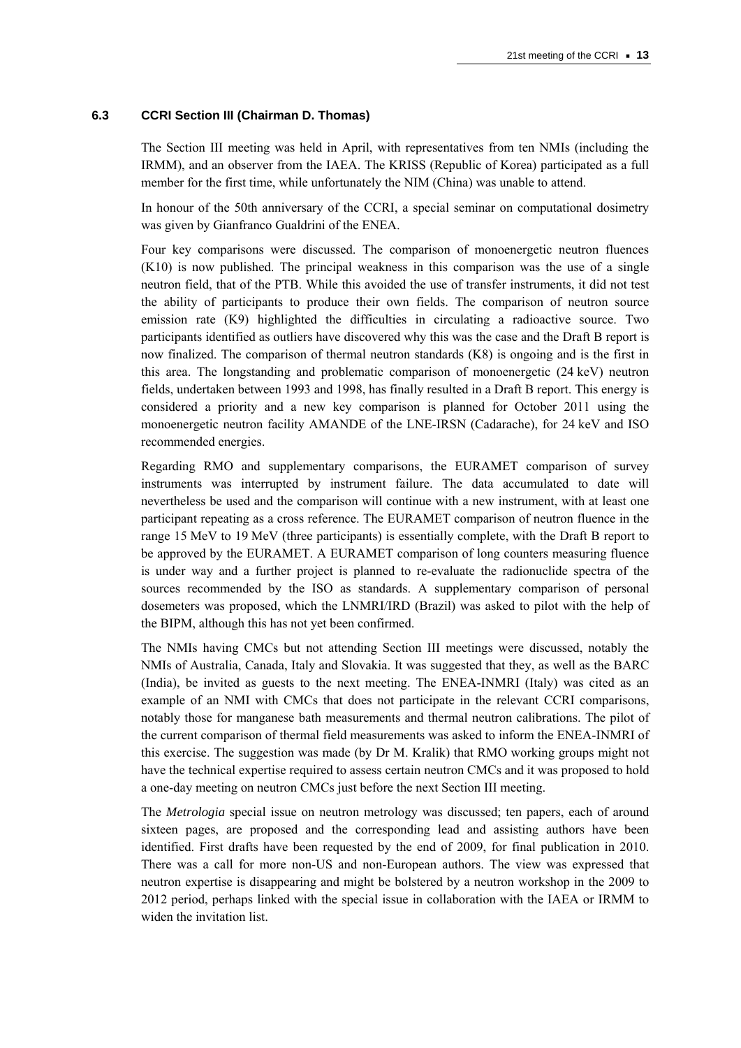### 6.3 CCRI Section III (Chairman D. Thomas)

The Section III meeting was held in April, with representatives from ten NMIs (including the IRMM), and an observer from the IAEA. The KRISS (Republic of Korea) participated as a full member for the first time, while unfortunately the NIM (China) was unable to attend.

In honour of the 50th anniversary of the CCRI, a special seminar on computational dosimetry was given by Gianfranco Gualdrini of the ENEA.

Four key comparisons were discussed. The comparison of monoenergetic neutron fluences (K10) is now published. The principal weakness in this comparison was the use of a single neutron field, that of the PTB. While this avoided the use of transfer instruments, it did not test the ability of participants to produce their own fields. The comparison of neutron source emission rate (K9) highlighted the difficulties in circulating a radioactive source. Two participants identified as outliers have discovered why this was the case and the Draft B report is now finalized. The comparison of thermal neutron standards (K8) is ongoing and is the first in this area. The longstanding and problematic comparison of monoenergetic (24 keV) neutron fields, undertaken between 1993 and 1998, has finally resulted in a Draft B report. This energy is considered a priority and a new key comparison is planned for October 2011 using the monoenergetic neutron facility AMANDE of the LNE-IRSN (Cadarache), for 24 keV and ISO recommended energies.

Regarding RMO and supplementary comparisons, the EURAMET comparison of survey instruments was interrupted by instrument failure. The data accumulated to date will nevertheless be used and the comparison will continue with a new instrument, with at least one participant repeating as a cross reference. The EURAMET comparison of neutron fluence in the range 15 MeV to 19 MeV (three participants) is essentially complete, with the Draft B report to be approved by the EURAMET. A EURAMET comparison of long counters measuring fluence is under way and a further project is planned to re-evaluate the radionuclide spectra of the sources recommended by the ISO as standards. A supplementary comparison of personal dosemeters was proposed, which the LNMRI/IRD (Brazil) was asked to pilot with the help of the BIPM, although this has not yet been confirmed.

The NMIs having CMCs but not attending Section III meetings were discussed, notably the NMIs of Australia, Canada, Italy and Slovakia. It was suggested that they, as well as the BARC (India), be invited as guests to the next meeting. The ENEA-INMRI (Italy) was cited as an example of an NMI with CMCs that does not participate in the relevant CCRI comparisons, notably those for manganese bath measurements and thermal neutron calibrations. The pilot of the current comparison of thermal field measurements was asked to inform the ENEA-INMRI of this exercise. The suggestion was made (by Dr M. Kralik) that RMO working groups might not have the technical expertise required to assess certain neutron CMCs and it was proposed to hold a one-day meeting on neutron CMCs just before the next Section III meeting.

The *Metrologia* special issue on neutron metrology was discussed; ten papers, each of around sixteen pages, are proposed and the corresponding lead and assisting authors have been identified. First drafts have been requested by the end of 2009, for final publication in 2010. There was a call for more non-US and non-European authors. The view was expressed that neutron expertise is disappearing and might be bolstered by a neutron workshop in the 2009 to 2012 period, perhaps linked with the special issue in collaboration with the IAEA or IRMM to widen the invitation list.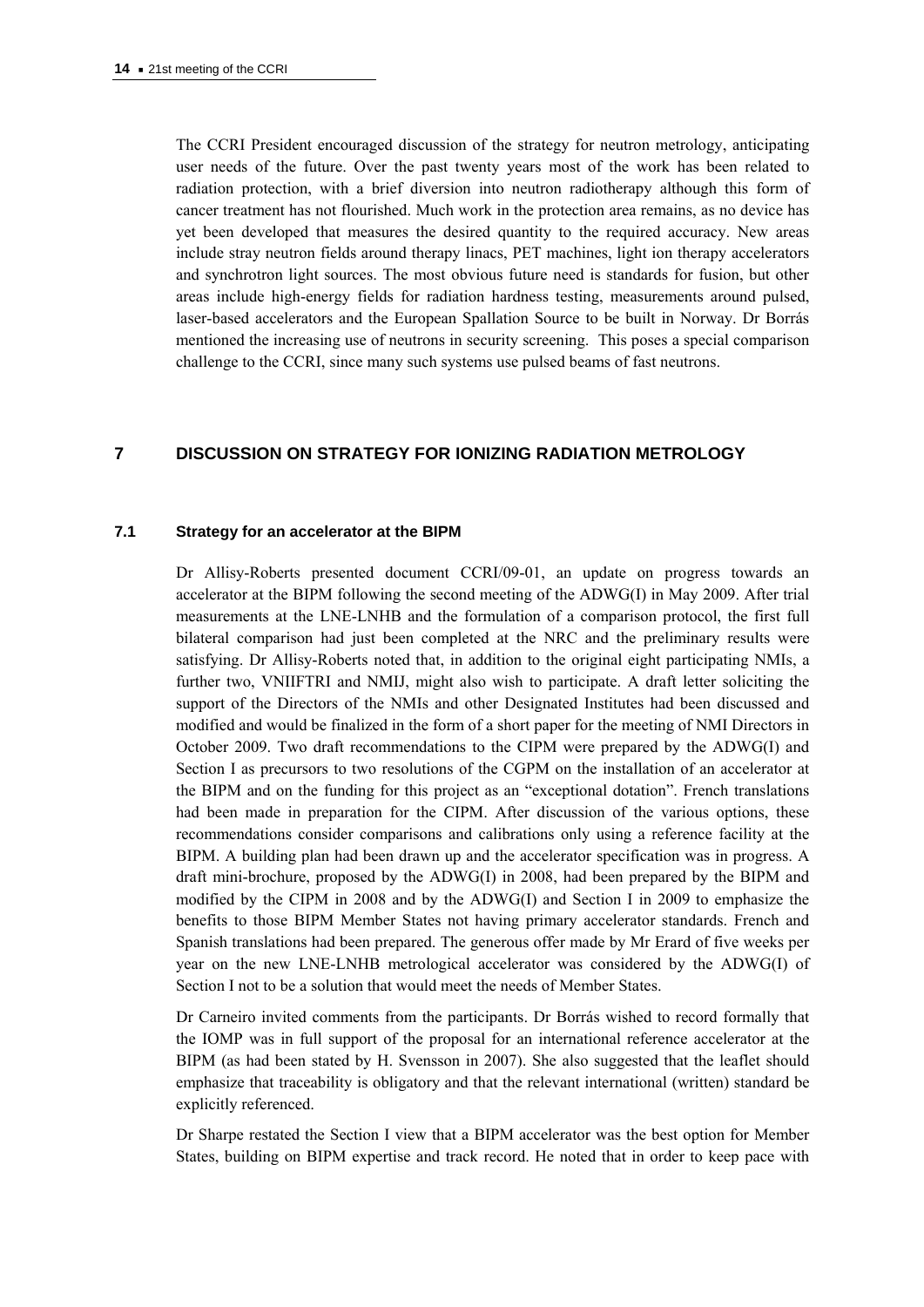The CCRI President encouraged discussion of the strategy for neutron metrology, anticipating user needs of the future. Over the past twenty years most of the work has been related to radiation protection, with a brief diversion into neutron radiotherapy although this form of cancer treatment has not flourished. Much work in the protection area remains, as no device has yet been developed that measures the desired quantity to the required accuracy. New areas include stray neutron fields around therapy linacs, PET machines, light ion therapy accelerators and synchrotron light sources. The most obvious future need is standards for fusion, but other areas include high-energy fields for radiation hardness testing, measurements around pulsed, laser-based accelerators and the European Spallation Source to be built in Norway. Dr Borrás mentioned the increasing use of neutrons in security screening. This poses a special comparison challenge to the CCRI, since many such systems use pulsed beams of fast neutrons.

## 7 DISCUSSION ON STRATEGY FOR IONIZING RADIATION METROLOGY

### 7.1 Strategy for an accelerator at the BIPM

Dr Allisy-Roberts presented document CCRI/09-01, an update on progress towards an accelerator at the BIPM following the second meeting of the ADWG(I) in May 2009. After trial measurements at the LNE-LNHB and the formulation of a comparison protocol, the first full bilateral comparison had just been completed at the NRC and the preliminary results were satisfying. Dr Allisy-Roberts noted that, in addition to the original eight participating NMIs, a further two, VNIIFTRI and NMIJ, might also wish to participate. A draft letter soliciting the support of the Directors of the NMIs and other Designated Institutes had been discussed and modified and would be finalized in the form of a short paper for the meeting of NMI Directors in October 2009. Two draft recommendations to the CIPM were prepared by the ADWG(I) and Section I as precursors to two resolutions of the CGPM on the installation of an accelerator at the BIPM and on the funding for this project as an "exceptional dotation". French translations had been made in preparation for the CIPM. After discussion of the various options, these recommendations consider comparisons and calibrations only using a reference facility at the BIPM. A building plan had been drawn up and the accelerator specification was in progress. A draft mini-brochure, proposed by the ADWG(I) in 2008, had been prepared by the BIPM and modified by the CIPM in 2008 and by the ADWG(I) and Section I in 2009 to emphasize the benefits to those BIPM Member States not having primary accelerator standards. French and Spanish translations had been prepared. The generous offer made by Mr Erard of five weeks per year on the new LNE-LNHB metrological accelerator was considered by the ADWG(I) of Section I not to be a solution that would meet the needs of Member States.

Dr Carneiro invited comments from the participants. Dr Borrás wished to record formally that the IOMP was in full support of the proposal for an international reference accelerator at the BIPM (as had been stated by H. Svensson in 2007). She also suggested that the leaflet should emphasize that traceability is obligatory and that the relevant international (written) standard be explicitly referenced.

Dr Sharpe restated the Section I view that a BIPM accelerator was the best option for Member States, building on BIPM expertise and track record. He noted that in order to keep pace with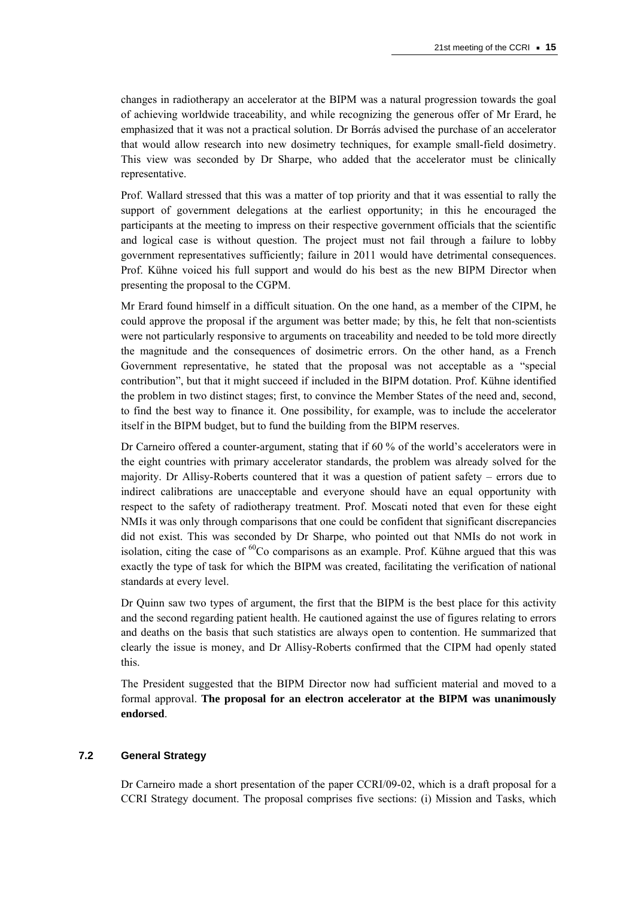changes in radiotherapy an accelerator at the BIPM was a natural progression towards the goal of achieving worldwide traceability, and while recognizing the generous offer of Mr Erard, he emphasized that it was not a practical solution. Dr Borrás advised the purchase of an accelerator that would allow research into new dosimetry techniques, for example small-field dosimetry. This view was seconded by Dr Sharpe, who added that the accelerator must be clinically representative.

Prof. Wallard stressed that this was a matter of top priority and that it was essential to rally the support of government delegations at the earliest opportunity; in this he encouraged the participants at the meeting to impress on their respective government officials that the scientific and logical case is without question. The project must not fail through a failure to lobby government representatives sufficiently; failure in 2011 would have detrimental consequences. Prof. Kühne voiced his full support and would do his best as the new BIPM Director when presenting the proposal to the CGPM.

Mr Erard found himself in a difficult situation. On the one hand, as a member of the CIPM, he could approve the proposal if the argument was better made; by this, he felt that non-scientists were not particularly responsive to arguments on traceability and needed to be told more directly the magnitude and the consequences of dosimetric errors. On the other hand, as a French Government representative, he stated that the proposal was not acceptable as a "special contribution", but that it might succeed if included in the BIPM dotation. Prof. Kühne identified the problem in two distinct stages; first, to convince the Member States of the need and, second, to find the best way to finance it. One possibility, for example, was to include the accelerator itself in the BIPM budget, but to fund the building from the BIPM reserves.

Dr Carneiro offered a counter-argument, stating that if 60 % of the world's accelerators were in the eight countries with primary accelerator standards, the problem was already solved for the majority. Dr Allisy-Roberts countered that it was a question of patient safety – errors due to indirect calibrations are unacceptable and everyone should have an equal opportunity with respect to the safety of radiotherapy treatment. Prof. Moscati noted that even for these eight NMIs it was only through comparisons that one could be confident that significant discrepancies did not exist. This was seconded by Dr Sharpe, who pointed out that NMIs do not work in isolation, citing the case of $^{60}$Co comparisons as an example. Prof. Kühne argued that this was exactly the type of task for which the BIPM was created, facilitating the verification of national standards at every level.

Dr Quinn saw two types of argument, the first that the BIPM is the best place for this activity and the second regarding patient health. He cautioned against the use of figures relating to errors and deaths on the basis that such statistics are always open to contention. He summarized that clearly the issue is money, and Dr Allisy-Roberts confirmed that the CIPM had openly stated this.

The President suggested that the BIPM Director now had sufficient material and moved to a formal approval. **The proposal for an electron accelerator at the BIPM was unanimously endorsed**.

### 7.2 General Strategy

Dr Carneiro made a short presentation of the paper CCRI/09-02, which is a draft proposal for a CCRI Strategy document. The proposal comprises five sections: (i) Mission and Tasks, which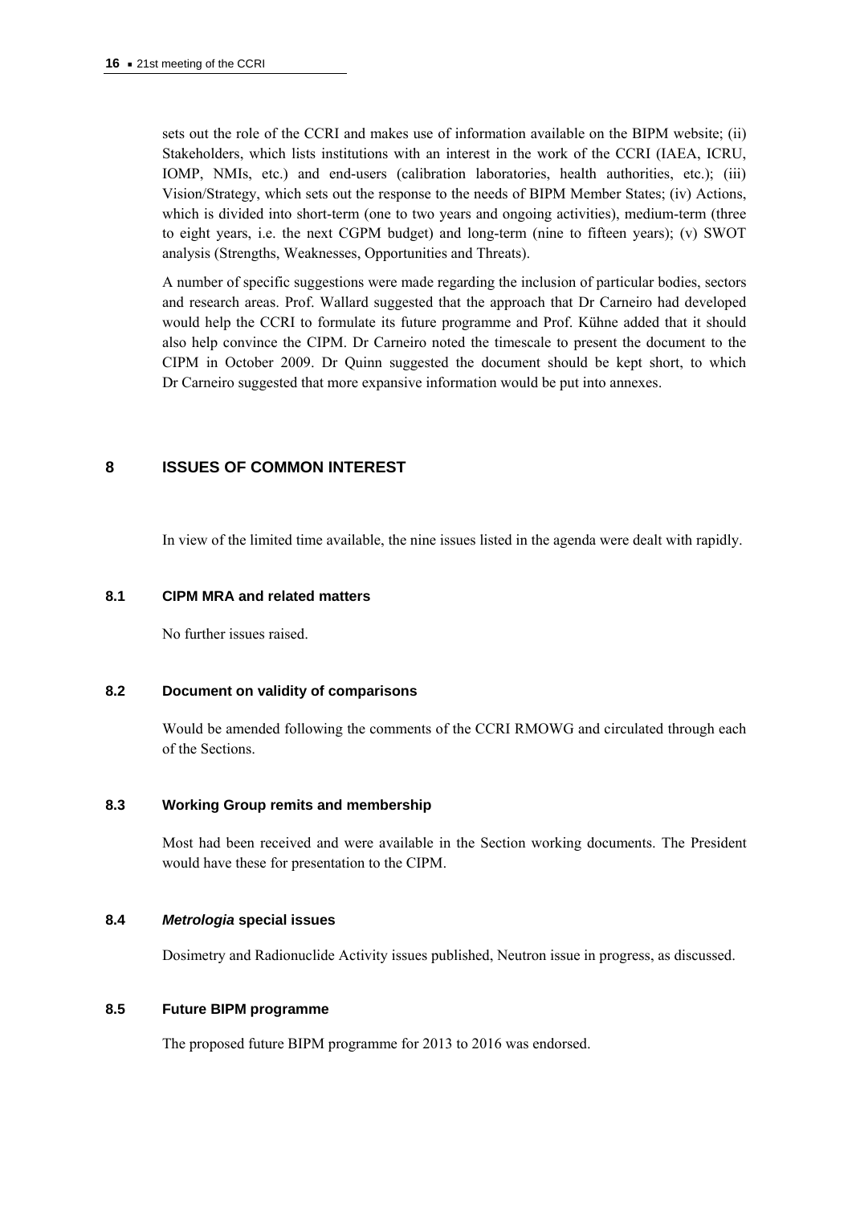sets out the role of the CCRI and makes use of information available on the BIPM website; (ii) Stakeholders, which lists institutions with an interest in the work of the CCRI (IAEA, ICRU, IOMP, NMIs, etc.) and end-users (calibration laboratories, health authorities, etc.); (iii) Vision/Strategy, which sets out the response to the needs of BIPM Member States; (iv) Actions, which is divided into short-term (one to two years and ongoing activities), medium-term (three to eight years, i.e. the next CGPM budget) and long-term (nine to fifteen years); (v) SWOT analysis (Strengths, Weaknesses, Opportunities and Threats).

A number of specific suggestions were made regarding the inclusion of particular bodies, sectors and research areas. Prof. Wallard suggested that the approach that Dr Carneiro had developed would help the CCRI to formulate its future programme and Prof. Kühne added that it should also help convince the CIPM. Dr Carneiro noted the timescale to present the document to the CIPM in October 2009. Dr Quinn suggested the document should be kept short, to which Dr Carneiro suggested that more expansive information would be put into annexes.

## 8 ISSUES OF COMMON INTEREST

In view of the limited time available, the nine issues listed in the agenda were dealt with rapidly.

### 8.1 CIPM MRA and related matters

No further issues raised.

### 8.2 Document on validity of comparisons

Would be amended following the comments of the CCRI RMOWG and circulated through each of the Sections.

### 8.3 Working Group remits and membership

Most had been received and were available in the Section working documents. The President would have these for presentation to the CIPM.

### 8.4 *Metrologia* special issues

Dosimetry and Radionuclide Activity issues published, Neutron issue in progress, as discussed.

### 8.5 Future BIPM programme

The proposed future BIPM programme for 2013 to 2016 was endorsed.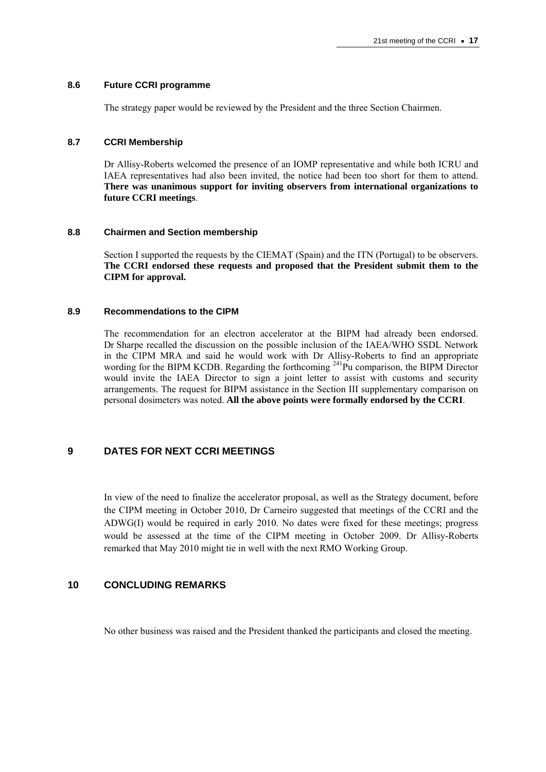### 8.6 Future CCRI programme

The strategy paper would be reviewed by the President and the three Section Chairmen.

### 8.7 CCRI Membership

Dr Allisy-Roberts welcomed the presence of an IOMP representative and while both ICRU and IAEA representatives had also been invited, the notice had been too short for them to attend. **There was unanimous support for inviting observers from international organizations to future CCRI meetings**.

### 8.8 Chairmen and Section membership

Section I supported the requests by the CIEMAT (Spain) and the ITN (Portugal) to be observers. **The CCRI endorsed these requests and proposed that the President submit them to the CIPM for approval.**

### 8.9 Recommendations to the CIPM

The recommendation for an electron accelerator at the BIPM had already been endorsed. Dr Sharpe recalled the discussion on the possible inclusion of the IAEA/WHO SSDL Network in the CIPM MRA and said he would work with Dr Allisy-Roberts to find an appropriate wording for the BIPM KCDB. Regarding the forthcoming $^{241}$Pu comparison, the BIPM Director would invite the IAEA Director to sign a joint letter to assist with customs and security arrangements. The request for BIPM assistance in the Section III supplementary comparison on personal dosimeters was noted. **All the above points were formally endorsed by the CCRI**.

## 9 DATES FOR NEXT CCRI MEETINGS

In view of the need to finalize the accelerator proposal, as well as the Strategy document, before the CIPM meeting in October 2010, Dr Carneiro suggested that meetings of the CCRI and the ADWG(I) would be required in early 2010. No dates were fixed for these meetings; progress would be assessed at the time of the CIPM meeting in October 2009. Dr Allisy-Roberts remarked that May 2010 might tie in well with the next RMO Working Group.

## 10 CONCLUDING REMARKS

No other business was raised and the President thanked the participants and closed the meeting.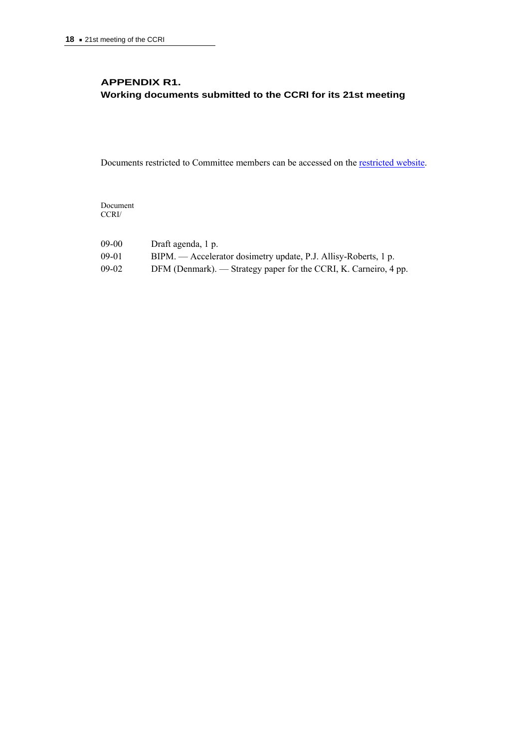## APPENDIX R1.
## Working documents submitted to the CCRI for its 21st meeting

Documents restricted to Committee members can be accessed on the restricted website.

| Document CCRI/ | |
|---|---|
| 09-00 | Draft agenda, 1 p. |
| 09-01 | BIPM. — Accelerator dosimetry update, P.J. Allisy-Roberts, 1 p. |
| 09-02 | DFM (Denmark). — Strategy paper for the CCRI, K. Carneiro, 4 pp. |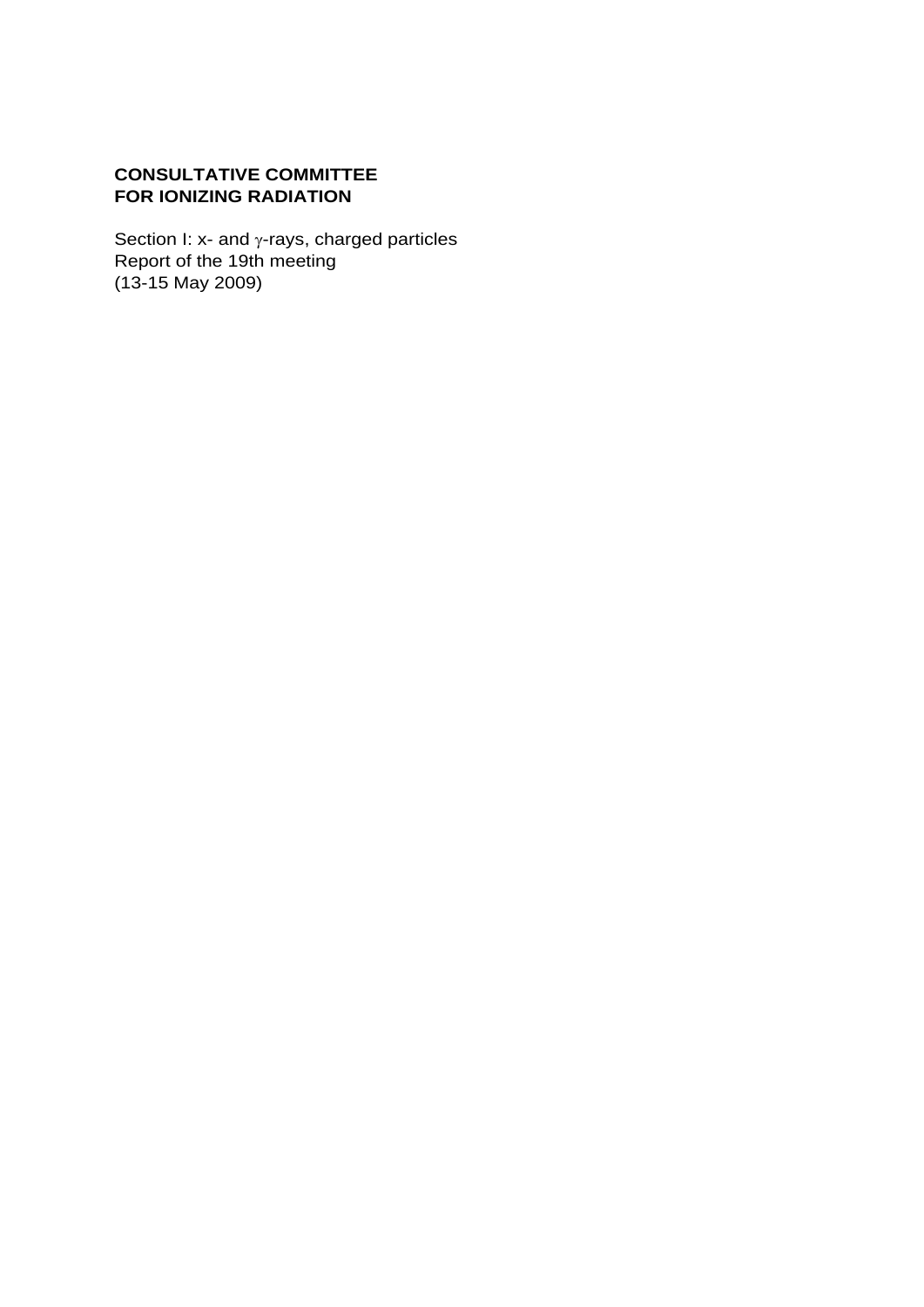**CONSULTATIVE COMMITTEE**
**FOR IONIZING RADIATION**

Section I: x- and $\gamma$-rays, charged particles
Report of the 19th meeting
(13-15 May 2009)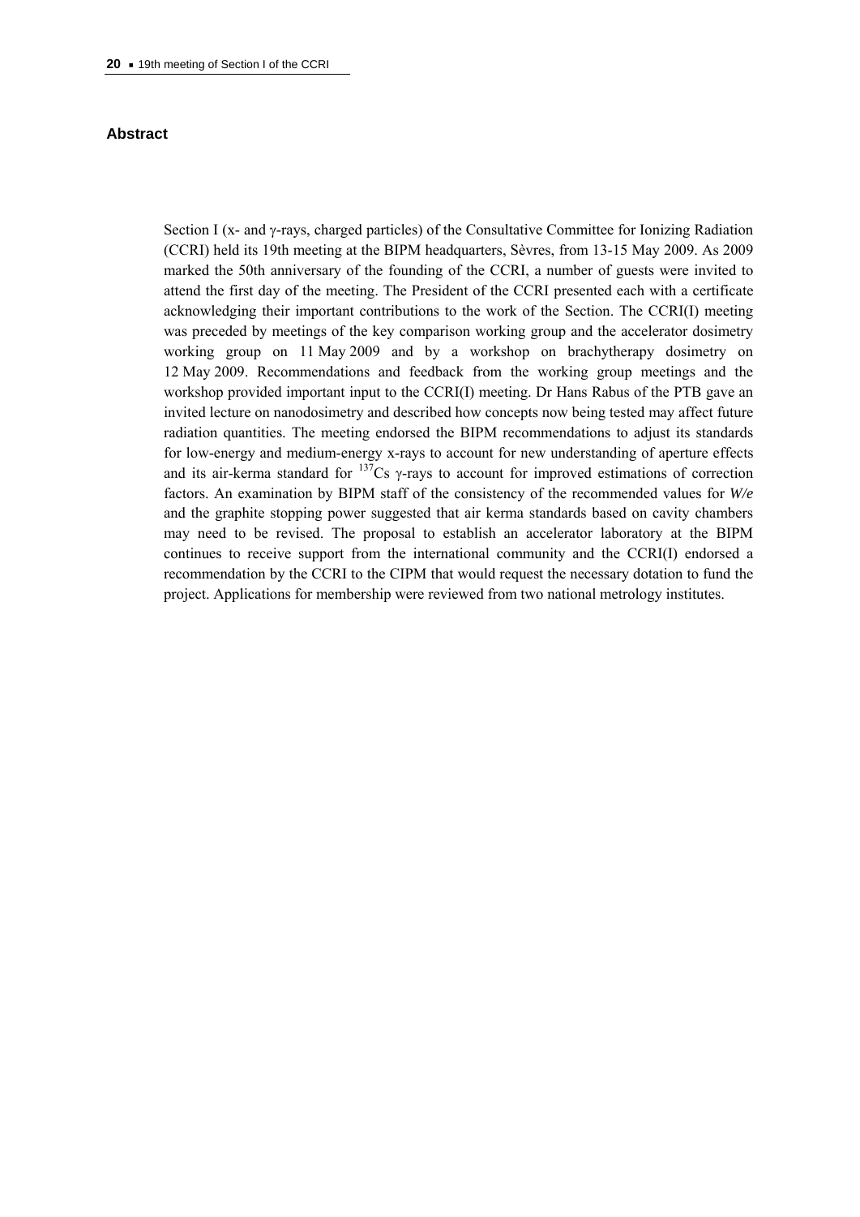## Abstract

Section I (x- and γ-rays, charged particles) of the Consultative Committee for Ionizing Radiation (CCRI) held its 19th meeting at the BIPM headquarters, Sèvres, from 13-15 May 2009. As 2009 marked the 50th anniversary of the founding of the CCRI, a number of guests were invited to attend the first day of the meeting. The President of the CCRI presented each with a certificate acknowledging their important contributions to the work of the Section. The CCRI(I) meeting was preceded by meetings of the key comparison working group and the accelerator dosimetry working group on 11 May 2009 and by a workshop on brachytherapy dosimetry on 12 May 2009. Recommendations and feedback from the working group meetings and the workshop provided important input to the CCRI(I) meeting. Dr Hans Rabus of the PTB gave an invited lecture on nanodosimetry and described how concepts now being tested may affect future radiation quantities. The meeting endorsed the BIPM recommendations to adjust its standards for low-energy and medium-energy x-rays to account for new understanding of aperture effects and its air-kerma standard for $^{137}$Cs γ-rays to account for improved estimations of correction factors. An examination by BIPM staff of the consistency of the recommended values for $W/e$ and the graphite stopping power suggested that air kerma standards based on cavity chambers may need to be revised. The proposal to establish an accelerator laboratory at the BIPM continues to receive support from the international community and the CCRI(I) endorsed a recommendation by the CCRI to the CIPM that would request the necessary dotation to fund the project. Applications for membership were reviewed from two national metrology institutes.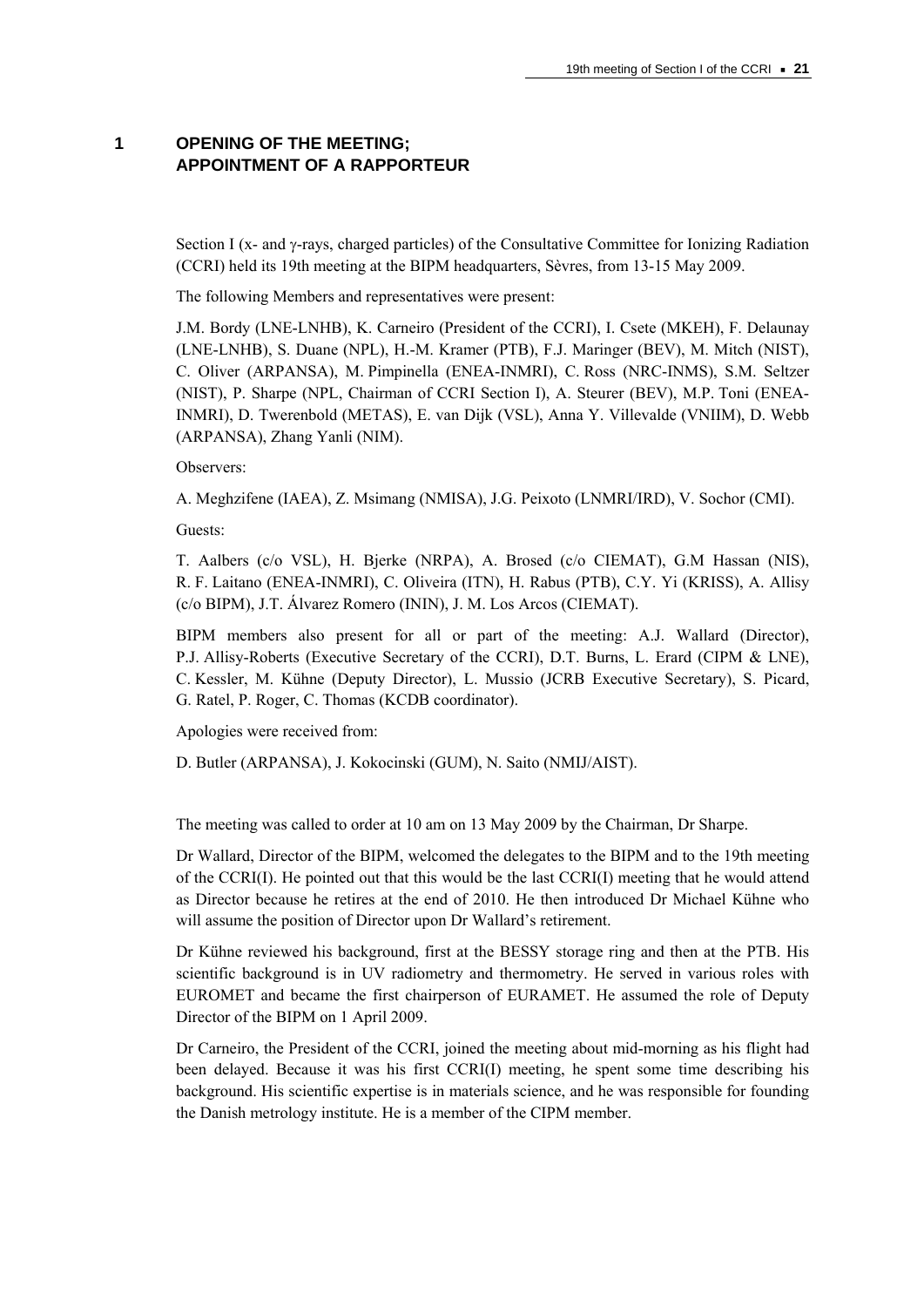# 1 OPENING OF THE MEETING; APPOINTMENT OF A RAPPORTEUR

Section I (x- and γ-rays, charged particles) of the Consultative Committee for Ionizing Radiation (CCRI) held its 19th meeting at the BIPM headquarters, Sèvres, from 13-15 May 2009.

The following Members and representatives were present:

J.M. Bordy (LNE-LNHB), K. Carneiro (President of the CCRI), I. Csete (MKEH), F. Delaunay (LNE-LNHB), S. Duane (NPL), H.-M. Kramer (PTB), F.J. Maringer (BEV), M. Mitch (NIST), C. Oliver (ARPANSA), M. Pimpinella (ENEA-INMRI), C. Ross (NRC-INMS), S.M. Seltzer (NIST), P. Sharpe (NPL, Chairman of CCRI Section I), A. Steurer (BEV), M.P. Toni (ENEA-INMRI), D. Twerenbold (METAS), E. van Dijk (VSL), Anna Y. Villevalde (VNIIM), D. Webb (ARPANSA), Zhang Yanli (NIM).

Observers:

A. Meghzifene (IAEA), Z. Msimang (NMISA), J.G. Peixoto (LNMRI/IRD), V. Sochor (CMI).

Guests:

T. Aalbers (c/o VSL), H. Bjerke (NRPA), A. Brosed (c/o CIEMAT), G.M Hassan (NIS), R. F. Laitano (ENEA-INMRI), C. Oliveira (ITN), H. Rabus (PTB), C.Y. Yi (KRISS), A. Allisy (c/o BIPM), J.T. Álvarez Romero (ININ), J. M. Los Arcos (CIEMAT).

BIPM members also present for all or part of the meeting: A.J. Wallard (Director), P.J. Allisy-Roberts (Executive Secretary of the CCRI), D.T. Burns, L. Erard (CIPM & LNE), C. Kessler, M. Kühne (Deputy Director), L. Mussio (JCRB Executive Secretary), S. Picard, G. Ratel, P. Roger, C. Thomas (KCDB coordinator).

Apologies were received from:

D. Butler (ARPANSA), J. Kokocinski (GUM), N. Saito (NMIJ/AIST).

The meeting was called to order at 10 am on 13 May 2009 by the Chairman, Dr Sharpe.

Dr Wallard, Director of the BIPM, welcomed the delegates to the BIPM and to the 19th meeting of the CCRI(I). He pointed out that this would be the last CCRI(I) meeting that he would attend as Director because he retires at the end of 2010. He then introduced Dr Michael Kühne who will assume the position of Director upon Dr Wallard's retirement.

Dr Kühne reviewed his background, first at the BESSY storage ring and then at the PTB. His scientific background is in UV radiometry and thermometry. He served in various roles with EUROMET and became the first chairperson of EURAMET. He assumed the role of Deputy Director of the BIPM on 1 April 2009.

Dr Carneiro, the President of the CCRI, joined the meeting about mid-morning as his flight had been delayed. Because it was his first CCRI(I) meeting, he spent some time describing his background. His scientific expertise is in materials science, and he was responsible for founding the Danish metrology institute. He is a member of the CIPM member.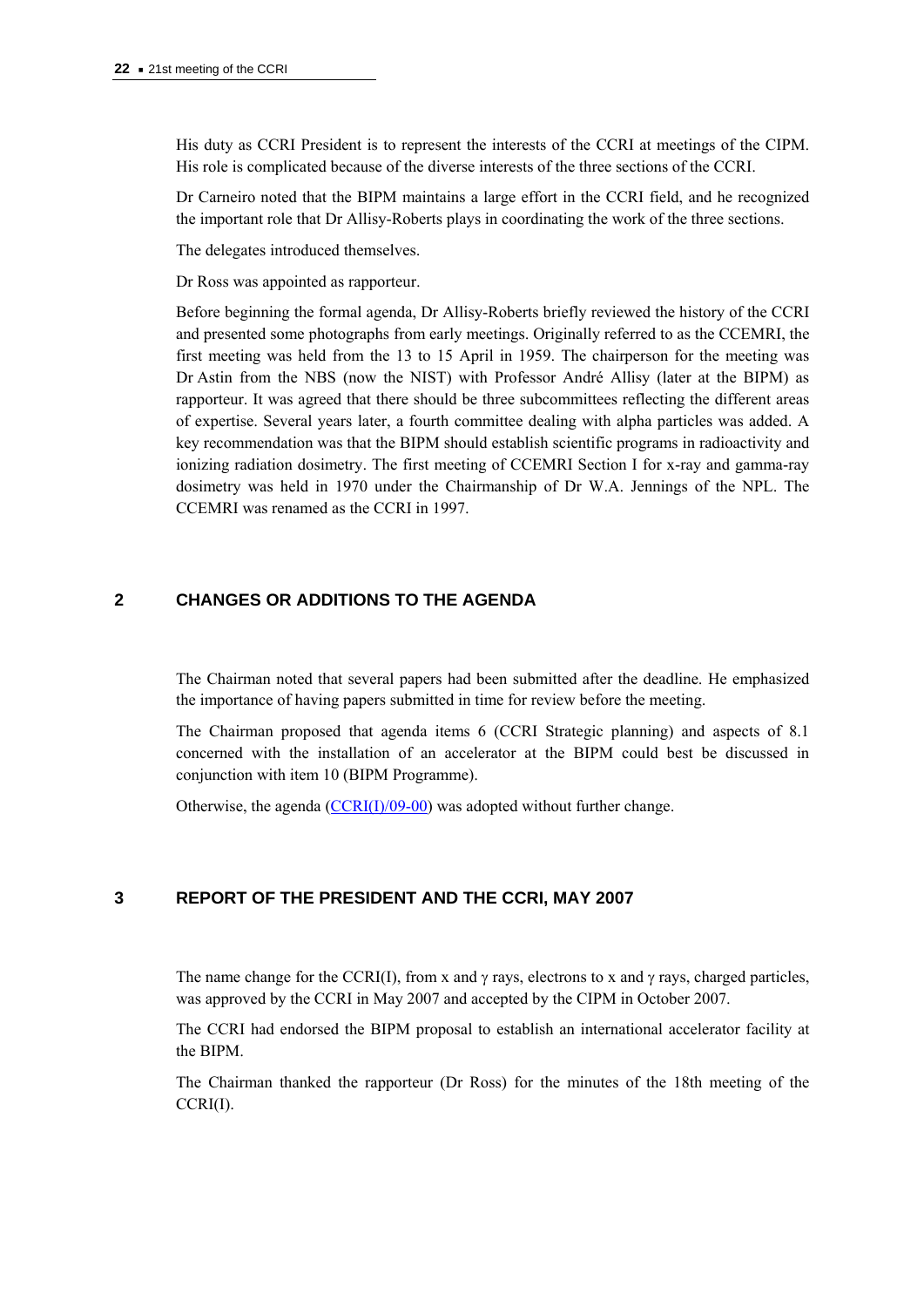His duty as CCRI President is to represent the interests of the CCRI at meetings of the CIPM. His role is complicated because of the diverse interests of the three sections of the CCRI.

Dr Carneiro noted that the BIPM maintains a large effort in the CCRI field, and he recognized the important role that Dr Allisy-Roberts plays in coordinating the work of the three sections.

The delegates introduced themselves.

Dr Ross was appointed as rapporteur.

Before beginning the formal agenda, Dr Allisy-Roberts briefly reviewed the history of the CCRI and presented some photographs from early meetings. Originally referred to as the CCEMRI, the first meeting was held from the 13 to 15 April in 1959. The chairperson for the meeting was Dr Astin from the NBS (now the NIST) with Professor André Allisy (later at the BIPM) as rapporteur. It was agreed that there should be three subcommittees reflecting the different areas of expertise. Several years later, a fourth committee dealing with alpha particles was added. A key recommendation was that the BIPM should establish scientific programs in radioactivity and ionizing radiation dosimetry. The first meeting of CCEMRI Section I for x-ray and gamma-ray dosimetry was held in 1970 under the Chairmanship of Dr W.A. Jennings of the NPL. The CCEMRI was renamed as the CCRI in 1997.

## 2 CHANGES OR ADDITIONS TO THE AGENDA

The Chairman noted that several papers had been submitted after the deadline. He emphasized the importance of having papers submitted in time for review before the meeting.

The Chairman proposed that agenda items 6 (CCRI Strategic planning) and aspects of 8.1 concerned with the installation of an accelerator at the BIPM could best be discussed in conjunction with item 10 (BIPM Programme).

Otherwise, the agenda (CCRI(I)/09-00) was adopted without further change.

## 3 REPORT OF THE PRESIDENT AND THE CCRI, MAY 2007

The name change for the CCRI(I), from x and $\gamma$ rays, electrons to x and $\gamma$ rays, charged particles, was approved by the CCRI in May 2007 and accepted by the CIPM in October 2007.

The CCRI had endorsed the BIPM proposal to establish an international accelerator facility at the BIPM.

The Chairman thanked the rapporteur (Dr Ross) for the minutes of the 18th meeting of the CCRI(I).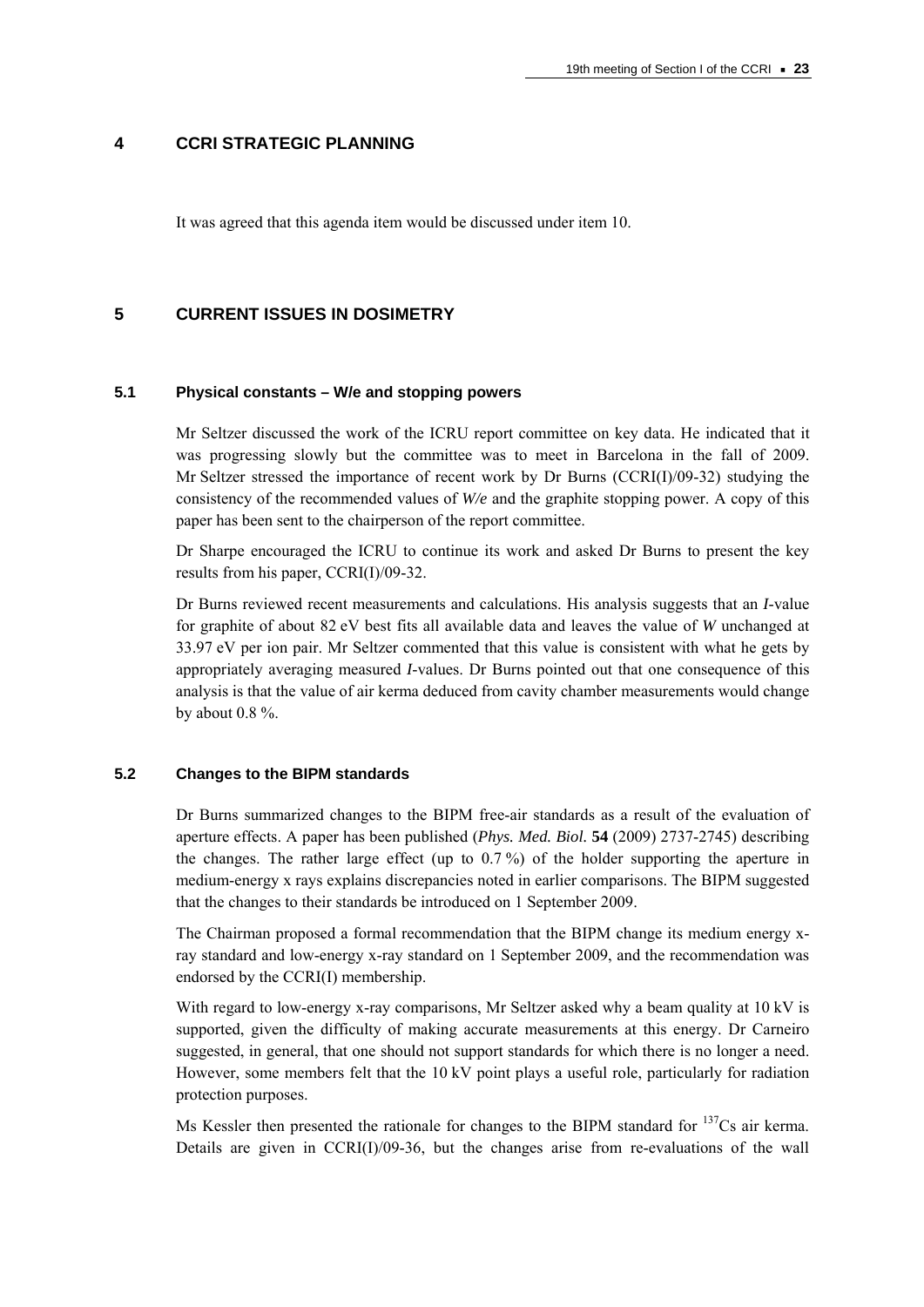## 4 CCRI STRATEGIC PLANNING

It was agreed that this agenda item would be discussed under item 10.

## 5 CURRENT ISSUES IN DOSIMETRY

### 5.1 Physical constants – W/e and stopping powers

Mr Seltzer discussed the work of the ICRU report committee on key data. He indicated that it was progressing slowly but the committee was to meet in Barcelona in the fall of 2009. Mr Seltzer stressed the importance of recent work by Dr Burns (CCRI(I)/09-32) studying the consistency of the recommended values of $W/e$ and the graphite stopping power. A copy of this paper has been sent to the chairperson of the report committee.

Dr Sharpe encouraged the ICRU to continue its work and asked Dr Burns to present the key results from his paper, CCRI(I)/09-32.

Dr Burns reviewed recent measurements and calculations. His analysis suggests that an $I$-value for graphite of about 82 eV best fits all available data and leaves the value of $W$ unchanged at 33.97 eV per ion pair. Mr Seltzer commented that this value is consistent with what he gets by appropriately averaging measured $I$-values. Dr Burns pointed out that one consequence of this analysis is that the value of air kerma deduced from cavity chamber measurements would change by about 0.8 %.

### 5.2 Changes to the BIPM standards

Dr Burns summarized changes to the BIPM free-air standards as a result of the evaluation of aperture effects. A paper has been published (*Phys. Med. Biol.* **54** (2009) 2737-2745) describing the changes. The rather large effect (up to 0.7 %) of the holder supporting the aperture in medium-energy x rays explains discrepancies noted in earlier comparisons. The BIPM suggested that the changes to their standards be introduced on 1 September 2009.

The Chairman proposed a formal recommendation that the BIPM change its medium energy x-ray standard and low-energy x-ray standard on 1 September 2009, and the recommendation was endorsed by the CCRI(I) membership.

With regard to low-energy x-ray comparisons, Mr Seltzer asked why a beam quality at 10 kV is supported, given the difficulty of making accurate measurements at this energy. Dr Carneiro suggested, in general, that one should not support standards for which there is no longer a need. However, some members felt that the 10 kV point plays a useful role, particularly for radiation protection purposes.

Ms Kessler then presented the rationale for changes to the BIPM standard for $^{137}Cs$ air kerma. Details are given in CCRI(I)/09-36, but the changes arise from re-evaluations of the wall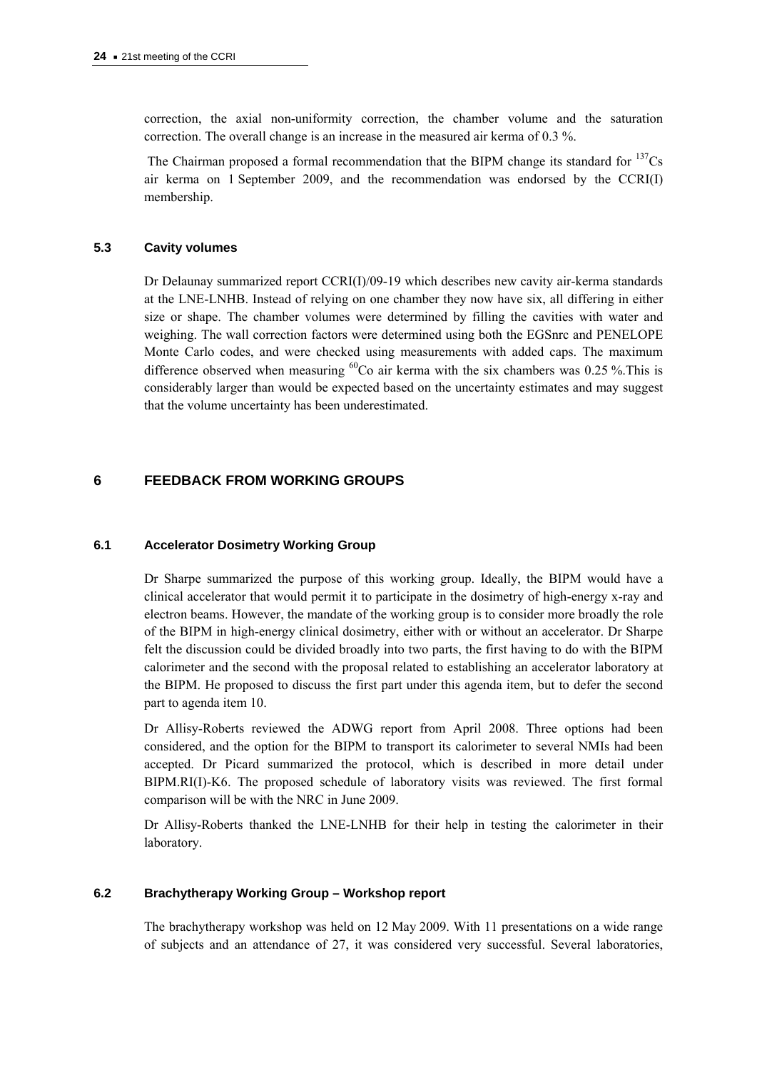correction, the axial non-uniformity correction, the chamber volume and the saturation correction. The overall change is an increase in the measured air kerma of 0.3 %.

The Chairman proposed a formal recommendation that the BIPM change its standard for $^{137}$Cs air kerma on 1 September 2009, and the recommendation was endorsed by the CCRI(I) membership.

### 5.3 Cavity volumes

Dr Delaunay summarized report CCRI(I)/09-19 which describes new cavity air-kerma standards at the LNE-LNHB. Instead of relying on one chamber they now have six, all differing in either size or shape. The chamber volumes were determined by filling the cavities with water and weighing. The wall correction factors were determined using both the EGSnrc and PENELOPE Monte Carlo codes, and were checked using measurements with added caps. The maximum difference observed when measuring $^{60}$Co air kerma with the six chambers was 0.25 %.This is considerably larger than would be expected based on the uncertainty estimates and may suggest that the volume uncertainty has been underestimated.

## 6 FEEDBACK FROM WORKING GROUPS

### 6.1 Accelerator Dosimetry Working Group

Dr Sharpe summarized the purpose of this working group. Ideally, the BIPM would have a clinical accelerator that would permit it to participate in the dosimetry of high-energy x-ray and electron beams. However, the mandate of the working group is to consider more broadly the role of the BIPM in high-energy clinical dosimetry, either with or without an accelerator. Dr Sharpe felt the discussion could be divided broadly into two parts, the first having to do with the BIPM calorimeter and the second with the proposal related to establishing an accelerator laboratory at the BIPM. He proposed to discuss the first part under this agenda item, but to defer the second part to agenda item 10.

Dr Allisy-Roberts reviewed the ADWG report from April 2008. Three options had been considered, and the option for the BIPM to transport its calorimeter to several NMIs had been accepted. Dr Picard summarized the protocol, which is described in more detail under BIPM.RI(I)-K6. The proposed schedule of laboratory visits was reviewed. The first formal comparison will be with the NRC in June 2009.

Dr Allisy-Roberts thanked the LNE-LNHB for their help in testing the calorimeter in their laboratory.

### 6.2 Brachytherapy Working Group – Workshop report

The brachytherapy workshop was held on 12 May 2009. With 11 presentations on a wide range of subjects and an attendance of 27, it was considered very successful. Several laboratories,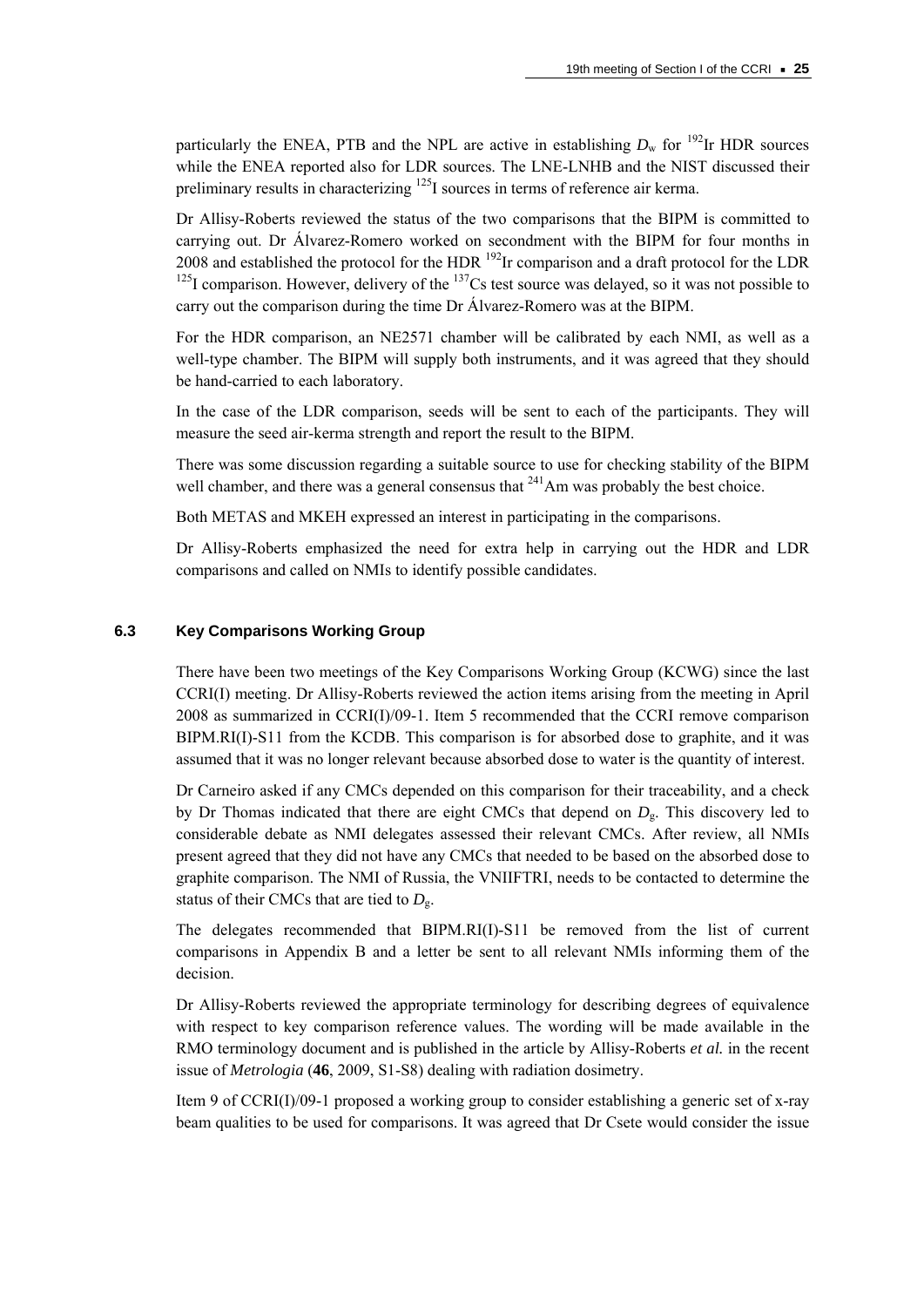particularly the ENEA, PTB and the NPL are active in establishing $D_w$ for $^{192}$Ir HDR sources while the ENEA reported also for LDR sources. The LNE-LNHB and the NIST discussed their preliminary results in characterizing $^{125}$I sources in terms of reference air kerma.

Dr Allisy-Roberts reviewed the status of the two comparisons that the BIPM is committed to carrying out. Dr Álvarez-Romero worked on secondment with the BIPM for four months in 2008 and established the protocol for the HDR $^{192}$Ir comparison and a draft protocol for the LDR $^{125}$I comparison. However, delivery of the $^{137}$Cs test source was delayed, so it was not possible to carry out the comparison during the time Dr Álvarez-Romero was at the BIPM.

For the HDR comparison, an NE2571 chamber will be calibrated by each NMI, as well as a well-type chamber. The BIPM will supply both instruments, and it was agreed that they should be hand-carried to each laboratory.

In the case of the LDR comparison, seeds will be sent to each of the participants. They will measure the seed air-kerma strength and report the result to the BIPM.

There was some discussion regarding a suitable source to use for checking stability of the BIPM well chamber, and there was a general consensus that $^{241}$Am was probably the best choice.

Both METAS and MKEH expressed an interest in participating in the comparisons.

Dr Allisy-Roberts emphasized the need for extra help in carrying out the HDR and LDR comparisons and called on NMIs to identify possible candidates.

### 6.3 Key Comparisons Working Group

There have been two meetings of the Key Comparisons Working Group (KCWG) since the last CCRI(I) meeting. Dr Allisy-Roberts reviewed the action items arising from the meeting in April 2008 as summarized in CCRI(I)/09-1. Item 5 recommended that the CCRI remove comparison BIPM.RI(I)-S11 from the KCDB. This comparison is for absorbed dose to graphite, and it was assumed that it was no longer relevant because absorbed dose to water is the quantity of interest.

Dr Carneiro asked if any CMCs depended on this comparison for their traceability, and a check by Dr Thomas indicated that there are eight CMCs that depend on $D_g$. This discovery led to considerable debate as NMI delegates assessed their relevant CMCs. After review, all NMIs present agreed that they did not have any CMCs that needed to be based on the absorbed dose to graphite comparison. The NMI of Russia, the VNIIFTRI, needs to be contacted to determine the status of their CMCs that are tied to $D_g$.

The delegates recommended that BIPM.RI(I)-S11 be removed from the list of current comparisons in Appendix B and a letter be sent to all relevant NMIs informing them of the decision.

Dr Allisy-Roberts reviewed the appropriate terminology for describing degrees of equivalence with respect to key comparison reference values. The wording will be made available in the RMO terminology document and is published in the article by Allisy-Roberts *et al.* in the recent issue of *Metrologia* (**46**, 2009, S1-S8) dealing with radiation dosimetry.

Item 9 of CCRI(I)/09-1 proposed a working group to consider establishing a generic set of x-ray beam qualities to be used for comparisons. It was agreed that Dr Csete would consider the issue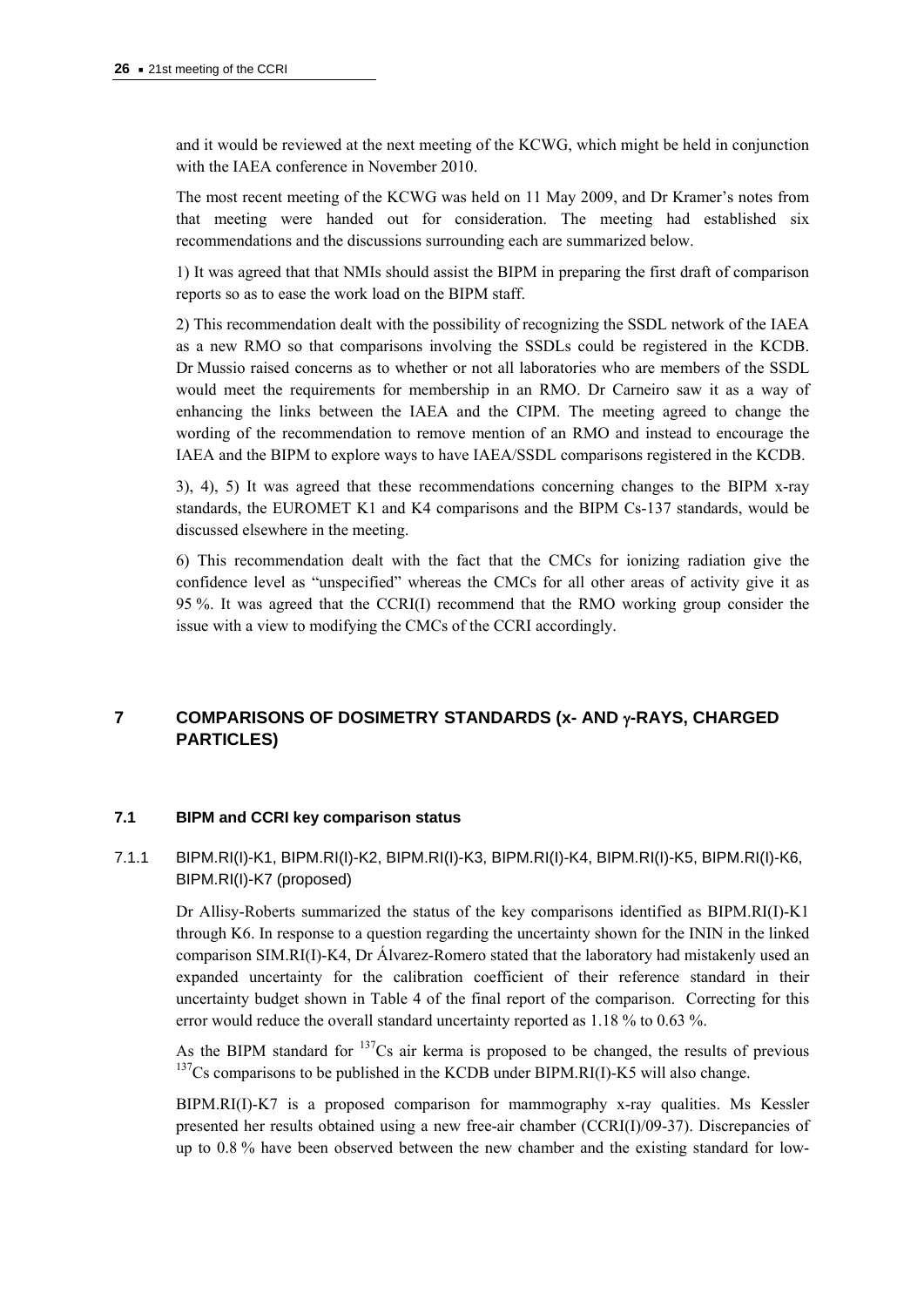and it would be reviewed at the next meeting of the KCWG, which might be held in conjunction with the IAEA conference in November 2010.

The most recent meeting of the KCWG was held on 11 May 2009, and Dr Kramer's notes from that meeting were handed out for consideration. The meeting had established six recommendations and the discussions surrounding each are summarized below.

1) It was agreed that that NMIs should assist the BIPM in preparing the first draft of comparison reports so as to ease the work load on the BIPM staff.

2) This recommendation dealt with the possibility of recognizing the SSDL network of the IAEA as a new RMO so that comparisons involving the SSDLs could be registered in the KCDB. Dr Mussio raised concerns as to whether or not all laboratories who are members of the SSDL would meet the requirements for membership in an RMO. Dr Carneiro saw it as a way of enhancing the links between the IAEA and the CIPM. The meeting agreed to change the wording of the recommendation to remove mention of an RMO and instead to encourage the IAEA and the BIPM to explore ways to have IAEA/SSDL comparisons registered in the KCDB.

3), 4), 5) It was agreed that these recommendations concerning changes to the BIPM x-ray standards, the EUROMET K1 and K4 comparisons and the BIPM Cs-137 standards, would be discussed elsewhere in the meeting.

6) This recommendation dealt with the fact that the CMCs for ionizing radiation give the confidence level as "unspecified" whereas the CMCs for all other areas of activity give it as 95 %. It was agreed that the CCRI(I) recommend that the RMO working group consider the issue with a view to modifying the CMCs of the CCRI accordingly.

# 7 COMPARISONS OF DOSIMETRY STANDARDS (x- AND $\gamma$-RAYS, CHARGED PARTICLES)

## 7.1 BIPM and CCRI key comparison status

### 7.1.1 BIPM.RI(I)-K1, BIPM.RI(I)-K2, BIPM.RI(I)-K3, BIPM.RI(I)-K4, BIPM.RI(I)-K5, BIPM.RI(I)-K6, BIPM.RI(I)-K7 (proposed)

Dr Allisy-Roberts summarized the status of the key comparisons identified as BIPM.RI(I)-K1 through K6. In response to a question regarding the uncertainty shown for the ININ in the linked comparison SIM.RI(I)-K4, Dr Álvarez-Romero stated that the laboratory had mistakenly used an expanded uncertainty for the calibration coefficient of their reference standard in their uncertainty budget shown in Table 4 of the final report of the comparison. Correcting for this error would reduce the overall standard uncertainty reported as 1.18 % to 0.63 %.

As the BIPM standard for $^{137}$Cs air kerma is proposed to be changed, the results of previous $^{137}$Cs comparisons to be published in the KCDB under BIPM.RI(I)-K5 will also change.

BIPM.RI(I)-K7 is a proposed comparison for mammography x-ray qualities. Ms Kessler presented her results obtained using a new free-air chamber (CCRI(I)/09-37). Discrepancies of up to 0.8 % have been observed between the new chamber and the existing standard for low-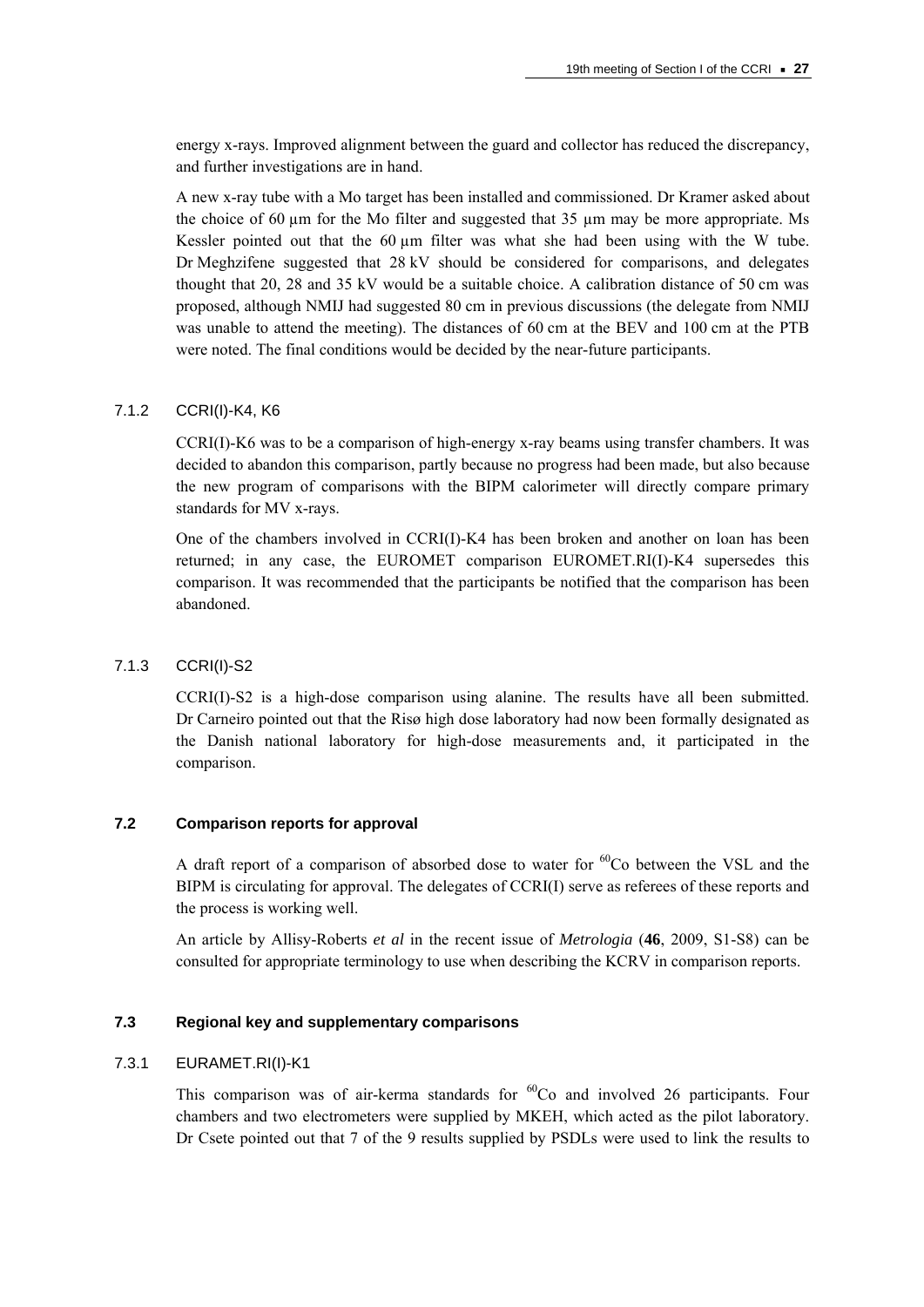energy x-rays. Improved alignment between the guard and collector has reduced the discrepancy, and further investigations are in hand.

A new x-ray tube with a Mo target has been installed and commissioned. Dr Kramer asked about the choice of 60 µm for the Mo filter and suggested that 35 µm may be more appropriate. Ms Kessler pointed out that the 60 µm filter was what she had been using with the W tube. Dr Meghzifene suggested that 28 kV should be considered for comparisons, and delegates thought that 20, 28 and 35 kV would be a suitable choice. A calibration distance of 50 cm was proposed, although NMIJ had suggested 80 cm in previous discussions (the delegate from NMIJ was unable to attend the meeting). The distances of 60 cm at the BEV and 100 cm at the PTB were noted. The final conditions would be decided by the near-future participants.

#### 7.1.2 CCRI(I)-K4, K6

CCRI(I)-K6 was to be a comparison of high-energy x-ray beams using transfer chambers. It was decided to abandon this comparison, partly because no progress had been made, but also because the new program of comparisons with the BIPM calorimeter will directly compare primary standards for MV x-rays.

One of the chambers involved in CCRI(I)-K4 has been broken and another on loan has been returned; in any case, the EUROMET comparison EUROMET.RI(I)-K4 supersedes this comparison. It was recommended that the participants be notified that the comparison has been abandoned.

#### 7.1.3 CCRI(I)-S2

CCRI(I)-S2 is a high-dose comparison using alanine. The results have all been submitted. Dr Carneiro pointed out that the Risø high dose laboratory had now been formally designated as the Danish national laboratory for high-dose measurements and, it participated in the comparison.

### 7.2 Comparison reports for approval

A draft report of a comparison of absorbed dose to water for $^{60}$Co between the VSL and the BIPM is circulating for approval. The delegates of CCRI(I) serve as referees of these reports and the process is working well.

An article by Allisy-Roberts *et al* in the recent issue of *Metrologia* (**46**, 2009, S1-S8) can be consulted for appropriate terminology to use when describing the KCRV in comparison reports.

### 7.3 Regional key and supplementary comparisons

#### 7.3.1 EURAMET.RI(I)-K1

This comparison was of air-kerma standards for $^{60}$Co and involved 26 participants. Four chambers and two electrometers were supplied by MKEH, which acted as the pilot laboratory. Dr Csete pointed out that 7 of the 9 results supplied by PSDLs were used to link the results to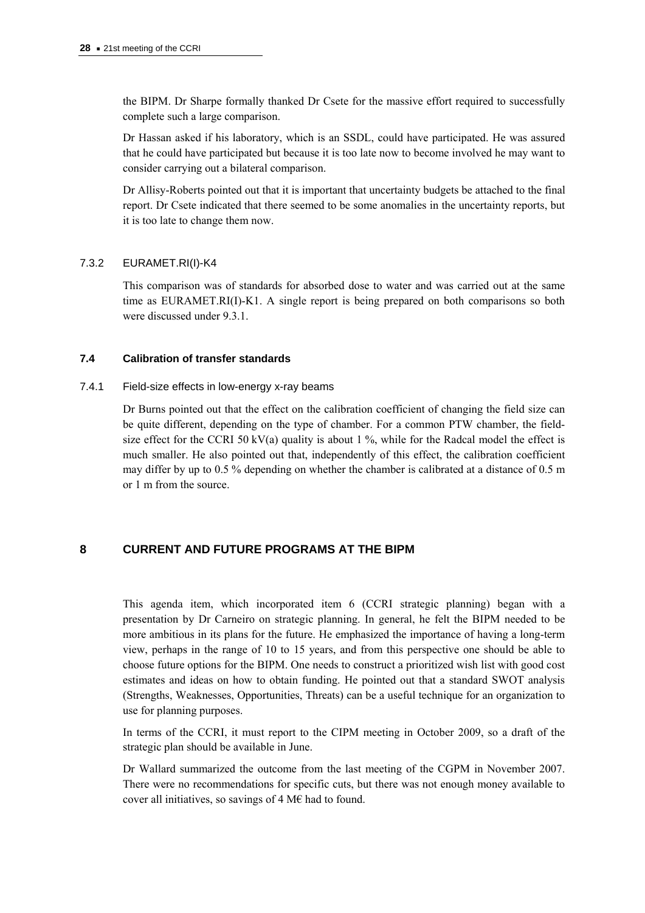the BIPM. Dr Sharpe formally thanked Dr Csete for the massive effort required to successfully complete such a large comparison.

Dr Hassan asked if his laboratory, which is an SSDL, could have participated. He was assured that he could have participated but because it is too late now to become involved he may want to consider carrying out a bilateral comparison.

Dr Allisy-Roberts pointed out that it is important that uncertainty budgets be attached to the final report. Dr Csete indicated that there seemed to be some anomalies in the uncertainty reports, but it is too late to change them now.

#### 7.3.2 EURAMET.RI(I)-K4

This comparison was of standards for absorbed dose to water and was carried out at the same time as EURAMET.RI(I)-K1. A single report is being prepared on both comparisons so both were discussed under 9.3.1.

### 7.4 Calibration of transfer standards

#### 7.4.1 Field-size effects in low-energy x-ray beams

Dr Burns pointed out that the effect on the calibration coefficient of changing the field size can be quite different, depending on the type of chamber. For a common PTW chamber, the field-size effect for the CCRI 50 kV(a) quality is about 1 %, while for the Radcal model the effect is much smaller. He also pointed out that, independently of this effect, the calibration coefficient may differ by up to 0.5 % depending on whether the chamber is calibrated at a distance of 0.5 m or 1 m from the source.

## 8 CURRENT AND FUTURE PROGRAMS AT THE BIPM

This agenda item, which incorporated item 6 (CCRI strategic planning) began with a presentation by Dr Carneiro on strategic planning. In general, he felt the BIPM needed to be more ambitious in its plans for the future. He emphasized the importance of having a long-term view, perhaps in the range of 10 to 15 years, and from this perspective one should be able to choose future options for the BIPM. One needs to construct a prioritized wish list with good cost estimates and ideas on how to obtain funding. He pointed out that a standard SWOT analysis (Strengths, Weaknesses, Opportunities, Threats) can be a useful technique for an organization to use for planning purposes.

In terms of the CCRI, it must report to the CIPM meeting in October 2009, so a draft of the strategic plan should be available in June.

Dr Wallard summarized the outcome from the last meeting of the CGPM in November 2007. There were no recommendations for specific cuts, but there was not enough money available to cover all initiatives, so savings of 4 M€ had to found.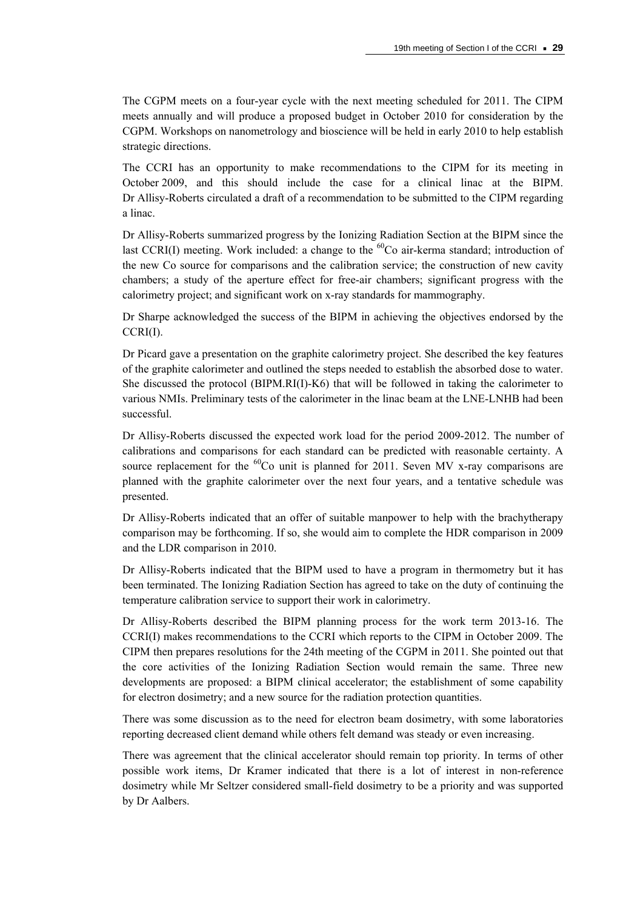The CGPM meets on a four-year cycle with the next meeting scheduled for 2011. The CIPM meets annually and will produce a proposed budget in October 2010 for consideration by the CGPM. Workshops on nanometrology and bioscience will be held in early 2010 to help establish strategic directions.

The CCRI has an opportunity to make recommendations to the CIPM for its meeting in October 2009, and this should include the case for a clinical linac at the BIPM. Dr Allisy-Roberts circulated a draft of a recommendation to be submitted to the CIPM regarding a linac.

Dr Allisy-Roberts summarized progress by the Ionizing Radiation Section at the BIPM since the last CCRI(I) meeting. Work included: a change to the $^{60}$Co air-kerma standard; introduction of the new Co source for comparisons and the calibration service; the construction of new cavity chambers; a study of the aperture effect for free-air chambers; significant progress with the calorimetry project; and significant work on x-ray standards for mammography.

Dr Sharpe acknowledged the success of the BIPM in achieving the objectives endorsed by the CCRI(I).

Dr Picard gave a presentation on the graphite calorimetry project. She described the key features of the graphite calorimeter and outlined the steps needed to establish the absorbed dose to water. She discussed the protocol (BIPM.RI(I)-K6) that will be followed in taking the calorimeter to various NMIs. Preliminary tests of the calorimeter in the linac beam at the LNE-LNHB had been successful.

Dr Allisy-Roberts discussed the expected work load for the period 2009-2012. The number of calibrations and comparisons for each standard can be predicted with reasonable certainty. A source replacement for the $^{60}$Co unit is planned for 2011. Seven MV x-ray comparisons are planned with the graphite calorimeter over the next four years, and a tentative schedule was presented.

Dr Allisy-Roberts indicated that an offer of suitable manpower to help with the brachytherapy comparison may be forthcoming. If so, she would aim to complete the HDR comparison in 2009 and the LDR comparison in 2010.

Dr Allisy-Roberts indicated that the BIPM used to have a program in thermometry but it has been terminated. The Ionizing Radiation Section has agreed to take on the duty of continuing the temperature calibration service to support their work in calorimetry.

Dr Allisy-Roberts described the BIPM planning process for the work term 2013-16. The CCRI(I) makes recommendations to the CCRI which reports to the CIPM in October 2009. The CIPM then prepares resolutions for the 24th meeting of the CGPM in 2011. She pointed out that the core activities of the Ionizing Radiation Section would remain the same. Three new developments are proposed: a BIPM clinical accelerator; the establishment of some capability for electron dosimetry; and a new source for the radiation protection quantities.

There was some discussion as to the need for electron beam dosimetry, with some laboratories reporting decreased client demand while others felt demand was steady or even increasing.

There was agreement that the clinical accelerator should remain top priority. In terms of other possible work items, Dr Kramer indicated that there is a lot of interest in non-reference dosimetry while Mr Seltzer considered small-field dosimetry to be a priority and was supported by Dr Aalbers.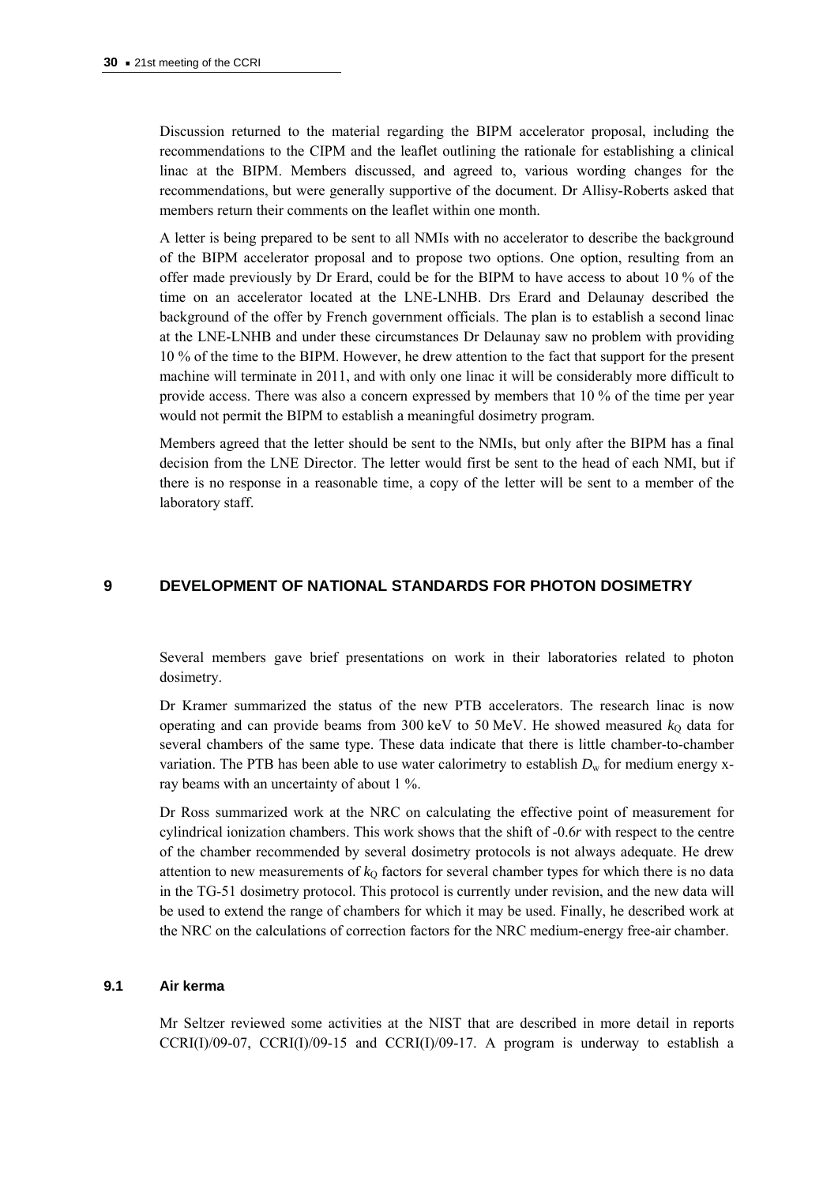Discussion returned to the material regarding the BIPM accelerator proposal, including the recommendations to the CIPM and the leaflet outlining the rationale for establishing a clinical linac at the BIPM. Members discussed, and agreed to, various wording changes for the recommendations, but were generally supportive of the document. Dr Allisy-Roberts asked that members return their comments on the leaflet within one month.

A letter is being prepared to be sent to all NMIs with no accelerator to describe the background of the BIPM accelerator proposal and to propose two options. One option, resulting from an offer made previously by Dr Erard, could be for the BIPM to have access to about 10 % of the time on an accelerator located at the LNE-LNHB. Drs Erard and Delaunay described the background of the offer by French government officials. The plan is to establish a second linac at the LNE-LNHB and under these circumstances Dr Delaunay saw no problem with providing 10 % of the time to the BIPM. However, he drew attention to the fact that support for the present machine will terminate in 2011, and with only one linac it will be considerably more difficult to provide access. There was also a concern expressed by members that 10 % of the time per year would not permit the BIPM to establish a meaningful dosimetry program.

Members agreed that the letter should be sent to the NMIs, but only after the BIPM has a final decision from the LNE Director. The letter would first be sent to the head of each NMI, but if there is no response in a reasonable time, a copy of the letter will be sent to a member of the laboratory staff.

## 9 DEVELOPMENT OF NATIONAL STANDARDS FOR PHOTON DOSIMETRY

Several members gave brief presentations on work in their laboratories related to photon dosimetry.

Dr Kramer summarized the status of the new PTB accelerators. The research linac is now operating and can provide beams from 300 keV to 50 MeV. He showed measured $k_Q$ data for several chambers of the same type. These data indicate that there is little chamber-to-chamber variation. The PTB has been able to use water calorimetry to establish $D_w$ for medium energy x-ray beams with an uncertainty of about 1 %.

Dr Ross summarized work at the NRC on calculating the effective point of measurement for cylindrical ionization chambers. This work shows that the shift of $-0.6r$ with respect to the centre of the chamber recommended by several dosimetry protocols is not always adequate. He drew attention to new measurements of $k_Q$ factors for several chamber types for which there is no data in the TG-51 dosimetry protocol. This protocol is currently under revision, and the new data will be used to extend the range of chambers for which it may be used. Finally, he described work at the NRC on the calculations of correction factors for the NRC medium-energy free-air chamber.

### 9.1 Air kerma

Mr Seltzer reviewed some activities at the NIST that are described in more detail in reports CCRI(I)/09-07, CCRI(I)/09-15 and CCRI(I)/09-17. A program is underway to establish a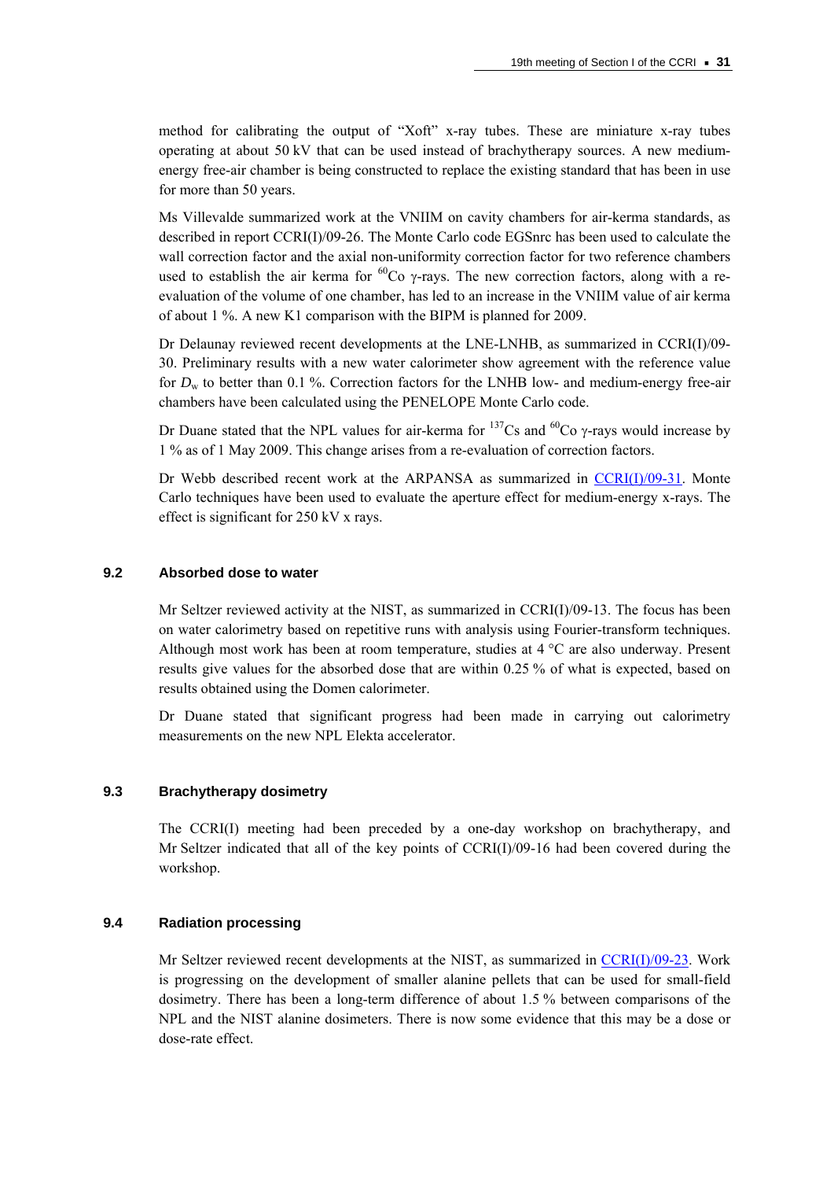method for calibrating the output of "Xoft" x-ray tubes. These are miniature x-ray tubes operating at about 50 kV that can be used instead of brachytherapy sources. A new medium-energy free-air chamber is being constructed to replace the existing standard that has been in use for more than 50 years.

Ms Villevalde summarized work at the VNIIM on cavity chambers for air-kerma standards, as described in report CCRI(I)/09-26. The Monte Carlo code EGSnrc has been used to calculate the wall correction factor and the axial non-uniformity correction factor for two reference chambers used to establish the air kerma for $^{60}$Co γ-rays. The new correction factors, along with a re-evaluation of the volume of one chamber, has led to an increase in the VNIIM value of air kerma of about 1 %. A new K1 comparison with the BIPM is planned for 2009.

Dr Delaunay reviewed recent developments at the LNE-LNHB, as summarized in CCRI(I)/09-30. Preliminary results with a new water calorimeter show agreement with the reference value for $D_w$ to better than 0.1 %. Correction factors for the LNHB low- and medium-energy free-air chambers have been calculated using the PENELOPE Monte Carlo code.

Dr Duane stated that the NPL values for air-kerma for $^{137}$Cs and $^{60}$Co γ-rays would increase by 1 % as of 1 May 2009. This change arises from a re-evaluation of correction factors.

Dr Webb described recent work at the ARPANSA as summarized in CCRI(I)/09-31. Monte Carlo techniques have been used to evaluate the aperture effect for medium-energy x-rays. The effect is significant for 250 kV x rays.

### 9.2 Absorbed dose to water

Mr Seltzer reviewed activity at the NIST, as summarized in CCRI(I)/09-13. The focus has been on water calorimetry based on repetitive runs with analysis using Fourier-transform techniques. Although most work has been at room temperature, studies at 4 °C are also underway. Present results give values for the absorbed dose that are within 0.25 % of what is expected, based on results obtained using the Domen calorimeter.

Dr Duane stated that significant progress had been made in carrying out calorimetry measurements on the new NPL Elekta accelerator.

### 9.3 Brachytherapy dosimetry

The CCRI(I) meeting had been preceded by a one-day workshop on brachytherapy, and Mr Seltzer indicated that all of the key points of CCRI(I)/09-16 had been covered during the workshop.

### 9.4 Radiation processing

Mr Seltzer reviewed recent developments at the NIST, as summarized in CCRI(I)/09-23. Work is progressing on the development of smaller alanine pellets that can be used for small-field dosimetry. There has been a long-term difference of about 1.5 % between comparisons of the NPL and the NIST alanine dosimeters. There is now some evidence that this may be a dose or dose-rate effect.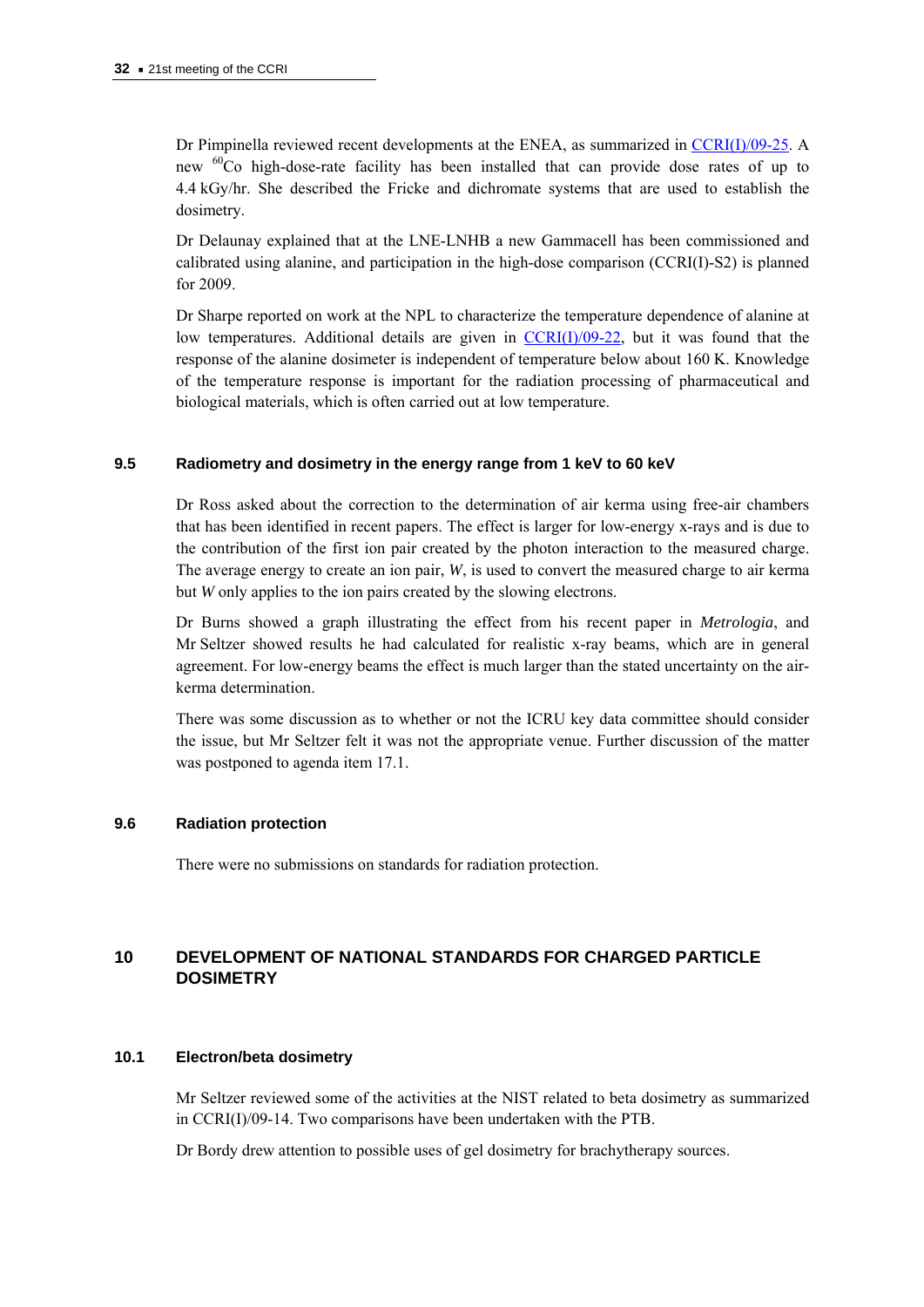Dr Pimpinella reviewed recent developments at the ENEA, as summarized in CCRI(I)/09-25. A new $^{60}$Co high-dose-rate facility has been installed that can provide dose rates of up to 4.4 kGy/hr. She described the Fricke and dichromate systems that are used to establish the dosimetry.

Dr Delaunay explained that at the LNE-LNHB a new Gammacell has been commissioned and calibrated using alanine, and participation in the high-dose comparison (CCRI(I)-S2) is planned for 2009.

Dr Sharpe reported on work at the NPL to characterize the temperature dependence of alanine at low temperatures. Additional details are given in CCRI(I)/09-22, but it was found that the response of the alanine dosimeter is independent of temperature below about 160 K. Knowledge of the temperature response is important for the radiation processing of pharmaceutical and biological materials, which is often carried out at low temperature.

### 9.5 Radiometry and dosimetry in the energy range from 1 keV to 60 keV

Dr Ross asked about the correction to the determination of air kerma using free-air chambers that has been identified in recent papers. The effect is larger for low-energy x-rays and is due to the contribution of the first ion pair created by the photon interaction to the measured charge. The average energy to create an ion pair, $W$, is used to convert the measured charge to air kerma but $W$ only applies to the ion pairs created by the slowing electrons.

Dr Burns showed a graph illustrating the effect from his recent paper in *Metrologia*, and Mr Seltzer showed results he had calculated for realistic x-ray beams, which are in general agreement. For low-energy beams the effect is much larger than the stated uncertainty on the air-kerma determination.

There was some discussion as to whether or not the ICRU key data committee should consider the issue, but Mr Seltzer felt it was not the appropriate venue. Further discussion of the matter was postponed to agenda item 17.1.

### 9.6 Radiation protection

There were no submissions on standards for radiation protection.

## 10 DEVELOPMENT OF NATIONAL STANDARDS FOR CHARGED PARTICLE DOSIMETRY

### 10.1 Electron/beta dosimetry

Mr Seltzer reviewed some of the activities at the NIST related to beta dosimetry as summarized in CCRI(I)/09-14. Two comparisons have been undertaken with the PTB.

Dr Bordy drew attention to possible uses of gel dosimetry for brachytherapy sources.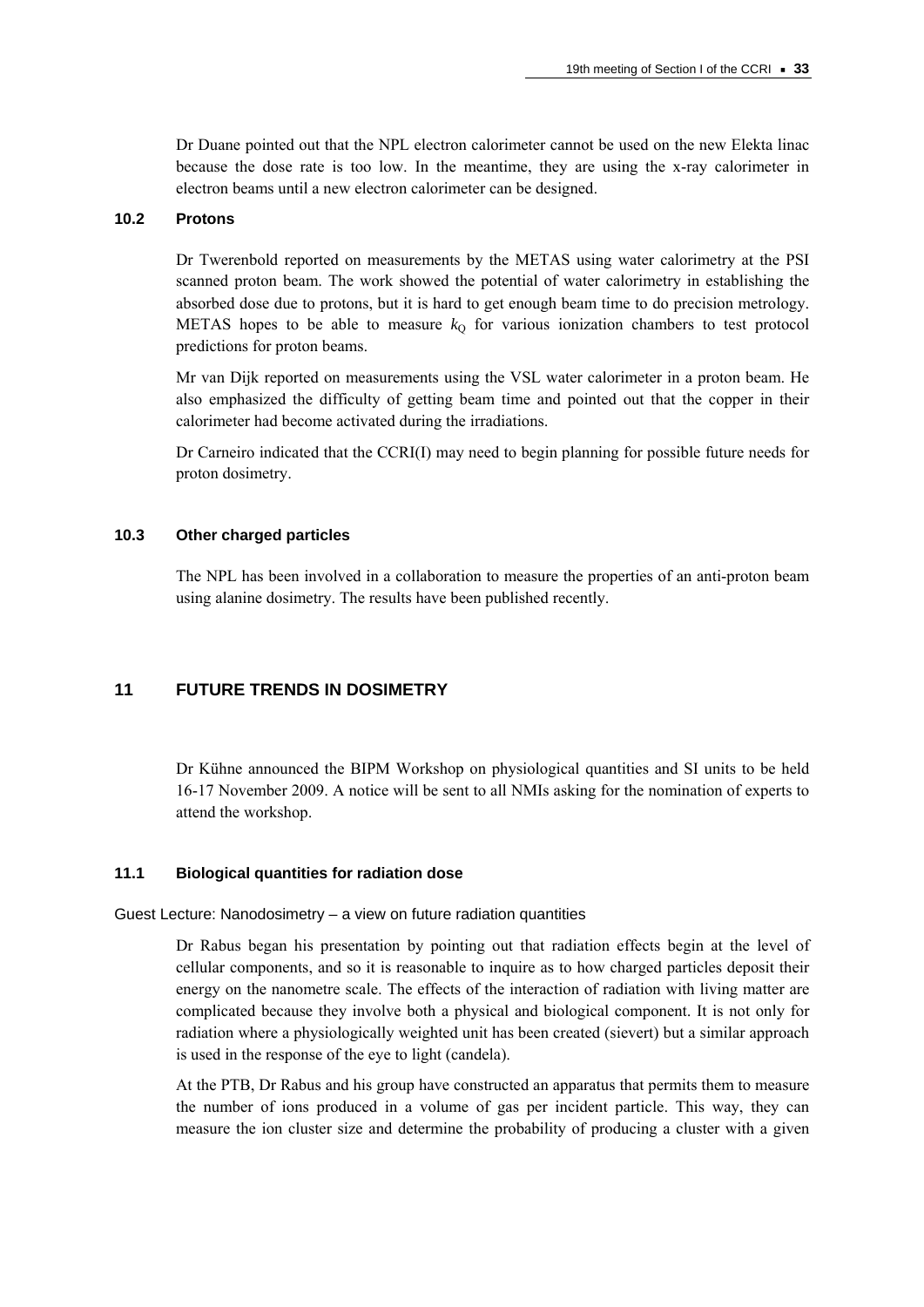Dr Duane pointed out that the NPL electron calorimeter cannot be used on the new Elekta linac because the dose rate is too low. In the meantime, they are using the x-ray calorimeter in electron beams until a new electron calorimeter can be designed.

### 10.2 Protons

Dr Twerenbold reported on measurements by the METAS using water calorimetry at the PSI scanned proton beam. The work showed the potential of water calorimetry in establishing the absorbed dose due to protons, but it is hard to get enough beam time to do precision metrology. METAS hopes to be able to measure $k_Q$ for various ionization chambers to test protocol predictions for proton beams.

Mr van Dijk reported on measurements using the VSL water calorimeter in a proton beam. He also emphasized the difficulty of getting beam time and pointed out that the copper in their calorimeter had become activated during the irradiations.

Dr Carneiro indicated that the CCRI(I) may need to begin planning for possible future needs for proton dosimetry.

### 10.3 Other charged particles

The NPL has been involved in a collaboration to measure the properties of an anti-proton beam using alanine dosimetry. The results have been published recently.

## 11 FUTURE TRENDS IN DOSIMETRY

Dr Kühne announced the BIPM Workshop on physiological quantities and SI units to be held 16-17 November 2009. A notice will be sent to all NMIs asking for the nomination of experts to attend the workshop.

### 11.1 Biological quantities for radiation dose

Guest Lecture: Nanodosimetry – a view on future radiation quantities

Dr Rabus began his presentation by pointing out that radiation effects begin at the level of cellular components, and so it is reasonable to inquire as to how charged particles deposit their energy on the nanometre scale. The effects of the interaction of radiation with living matter are complicated because they involve both a physical and biological component. It is not only for radiation where a physiologically weighted unit has been created (sievert) but a similar approach is used in the response of the eye to light (candela).

At the PTB, Dr Rabus and his group have constructed an apparatus that permits them to measure the number of ions produced in a volume of gas per incident particle. This way, they can measure the ion cluster size and determine the probability of producing a cluster with a given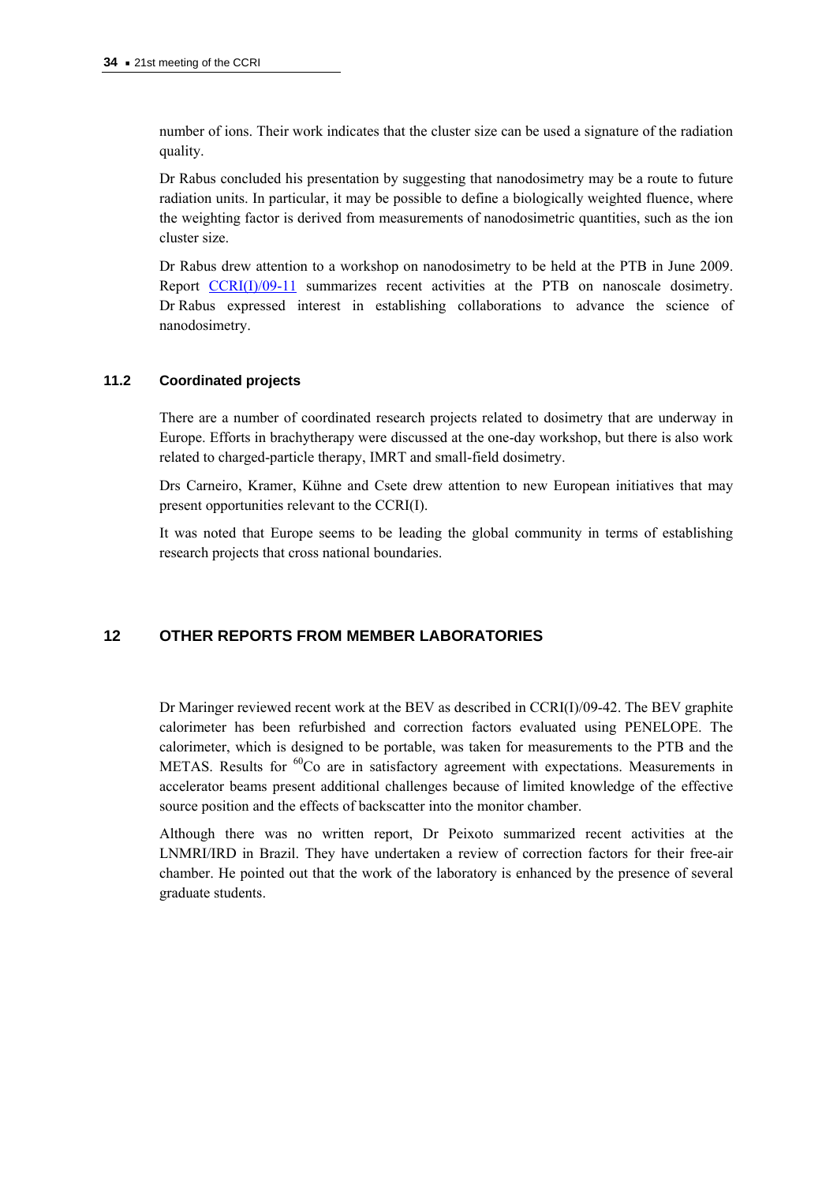number of ions. Their work indicates that the cluster size can be used a signature of the radiation quality.

Dr Rabus concluded his presentation by suggesting that nanodosimetry may be a route to future radiation units. In particular, it may be possible to define a biologically weighted fluence, where the weighting factor is derived from measurements of nanodosimetric quantities, such as the ion cluster size.

Dr Rabus drew attention to a workshop on nanodosimetry to be held at the PTB in June 2009. Report CCRI(I)/09-11 summarizes recent activities at the PTB on nanoscale dosimetry. Dr Rabus expressed interest in establishing collaborations to advance the science of nanodosimetry.

### 11.2 Coordinated projects

There are a number of coordinated research projects related to dosimetry that are underway in Europe. Efforts in brachytherapy were discussed at the one-day workshop, but there is also work related to charged-particle therapy, IMRT and small-field dosimetry.

Drs Carneiro, Kramer, Kühne and Csete drew attention to new European initiatives that may present opportunities relevant to the CCRI(I).

It was noted that Europe seems to be leading the global community in terms of establishing research projects that cross national boundaries.

## 12 OTHER REPORTS FROM MEMBER LABORATORIES

Dr Maringer reviewed recent work at the BEV as described in CCRI(I)/09-42. The BEV graphite calorimeter has been refurbished and correction factors evaluated using PENELOPE. The calorimeter, which is designed to be portable, was taken for measurements to the PTB and the METAS. Results for $^{60}$Co are in satisfactory agreement with expectations. Measurements in accelerator beams present additional challenges because of limited knowledge of the effective source position and the effects of backscatter into the monitor chamber.

Although there was no written report, Dr Peixoto summarized recent activities at the LNMRI/IRD in Brazil. They have undertaken a review of correction factors for their free-air chamber. He pointed out that the work of the laboratory is enhanced by the presence of several graduate students.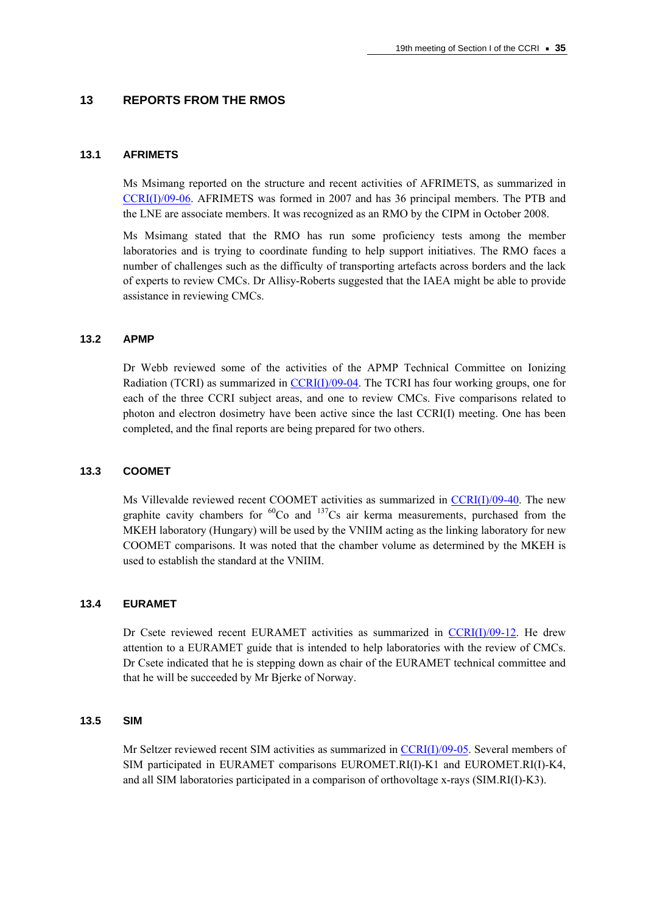## 13 REPORTS FROM THE RMOS

### 13.1 AFRIMETS

Ms Msimang reported on the structure and recent activities of AFRIMETS, as summarized in CCRI(I)/09-06. AFRIMETS was formed in 2007 and has 36 principal members. The PTB and the LNE are associate members. It was recognized as an RMO by the CIPM in October 2008.

Ms Msimang stated that the RMO has run some proficiency tests among the member laboratories and is trying to coordinate funding to help support initiatives. The RMO faces a number of challenges such as the difficulty of transporting artefacts across borders and the lack of experts to review CMCs. Dr Allisy-Roberts suggested that the IAEA might be able to provide assistance in reviewing CMCs.

### 13.2 APMP

Dr Webb reviewed some of the activities of the APMP Technical Committee on Ionizing Radiation (TCRI) as summarized in CCRI(I)/09-04. The TCRI has four working groups, one for each of the three CCRI subject areas, and one to review CMCs. Five comparisons related to photon and electron dosimetry have been active since the last CCRI(I) meeting. One has been completed, and the final reports are being prepared for two others.

### 13.3 COOMET

Ms Villevalde reviewed recent COOMET activities as summarized in CCRI(I)/09-40. The new graphite cavity chambers for $^{60}$Co and $^{137}$Cs air kerma measurements, purchased from the MKEH laboratory (Hungary) will be used by the VNIIM acting as the linking laboratory for new COOMET comparisons. It was noted that the chamber volume as determined by the MKEH is used to establish the standard at the VNIIM.

### 13.4 EURAMET

Dr Csete reviewed recent EURAMET activities as summarized in CCRI(I)/09-12. He drew attention to a EURAMET guide that is intended to help laboratories with the review of CMCs. Dr Csete indicated that he is stepping down as chair of the EURAMET technical committee and that he will be succeeded by Mr Bjerke of Norway.

### 13.5 SIM

Mr Seltzer reviewed recent SIM activities as summarized in CCRI(I)/09-05. Several members of SIM participated in EURAMET comparisons EUROMET.RI(I)-K1 and EUROMET.RI(I)-K4, and all SIM laboratories participated in a comparison of orthovoltage x-rays (SIM.RI(I)-K3).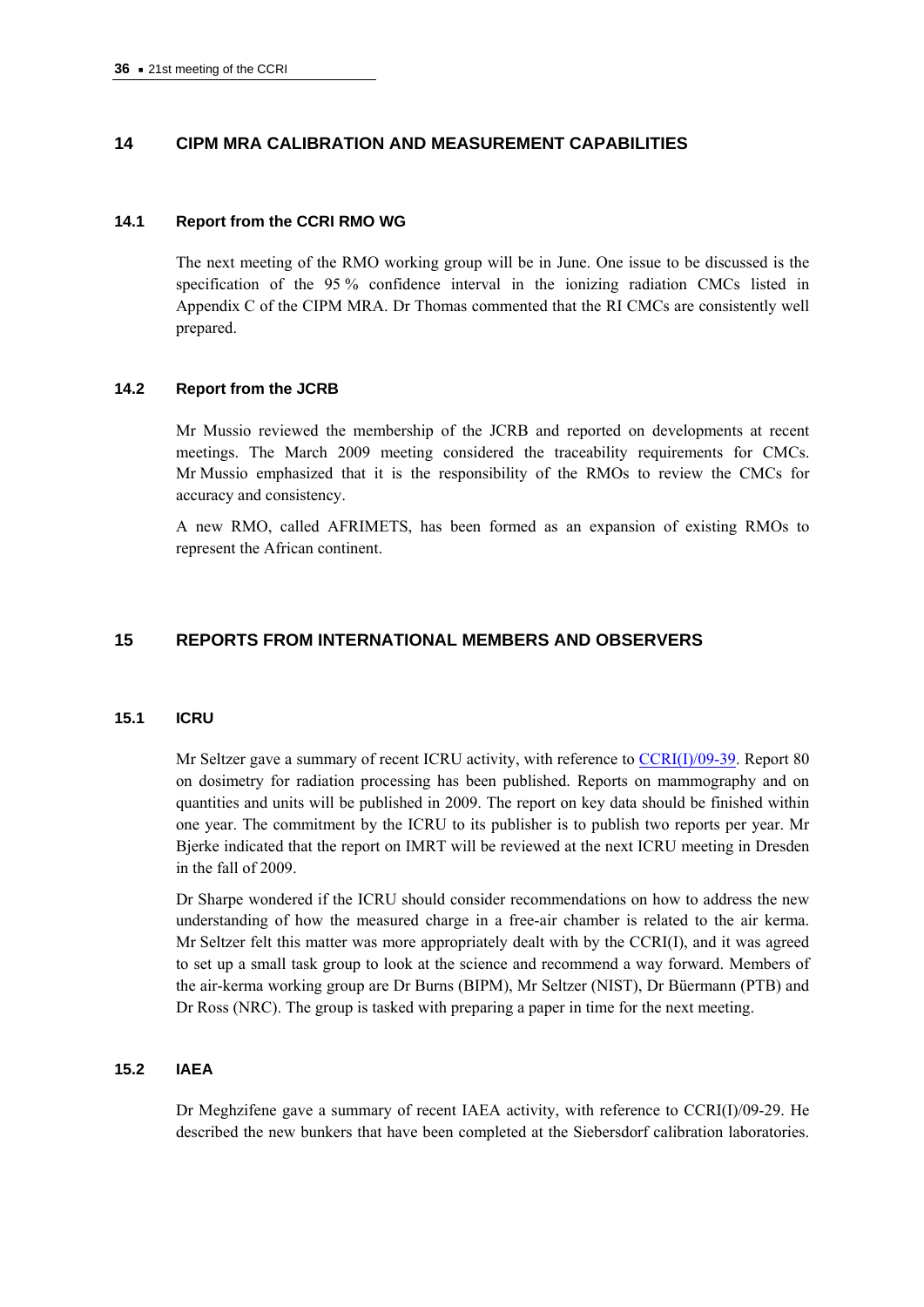## 14 CIPM MRA CALIBRATION AND MEASUREMENT CAPABILITIES

### 14.1 Report from the CCRI RMO WG

The next meeting of the RMO working group will be in June. One issue to be discussed is the specification of the 95 % confidence interval in the ionizing radiation CMCs listed in Appendix C of the CIPM MRA. Dr Thomas commented that the RI CMCs are consistently well prepared.

### 14.2 Report from the JCRB

Mr Mussio reviewed the membership of the JCRB and reported on developments at recent meetings. The March 2009 meeting considered the traceability requirements for CMCs. Mr Mussio emphasized that it is the responsibility of the RMOs to review the CMCs for accuracy and consistency.

A new RMO, called AFRIMETS, has been formed as an expansion of existing RMOs to represent the African continent.

## 15 REPORTS FROM INTERNATIONAL MEMBERS AND OBSERVERS

### 15.1 ICRU

Mr Seltzer gave a summary of recent ICRU activity, with reference to CCRI(I)/09-39. Report 80 on dosimetry for radiation processing has been published. Reports on mammography and on quantities and units will be published in 2009. The report on key data should be finished within one year. The commitment by the ICRU to its publisher is to publish two reports per year. Mr Bjerke indicated that the report on IMRT will be reviewed at the next ICRU meeting in Dresden in the fall of 2009.

Dr Sharpe wondered if the ICRU should consider recommendations on how to address the new understanding of how the measured charge in a free-air chamber is related to the air kerma. Mr Seltzer felt this matter was more appropriately dealt with by the CCRI(I), and it was agreed to set up a small task group to look at the science and recommend a way forward. Members of the air-kerma working group are Dr Burns (BIPM), Mr Seltzer (NIST), Dr Büermann (PTB) and Dr Ross (NRC). The group is tasked with preparing a paper in time for the next meeting.

### 15.2 IAEA

Dr Meghzifene gave a summary of recent IAEA activity, with reference to CCRI(I)/09-29. He described the new bunkers that have been completed at the Siebersdorf calibration laboratories.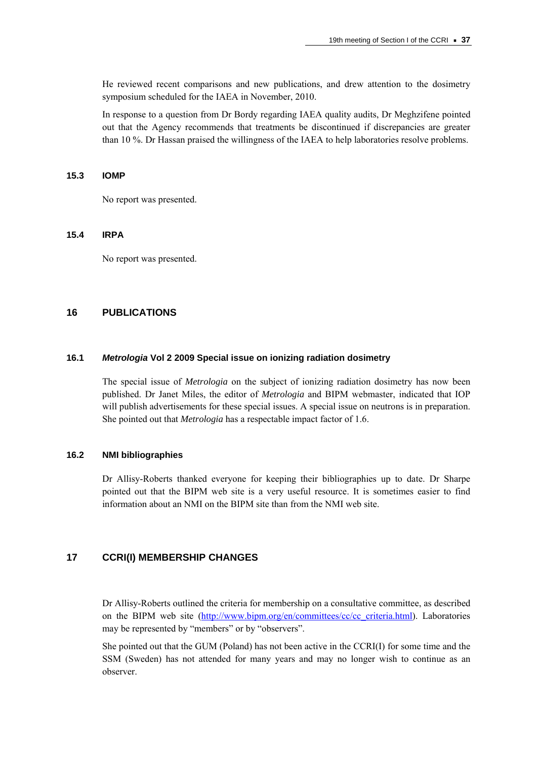He reviewed recent comparisons and new publications, and drew attention to the dosimetry symposium scheduled for the IAEA in November, 2010.

In response to a question from Dr Bordy regarding IAEA quality audits, Dr Meghzifene pointed out that the Agency recommends that treatments be discontinued if discrepancies are greater than 10 %. Dr Hassan praised the willingness of the IAEA to help laboratories resolve problems.

### 15.3 IOMP

No report was presented.

### 15.4 IRPA

No report was presented.

## 16 PUBLICATIONS

### 16.1 *Metrologia* Vol 2 2009 Special issue on ionizing radiation dosimetry

The special issue of *Metrologia* on the subject of ionizing radiation dosimetry has now been published. Dr Janet Miles, the editor of *Metrologia* and BIPM webmaster, indicated that IOP will publish advertisements for these special issues. A special issue on neutrons is in preparation. She pointed out that *Metrologia* has a respectable impact factor of 1.6.

### 16.2 NMI bibliographies

Dr Allisy-Roberts thanked everyone for keeping their bibliographies up to date. Dr Sharpe pointed out that the BIPM web site is a very useful resource. It is sometimes easier to find information about an NMI on the BIPM site than from the NMI web site.

## 17 CCRI(I) MEMBERSHIP CHANGES

Dr Allisy-Roberts outlined the criteria for membership on a consultative committee, as described on the BIPM web site (http://www.bipm.org/en/committees/cc/cc_criteria.html). Laboratories may be represented by "members" or by "observers".

She pointed out that the GUM (Poland) has not been active in the CCRI(I) for some time and the SSM (Sweden) has not attended for many years and may no longer wish to continue as an observer.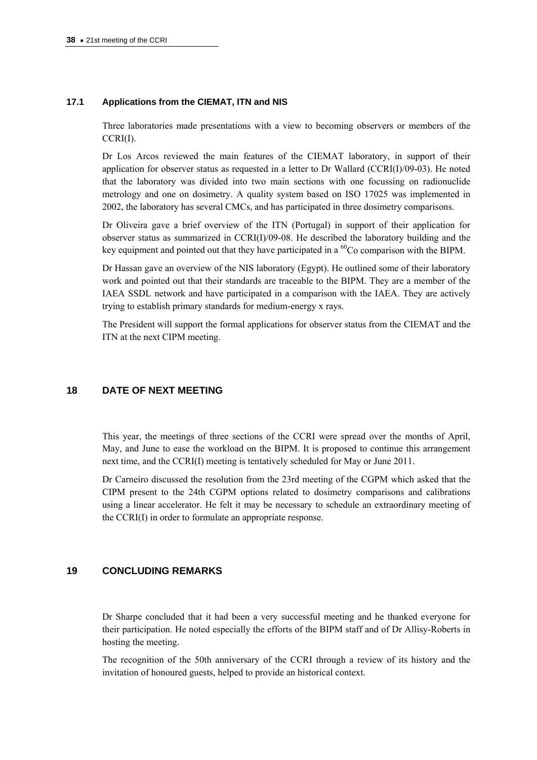### 17.1 Applications from the CIEMAT, ITN and NIS

Three laboratories made presentations with a view to becoming observers or members of the CCRI(I).

Dr Los Arcos reviewed the main features of the CIEMAT laboratory, in support of their application for observer status as requested in a letter to Dr Wallard (CCRI(I)/09-03). He noted that the laboratory was divided into two main sections with one focussing on radionuclide metrology and one on dosimetry. A quality system based on ISO 17025 was implemented in 2002, the laboratory has several CMCs, and has participated in three dosimetry comparisons.

Dr Oliveira gave a brief overview of the ITN (Portugal) in support of their application for observer status as summarized in CCRI(I)/09-08. He described the laboratory building and the key equipment and pointed out that they have participated in a $^{60}$Co comparison with the BIPM.

Dr Hassan gave an overview of the NIS laboratory (Egypt). He outlined some of their laboratory work and pointed out that their standards are traceable to the BIPM. They are a member of the IAEA SSDL network and have participated in a comparison with the IAEA. They are actively trying to establish primary standards for medium-energy x rays.

The President will support the formal applications for observer status from the CIEMAT and the ITN at the next CIPM meeting.

## 18 DATE OF NEXT MEETING

This year, the meetings of three sections of the CCRI were spread over the months of April, May, and June to ease the workload on the BIPM. It is proposed to continue this arrangement next time, and the CCRI(I) meeting is tentatively scheduled for May or June 2011.

Dr Carneiro discussed the resolution from the 23rd meeting of the CGPM which asked that the CIPM present to the 24th CGPM options related to dosimetry comparisons and calibrations using a linear accelerator. He felt it may be necessary to schedule an extraordinary meeting of the CCRI(I) in order to formulate an appropriate response.

## 19 CONCLUDING REMARKS

Dr Sharpe concluded that it had been a very successful meeting and he thanked everyone for their participation. He noted especially the efforts of the BIPM staff and of Dr Allisy-Roberts in hosting the meeting.

The recognition of the 50th anniversary of the CCRI through a review of its history and the invitation of honoured guests, helped to provide an historical context.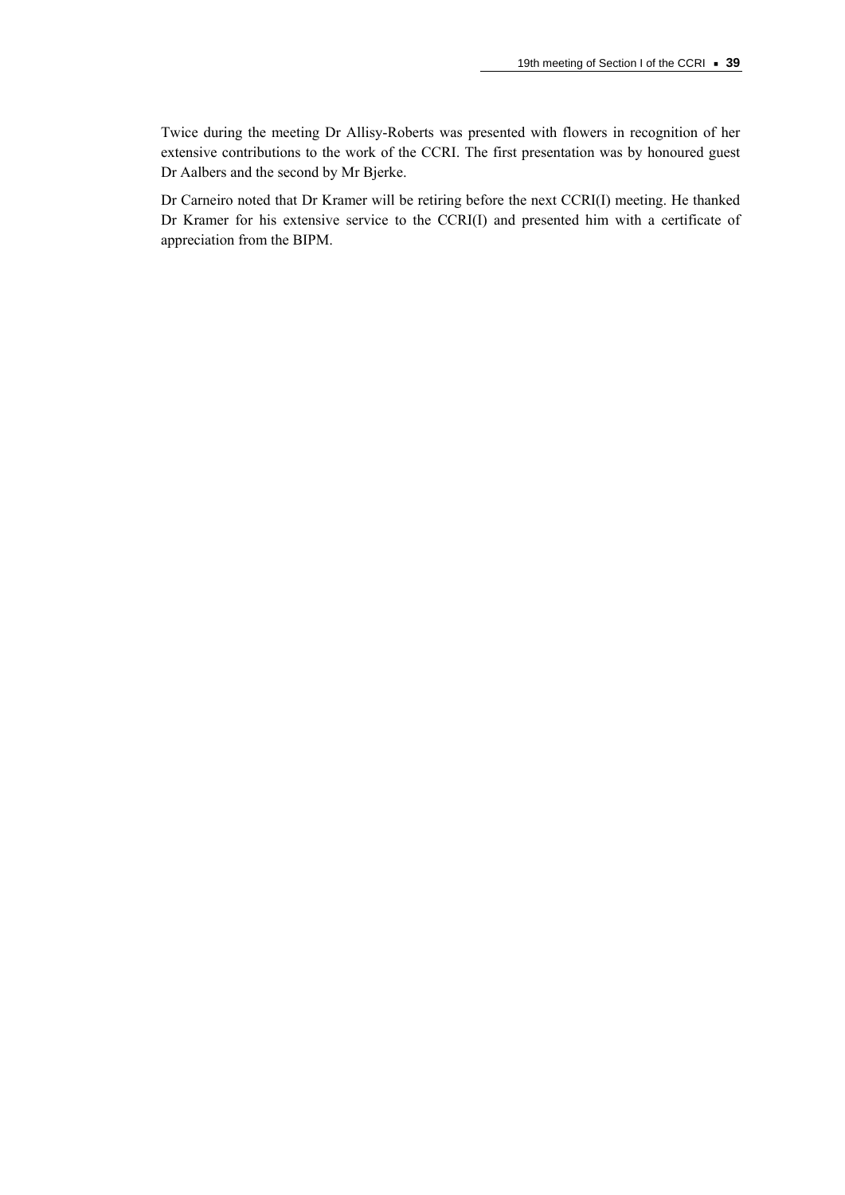Twice during the meeting Dr Allisy-Roberts was presented with flowers in recognition of her extensive contributions to the work of the CCRI. The first presentation was by honoured guest Dr Aalbers and the second by Mr Bjerke.

Dr Carneiro noted that Dr Kramer will be retiring before the next CCRI(I) meeting. He thanked Dr Kramer for his extensive service to the CCRI(I) and presented him with a certificate of appreciation from the BIPM.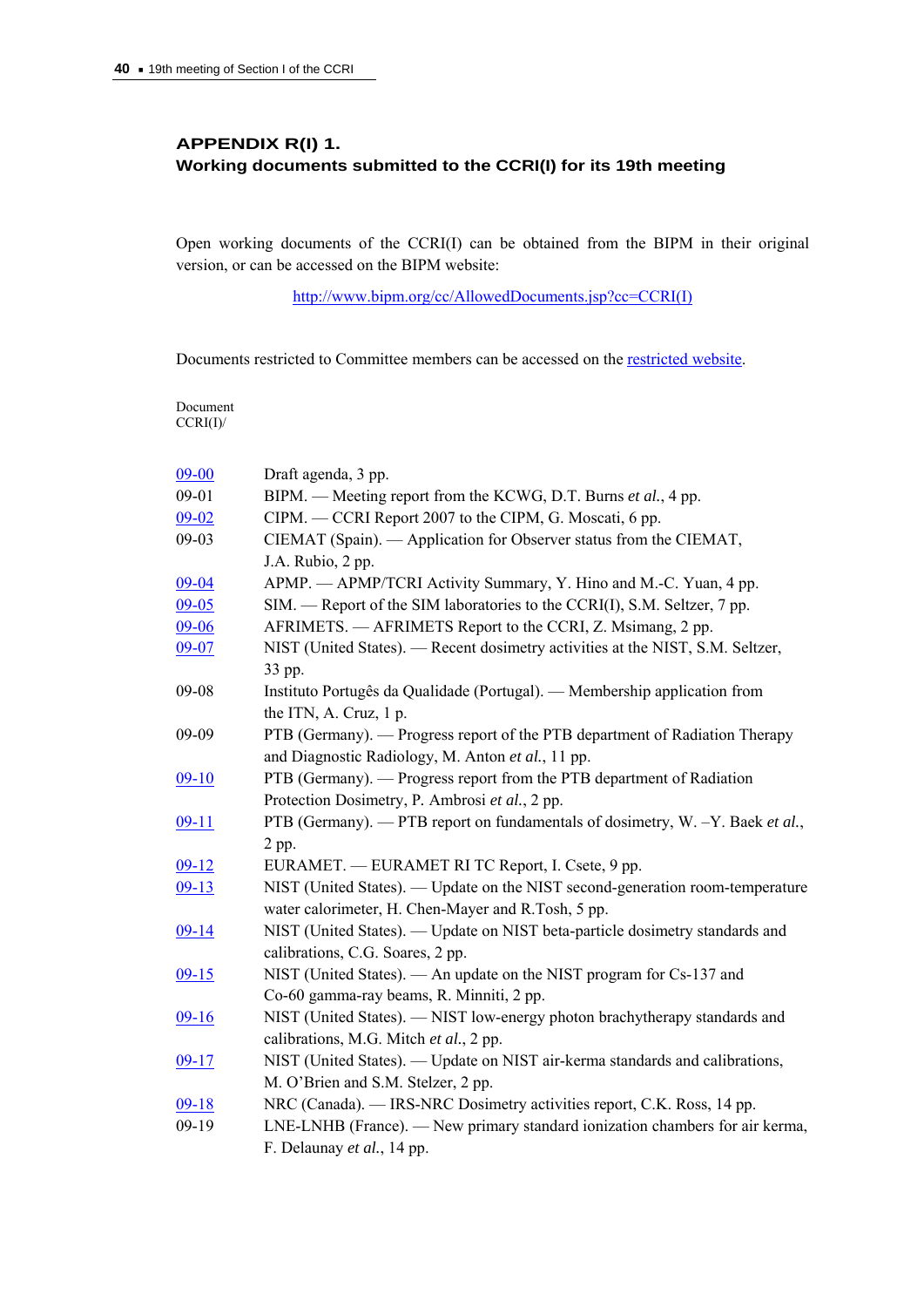### APPENDIX R(I) 1.
### Working documents submitted to the CCRI(I) for its 19th meeting

Open working documents of the CCRI(I) can be obtained from the BIPM in their original version, or can be accessed on the BIPM website:

http://www.bipm.org/cc/AllowedDocuments.jsp?cc=CCRI(I)

Documents restricted to Committee members can be accessed on the restricted website.

| Document CCRI(I)/ | |
|---|---|
| 09-00 | Draft agenda, 3 pp. |
| 09-01 | BIPM. — Meeting report from the KCWG, D.T. Burns *et al.*, 4 pp. |
| 09-02 | CIPM. — CCRI Report 2007 to the CIPM, G. Moscati, 6 pp. |
| 09-03 | CIEMAT (Spain). — Application for Observer status from the CIEMAT, J.A. Rubio, 2 pp. |
| 09-04 | APMP. — APMP/TCRI Activity Summary, Y. Hino and M.-C. Yuan, 4 pp. |
| 09-05 | SIM. — Report of the SIM laboratories to the CCRI(I), S.M. Seltzer, 7 pp. |
| 09-06 | AFRIMETS. — AFRIMETS Report to the CCRI, Z. Msimang, 2 pp. |
| 09-07 | NIST (United States). — Recent dosimetry activities at the NIST, S.M. Seltzer, 33 pp. |
| 09-08 | Instituto Português da Qualidade (Portugal). — Membership application from the ITN, A. Cruz, 1 p. |
| 09-09 | PTB (Germany). — Progress report of the PTB department of Radiation Therapy and Diagnostic Radiology, M. Anton *et al.*, 11 pp. |
| 09-10 | PTB (Germany). — Progress report from the PTB department of Radiation Protection Dosimetry, P. Ambrosi *et al.*, 2 pp. |
| 09-11 | PTB (Germany). — PTB report on fundamentals of dosimetry, W. –Y. Baek *et al.*, 2 pp. |
| 09-12 | EURAMET. — EURAMET RI TC Report, I. Csete, 9 pp. |
| 09-13 | NIST (United States). — Update on the NIST second-generation room-temperature water calorimeter, H. Chen-Mayer and R.Tosh, 5 pp. |
| 09-14 | NIST (United States). — Update on NIST beta-particle dosimetry standards and calibrations, C.G. Soares, 2 pp. |
| 09-15 | NIST (United States). — An update on the NIST program for Cs-137 and Co-60 gamma-ray beams, R. Minniti, 2 pp. |
| 09-16 | NIST (United States). — NIST low-energy photon brachytherapy standards and calibrations, M.G. Mitch *et al.*, 2 pp. |
| 09-17 | NIST (United States). — Update on NIST air-kerma standards and calibrations, M. O'Brien and S.M. Stelzer, 2 pp. |
| 09-18 | NRC (Canada). — IRS-NRC Dosimetry activities report, C.K. Ross, 14 pp. |
| 09-19 | LNE-LNHB (France). — New primary standard ionization chambers for air kerma, F. Delaunay *et al.*, 14 pp. |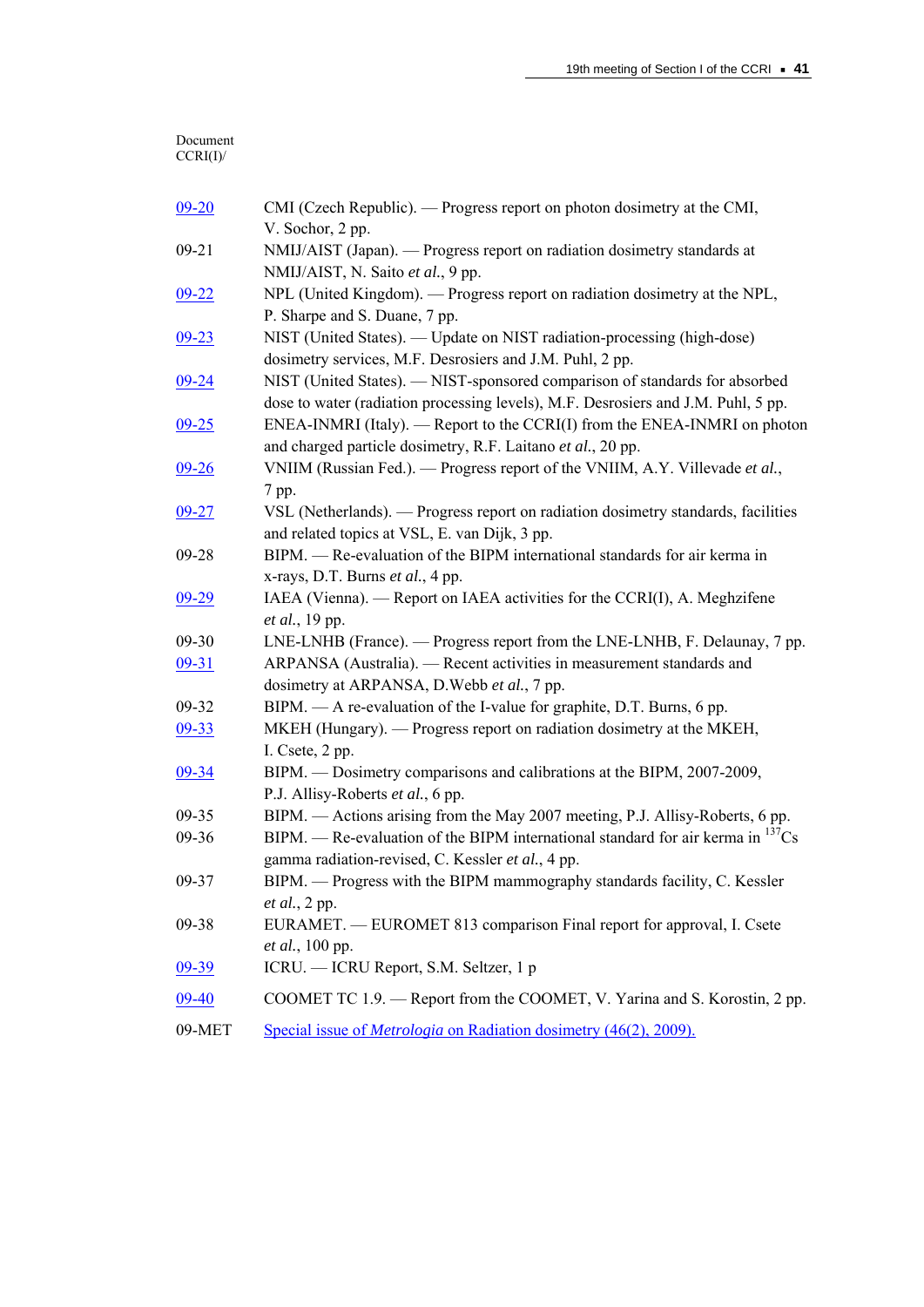Document
CCRI(I)/

| | |
|---|---|
| 09-20 | CMI (Czech Republic). — Progress report on photon dosimetry at the CMI, V. Sochor, 2 pp. |
| 09-21 | NMIJ/AIST (Japan). — Progress report on radiation dosimetry standards at NMIJ/AIST, N. Saito *et al.*, 9 pp. |
| 09-22 | NPL (United Kingdom). — Progress report on radiation dosimetry at the NPL, P. Sharpe and S. Duane, 7 pp. |
| 09-23 | NIST (United States). — Update on NIST radiation-processing (high-dose) dosimetry services, M.F. Desrosiers and J.M. Puhl, 2 pp. |
| 09-24 | NIST (United States). — NIST-sponsored comparison of standards for absorbed dose to water (radiation processing levels), M.F. Desrosiers and J.M. Puhl, 5 pp. |
| 09-25 | ENEA-INMRI (Italy). — Report to the CCRI(I) from the ENEA-INMRI on photon and charged particle dosimetry, R.F. Laitano *et al.*, 20 pp. |
| 09-26 | VNIIM (Russian Fed.). — Progress report of the VNIIM, A.Y. Villevade *et al.*, 7 pp. |
| 09-27 | VSL (Netherlands). — Progress report on radiation dosimetry standards, facilities and related topics at VSL, E. van Dijk, 3 pp. |
| 09-28 | BIPM. — Re-evaluation of the BIPM international standards for air kerma in x-rays, D.T. Burns *et al.*, 4 pp. |
| 09-29 | IAEA (Vienna). — Report on IAEA activities for the CCRI(I), A. Meghzifene *et al.*, 19 pp. |
| 09-30 | LNE-LNHB (France). — Progress report from the LNE-LNHB, F. Delaunay, 7 pp. |
| 09-31 | ARPANSA (Australia). — Recent activities in measurement standards and dosimetry at ARPANSA, D.Webb *et al.*, 7 pp. |
| 09-32 | BIPM. — A re-evaluation of the I-value for graphite, D.T. Burns, 6 pp. |
| 09-33 | MKEH (Hungary). — Progress report on radiation dosimetry at the MKEH, I. Csete, 2 pp. |
| 09-34 | BIPM. — Dosimetry comparisons and calibrations at the BIPM, 2007-2009, P.J. Allisy-Roberts *et al.*, 6 pp. |
| 09-35 | BIPM. — Actions arising from the May 2007 meeting, P.J. Allisy-Roberts, 6 pp. |
| 09-36 | BIPM. — Re-evaluation of the BIPM international standard for air kerma in $^{137}$Cs gamma radiation-revised, C. Kessler *et al.*, 4 pp. |
| 09-37 | BIPM. — Progress with the BIPM mammography standards facility, C. Kessler *et al.*, 2 pp. |
| 09-38 | EURAMET. — EUROMET 813 comparison Final report for approval, I. Csete *et al.*, 100 pp. |
| 09-39 | ICRU. — ICRU Report, S.M. Seltzer, 1 p |
| 09-40 | COOMET TC 1.9. — Report from the COOMET, V. Yarina and S. Korostin, 2 pp. |
| 09-MET | Special issue of *Metrologia* on Radiation dosimetry (46(2), 2009). |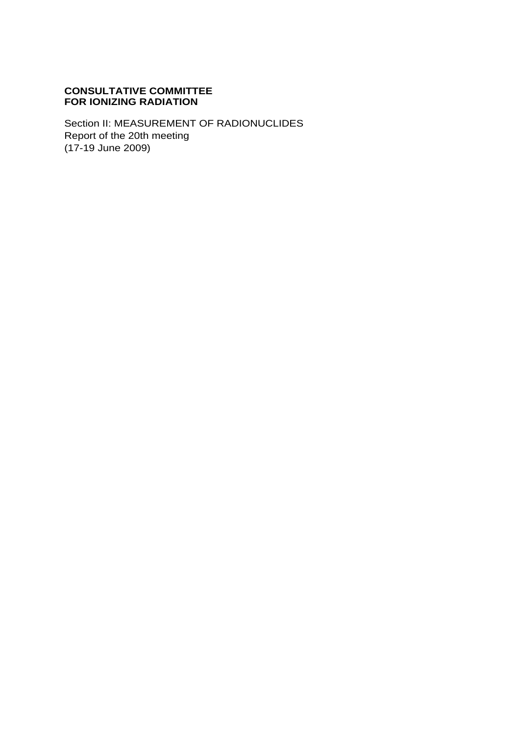**CONSULTATIVE COMMITTEE FOR IONIZING RADIATION**

Section II: MEASUREMENT OF RADIONUCLIDES
Report of the 20th meeting
(17-19 June 2009)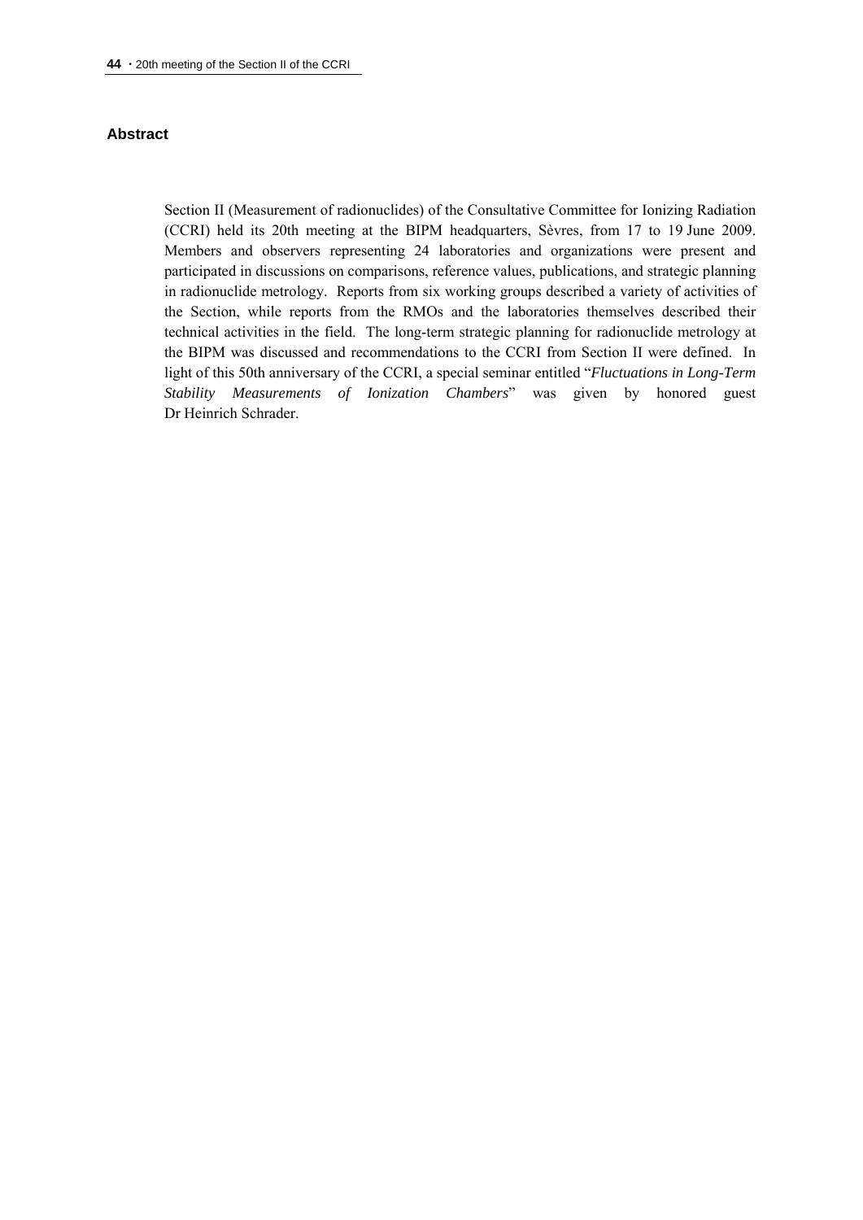## Abstract

Section II (Measurement of radionuclides) of the Consultative Committee for Ionizing Radiation (CCRI) held its 20th meeting at the BIPM headquarters, Sèvres, from 17 to 19 June 2009. Members and observers representing 24 laboratories and organizations were present and participated in discussions on comparisons, reference values, publications, and strategic planning in radionuclide metrology. Reports from six working groups described a variety of activities of the Section, while reports from the RMOs and the laboratories themselves described their technical activities in the field. The long-term strategic planning for radionuclide metrology at the BIPM was discussed and recommendations to the CCRI from Section II were defined. In light of this 50th anniversary of the CCRI, a special seminar entitled "*Fluctuations in Long-Term Stability Measurements of Ionization Chambers*" was given by honored guest Dr Heinrich Schrader.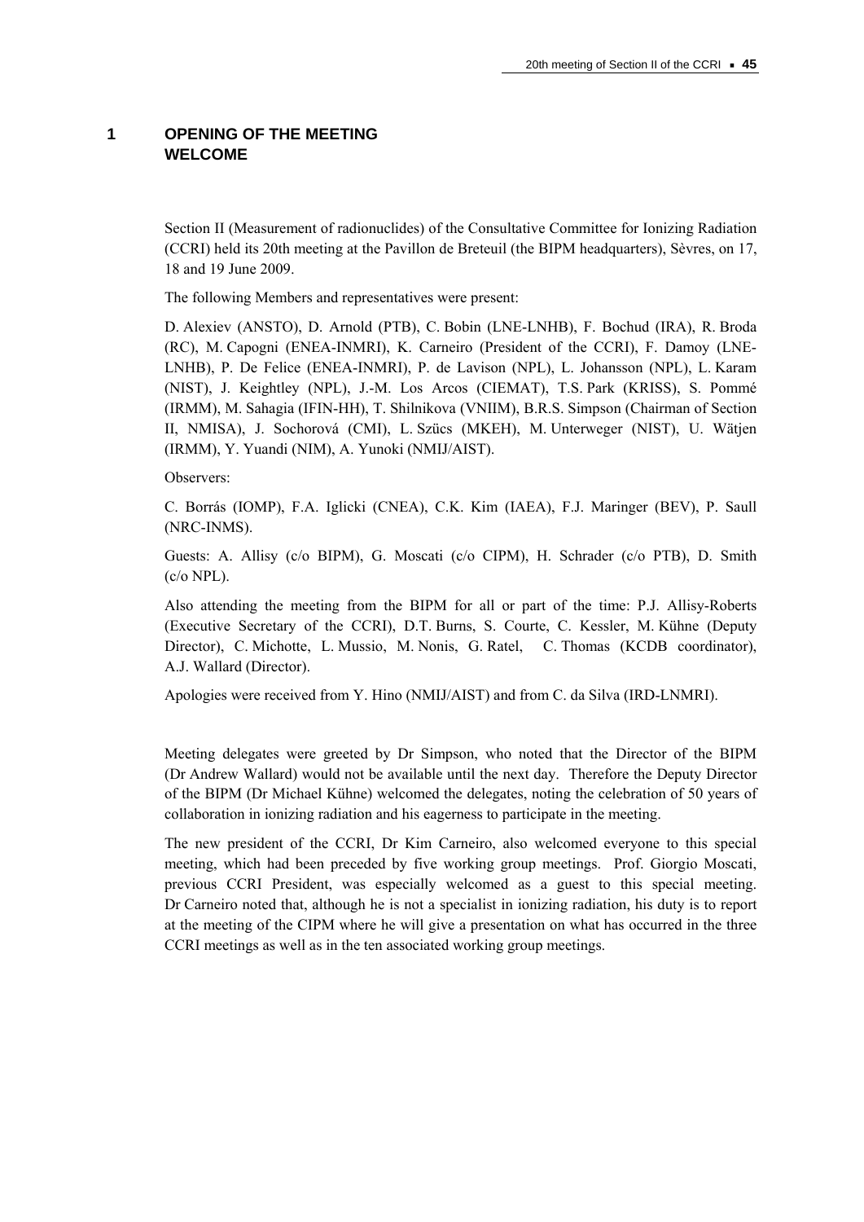## 1 OPENING OF THE MEETING WELCOME

Section II (Measurement of radionuclides) of the Consultative Committee for Ionizing Radiation (CCRI) held its 20th meeting at the Pavillon de Breteuil (the BIPM headquarters), Sèvres, on 17, 18 and 19 June 2009.

The following Members and representatives were present:

D. Alexiev (ANSTO), D. Arnold (PTB), C. Bobin (LNE-LNHB), F. Bochud (IRA), R. Broda (RC), M. Capogni (ENEA-INMRI), K. Carneiro (President of the CCRI), F. Damoy (LNE-LNHB), P. De Felice (ENEA-INMRI), P. de Lavison (NPL), L. Johansson (NPL), L. Karam (NIST), J. Keightley (NPL), J.-M. Los Arcos (CIEMAT), T.S. Park (KRISS), S. Pommé (IRMM), M. Sahagia (IFIN-HH), T. Shilnikova (VNIIM), B.R.S. Simpson (Chairman of Section II, NMISA), J. Sochorová (CMI), L. Szücs (MKEH), M. Unterweger (NIST), U. Wätjen (IRMM), Y. Yuandi (NIM), A. Yunoki (NMIJ/AIST).

Observers:

C. Borrás (IOMP), F.A. Iglicki (CNEA), C.K. Kim (IAEA), F.J. Maringer (BEV), P. Saull (NRC-INMS).

Guests: A. Allisy (c/o BIPM), G. Moscati (c/o CIPM), H. Schrader (c/o PTB), D. Smith (c/o NPL).

Also attending the meeting from the BIPM for all or part of the time: P.J. Allisy-Roberts (Executive Secretary of the CCRI), D.T. Burns, S. Courte, C. Kessler, M. Kühne (Deputy Director), C. Michotte, L. Mussio, M. Nonis, G. Ratel, C. Thomas (KCDB coordinator), A.J. Wallard (Director).

Apologies were received from Y. Hino (NMIJ/AIST) and from C. da Silva (IRD-LNMRI).

Meeting delegates were greeted by Dr Simpson, who noted that the Director of the BIPM (Dr Andrew Wallard) would not be available until the next day. Therefore the Deputy Director of the BIPM (Dr Michael Kühne) welcomed the delegates, noting the celebration of 50 years of collaboration in ionizing radiation and his eagerness to participate in the meeting.

The new president of the CCRI, Dr Kim Carneiro, also welcomed everyone to this special meeting, which had been preceded by five working group meetings. Prof. Giorgio Moscati, previous CCRI President, was especially welcomed as a guest to this special meeting. Dr Carneiro noted that, although he is not a specialist in ionizing radiation, his duty is to report at the meeting of the CIPM where he will give a presentation on what has occurred in the three CCRI meetings as well as in the ten associated working group meetings.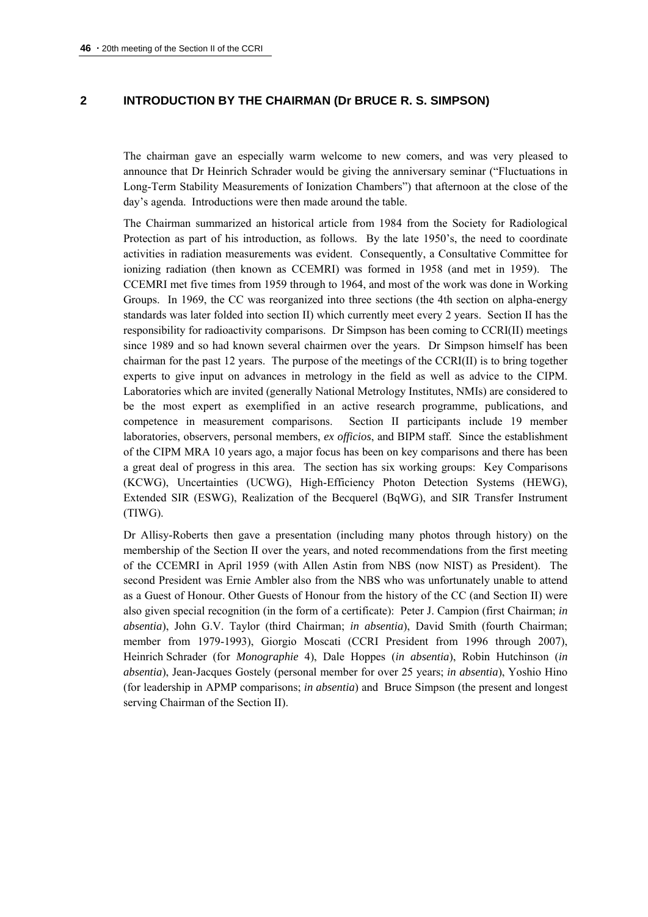## 2 INTRODUCTION BY THE CHAIRMAN (Dr BRUCE R. S. SIMPSON)

The chairman gave an especially warm welcome to new comers, and was very pleased to announce that Dr Heinrich Schrader would be giving the anniversary seminar ("Fluctuations in Long-Term Stability Measurements of Ionization Chambers") that afternoon at the close of the day's agenda. Introductions were then made around the table.

The Chairman summarized an historical article from 1984 from the Society for Radiological Protection as part of his introduction, as follows. By the late 1950's, the need to coordinate activities in radiation measurements was evident. Consequently, a Consultative Committee for ionizing radiation (then known as CCEMRI) was formed in 1958 (and met in 1959). The CCEMRI met five times from 1959 through to 1964, and most of the work was done in Working Groups. In 1969, the CC was reorganized into three sections (the 4th section on alpha-energy standards was later folded into section II) which currently meet every 2 years. Section II has the responsibility for radioactivity comparisons. Dr Simpson has been coming to CCRI(II) meetings since 1989 and so had known several chairmen over the years. Dr Simpson himself has been chairman for the past 12 years. The purpose of the meetings of the CCRI(II) is to bring together experts to give input on advances in metrology in the field as well as advice to the CIPM. Laboratories which are invited (generally National Metrology Institutes, NMIs) are considered to be the most expert as exemplified in an active research programme, publications, and competence in measurement comparisons. Section II participants include 19 member laboratories, observers, personal members, *ex officios*, and BIPM staff. Since the establishment of the CIPM MRA 10 years ago, a major focus has been on key comparisons and there has been a great deal of progress in this area. The section has six working groups: Key Comparisons (KCWG), Uncertainties (UCWG), High-Efficiency Photon Detection Systems (HEWG), Extended SIR (ESWG), Realization of the Becquerel (BqWG), and SIR Transfer Instrument (TIWG).

Dr Allisy-Roberts then gave a presentation (including many photos through history) on the membership of the Section II over the years, and noted recommendations from the first meeting of the CCEMRI in April 1959 (with Allen Astin from NBS (now NIST) as President). The second President was Ernie Ambler also from the NBS who was unfortunately unable to attend as a Guest of Honour. Other Guests of Honour from the history of the CC (and Section II) were also given special recognition (in the form of a certificate): Peter J. Campion (first Chairman; *in absentia*), John G.V. Taylor (third Chairman; *in absentia*), David Smith (fourth Chairman; member from 1979-1993), Giorgio Moscati (CCRI President from 1996 through 2007), Heinrich Schrader (for *Monographie* 4), Dale Hoppes (*in absentia*), Robin Hutchinson (*in absentia*), Jean-Jacques Gostely (personal member for over 25 years; *in absentia*), Yoshio Hino (for leadership in APMP comparisons; *in absentia*) and Bruce Simpson (the present and longest serving Chairman of the Section II).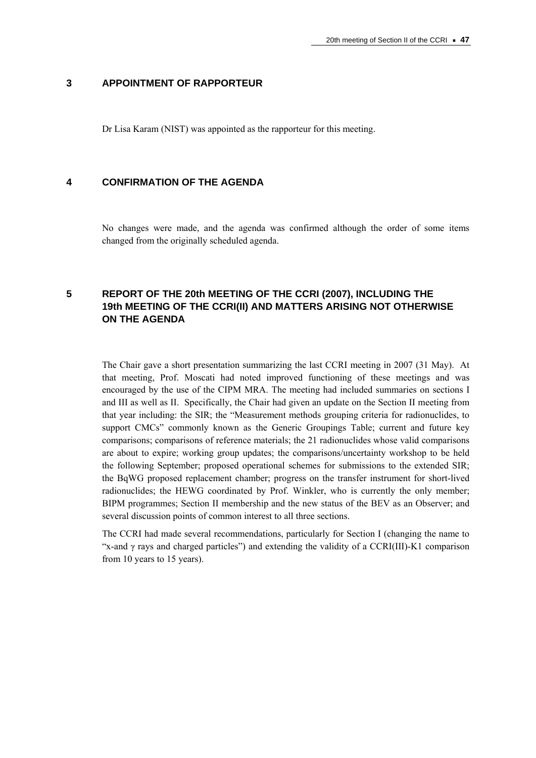## 3 APPOINTMENT OF RAPPORTEUR

Dr Lisa Karam (NIST) was appointed as the rapporteur for this meeting.

## 4 CONFIRMATION OF THE AGENDA

No changes were made, and the agenda was confirmed although the order of some items changed from the originally scheduled agenda.

## 5 REPORT OF THE 20th MEETING OF THE CCRI (2007), INCLUDING THE 19th MEETING OF THE CCRI(II) AND MATTERS ARISING NOT OTHERWISE ON THE AGENDA

The Chair gave a short presentation summarizing the last CCRI meeting in 2007 (31 May). At that meeting, Prof. Moscati had noted improved functioning of these meetings and was encouraged by the use of the CIPM MRA. The meeting had included summaries on sections I and III as well as II. Specifically, the Chair had given an update on the Section II meeting from that year including: the SIR; the "Measurement methods grouping criteria for radionuclides, to support CMCs" commonly known as the Generic Groupings Table; current and future key comparisons; comparisons of reference materials; the 21 radionuclides whose valid comparisons are about to expire; working group updates; the comparisons/uncertainty workshop to be held the following September; proposed operational schemes for submissions to the extended SIR; the BqWG proposed replacement chamber; progress on the transfer instrument for short-lived radionuclides; the HEWG coordinated by Prof. Winkler, who is currently the only member; BIPM programmes; Section II membership and the new status of the BEV as an Observer; and several discussion points of common interest to all three sections.

The CCRI had made several recommendations, particularly for Section I (changing the name to "x-and γ rays and charged particles") and extending the validity of a CCRI(III)-K1 comparison from 10 years to 15 years).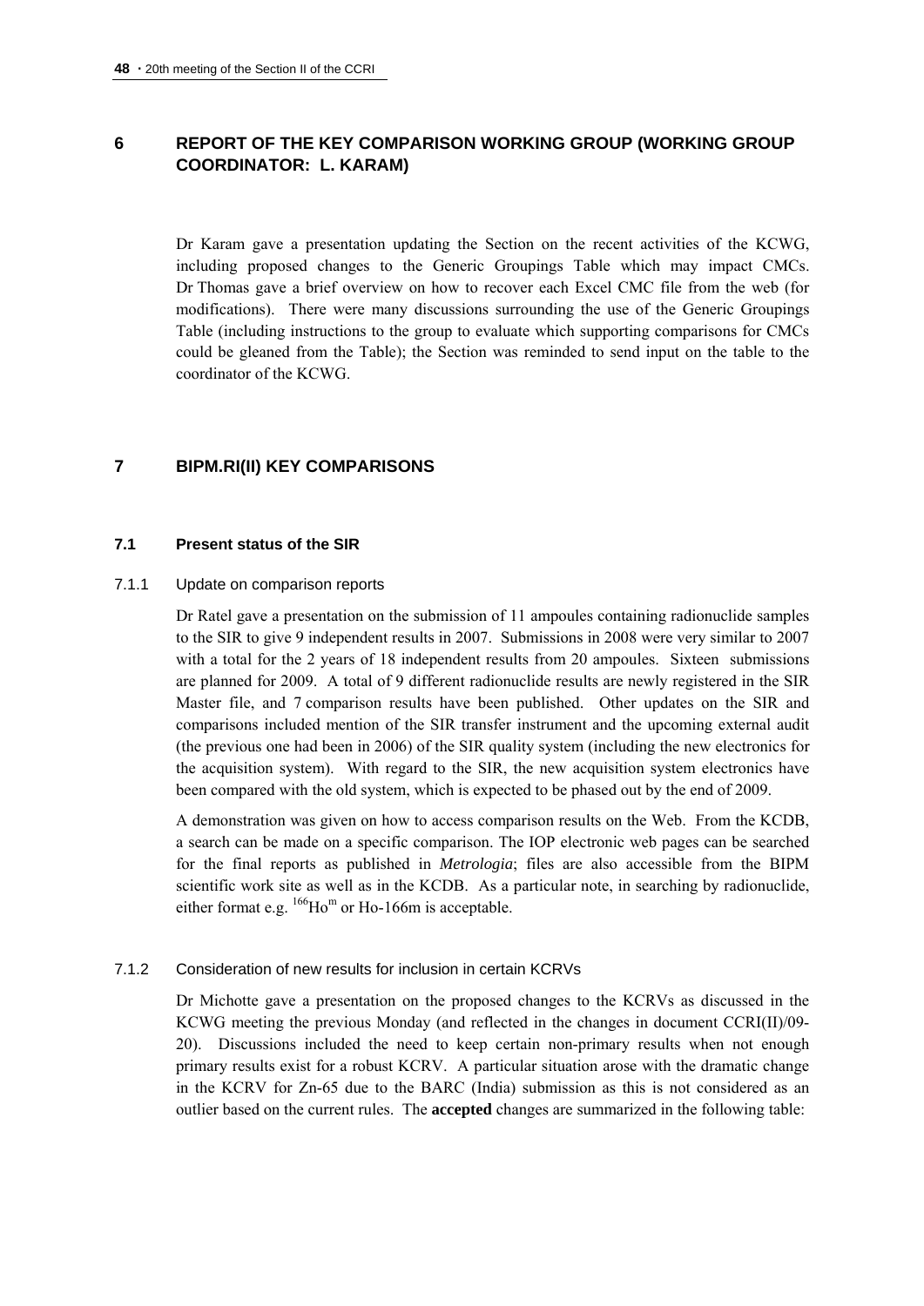## 6 REPORT OF THE KEY COMPARISON WORKING GROUP (WORKING GROUP COORDINATOR: L. KARAM)

Dr Karam gave a presentation updating the Section on the recent activities of the KCWG, including proposed changes to the Generic Groupings Table which may impact CMCs. Dr Thomas gave a brief overview on how to recover each Excel CMC file from the web (for modifications). There were many discussions surrounding the use of the Generic Groupings Table (including instructions to the group to evaluate which supporting comparisons for CMCs could be gleaned from the Table); the Section was reminded to send input on the table to the coordinator of the KCWG.

## 7 BIPM.RI(II) KEY COMPARISONS

### 7.1 Present status of the SIR

#### 7.1.1 Update on comparison reports

Dr Ratel gave a presentation on the submission of 11 ampoules containing radionuclide samples to the SIR to give 9 independent results in 2007. Submissions in 2008 were very similar to 2007 with a total for the 2 years of 18 independent results from 20 ampoules. Sixteen submissions are planned for 2009. A total of 9 different radionuclide results are newly registered in the SIR Master file, and 7 comparison results have been published. Other updates on the SIR and comparisons included mention of the SIR transfer instrument and the upcoming external audit (the previous one had been in 2006) of the SIR quality system (including the new electronics for the acquisition system). With regard to the SIR, the new acquisition system electronics have been compared with the old system, which is expected to be phased out by the end of 2009.

A demonstration was given on how to access comparison results on the Web. From the KCDB, a search can be made on a specific comparison. The IOP electronic web pages can be searched for the final reports as published in *Metrologia*; files are also accessible from the BIPM scientific work site as well as in the KCDB. As a particular note, in searching by radionuclide, either format e.g. $^{166}Ho^{m}$ or Ho-166m is acceptable.

#### 7.1.2 Consideration of new results for inclusion in certain KCRVs

Dr Michotte gave a presentation on the proposed changes to the KCRVs as discussed in the KCWG meeting the previous Monday (and reflected in the changes in document CCRI(II)/09-20). Discussions included the need to keep certain non-primary results when not enough primary results exist for a robust KCRV. A particular situation arose with the dramatic change in the KCRV for Zn-65 due to the BARC (India) submission as this is not considered as an outlier based on the current rules. The **accepted** changes are summarized in the following table: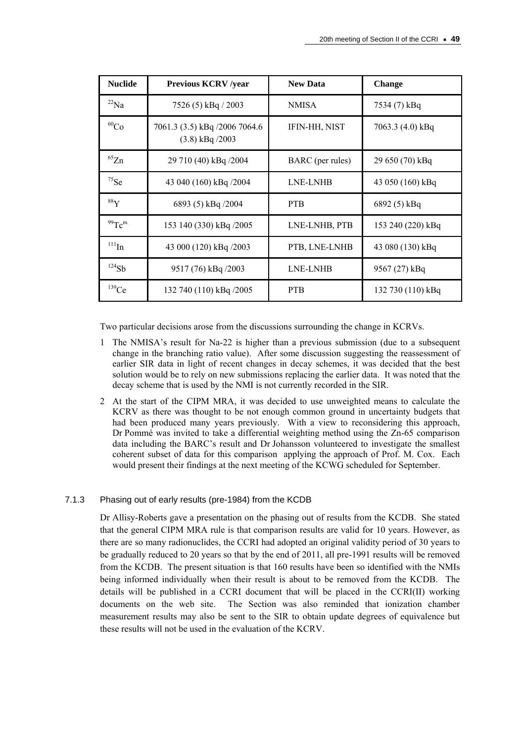| Nuclide | Previous KCRV /year | New Data | Change |
| --- | --- | --- | --- |
| $^{22}$Na | 7526 (5) kBq / 2003 | NMISA | 7534 (7) kBq |
| $^{60}$Co | 7061.3 (3.5) kBq /2006 7064.6 (3.8) kBq /2003 | IFIN-HH, NIST | 7063.3 (4.0) kBq |
| $^{65}$Zn | 29 710 (40) kBq /2004 | BARC (per rules) | 29 650 (70) kBq |
| $^{75}$Se | 43 040 (160) kBq /2004 | LNE-LNHB | 43 050 (160) kBq |
| $^{88}$Y | 6893 (5) kBq /2004 | PTB | 6892 (5) kBq |
| $^{99}$Tc$^{m}$ | 153 140 (330) kBq /2005 | LNE-LNHB, PTB | 153 240 (220) kBq |
| $^{111}$In | 43 000 (120) kBq /2003 | PTB, LNE-LNHB | 43 080 (130) kBq |
| $^{124}$Sb | 9517 (76) kBq /2003 | LNE-LNHB | 9567 (27) kBq |
| $^{139}$Ce | 132 740 (110) kBq /2005 | PTB | 132 730 (110) kBq |

Two particular decisions arose from the discussions surrounding the change in KCRVs.

1 The NMISA's result for Na-22 is higher than a previous submission (due to a subsequent change in the branching ratio value). After some discussion suggesting the reassessment of earlier SIR data in light of recent changes in decay schemes, it was decided that the best solution would be to rely on new submissions replacing the earlier data. It was noted that the decay scheme that is used by the NMI is not currently recorded in the SIR.

2 At the start of the CIPM MRA, it was decided to use unweighted means to calculate the KCRV as there was thought to be not enough common ground in uncertainty budgets that had been produced many years previously. With a view to reconsidering this approach, Dr Pommé was invited to take a differential weighting method using the Zn-65 comparison data including the BARC's result and Dr Johansson volunteered to investigate the smallest coherent subset of data for this comparison applying the approach of Prof. M. Cox. Each would present their findings at the next meeting of the KCWG scheduled for September.

### 7.1.3 Phasing out of early results (pre-1984) from the KCDB

Dr Allisy-Roberts gave a presentation on the phasing out of results from the KCDB. She stated that the general CIPM MRA rule is that comparison results are valid for 10 years. However, as there are so many radionuclides, the CCRI had adopted an original validity period of 30 years to be gradually reduced to 20 years so that by the end of 2011, all pre-1991 results will be removed from the KCDB. The present situation is that 160 results have been so identified with the NMIs being informed individually when their result is about to be removed from the KCDB. The details will be published in a CCRI document that will be placed in the CCRI(II) working documents on the web site. The Section was also reminded that ionization chamber measurement results may also be sent to the SIR to obtain update degrees of equivalence but these results will not be used in the evaluation of the KCRV.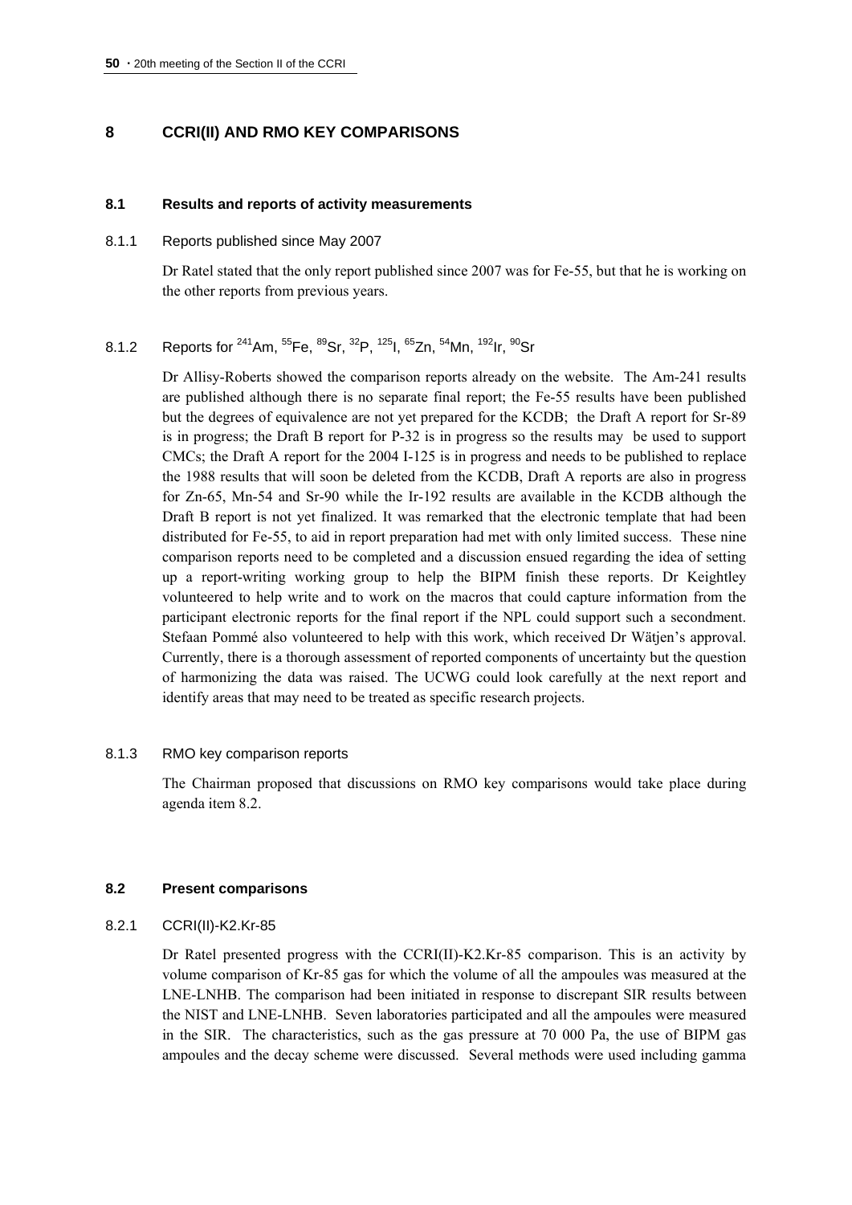## 8 CCRI(II) AND RMO KEY COMPARISONS

### 8.1 Results and reports of activity measurements

#### 8.1.1 Reports published since May 2007

Dr Ratel stated that the only report published since 2007 was for Fe-55, but that he is working on the other reports from previous years.

#### 8.1.2 Reports for $^{241}$Am, $^{55}$Fe, $^{89}$Sr, $^{32}$P, $^{125}$I, $^{65}$Zn, $^{54}$Mn, $^{192}$Ir, $^{90}$Sr

Dr Allisy-Roberts showed the comparison reports already on the website. The Am-241 results are published although there is no separate final report; the Fe-55 results have been published but the degrees of equivalence are not yet prepared for the KCDB; the Draft A report for Sr-89 is in progress; the Draft B report for P-32 is in progress so the results may be used to support CMCs; the Draft A report for the 2004 I-125 is in progress and needs to be published to replace the 1988 results that will soon be deleted from the KCDB, Draft A reports are also in progress for Zn-65, Mn-54 and Sr-90 while the Ir-192 results are available in the KCDB although the Draft B report is not yet finalized. It was remarked that the electronic template that had been distributed for Fe-55, to aid in report preparation had met with only limited success. These nine comparison reports need to be completed and a discussion ensued regarding the idea of setting up a report-writing working group to help the BIPM finish these reports. Dr Keightley volunteered to help write and to work on the macros that could capture information from the participant electronic reports for the final report if the NPL could support such a secondment. Stefaan Pommé also volunteered to help with this work, which received Dr Wätjen's approval. Currently, there is a thorough assessment of reported components of uncertainty but the question of harmonizing the data was raised. The UCWG could look carefully at the next report and identify areas that may need to be treated as specific research projects.

#### 8.1.3 RMO key comparison reports

The Chairman proposed that discussions on RMO key comparisons would take place during agenda item 8.2.

### 8.2 Present comparisons

#### 8.2.1 CCRI(II)-K2.Kr-85

Dr Ratel presented progress with the CCRI(II)-K2.Kr-85 comparison. This is an activity by volume comparison of Kr-85 gas for which the volume of all the ampoules was measured at the LNE-LNHB. The comparison had been initiated in response to discrepant SIR results between the NIST and LNE-LNHB. Seven laboratories participated and all the ampoules were measured in the SIR. The characteristics, such as the gas pressure at 70 000 Pa, the use of BIPM gas ampoules and the decay scheme were discussed. Several methods were used including gamma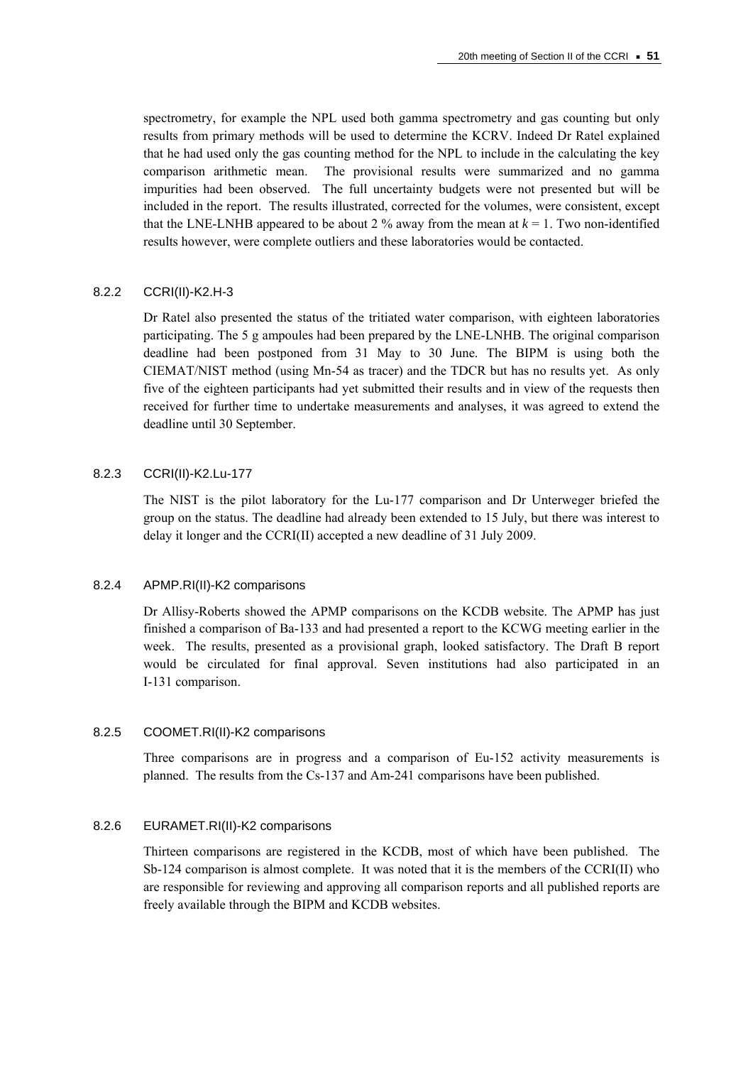spectrometry, for example the NPL used both gamma spectrometry and gas counting but only results from primary methods will be used to determine the KCRV. Indeed Dr Ratel explained that he had used only the gas counting method for the NPL to include in the calculating the key comparison arithmetic mean. The provisional results were summarized and no gamma impurities had been observed. The full uncertainty budgets were not presented but will be included in the report. The results illustrated, corrected for the volumes, were consistent, except that the LNE-LNHB appeared to be about 2 % away from the mean at $k = 1$. Two non-identified results however, were complete outliers and these laboratories would be contacted.

#### 8.2.2 CCRI(II)-K2.H-3

Dr Ratel also presented the status of the tritiated water comparison, with eighteen laboratories participating. The 5 g ampoules had been prepared by the LNE-LNHB. The original comparison deadline had been postponed from 31 May to 30 June. The BIPM is using both the CIEMAT/NIST method (using Mn-54 as tracer) and the TDCR but has no results yet. As only five of the eighteen participants had yet submitted their results and in view of the requests then received for further time to undertake measurements and analyses, it was agreed to extend the deadline until 30 September.

#### 8.2.3 CCRI(II)-K2.Lu-177

The NIST is the pilot laboratory for the Lu-177 comparison and Dr Unterweger briefed the group on the status. The deadline had already been extended to 15 July, but there was interest to delay it longer and the CCRI(II) accepted a new deadline of 31 July 2009.

#### 8.2.4 APMP.RI(II)-K2 comparisons

Dr Allisy-Roberts showed the APMP comparisons on the KCDB website. The APMP has just finished a comparison of Ba-133 and had presented a report to the KCWG meeting earlier in the week. The results, presented as a provisional graph, looked satisfactory. The Draft B report would be circulated for final approval. Seven institutions had also participated in an I-131 comparison.

#### 8.2.5 COOMET.RI(II)-K2 comparisons

Three comparisons are in progress and a comparison of Eu-152 activity measurements is planned. The results from the Cs-137 and Am-241 comparisons have been published.

#### 8.2.6 EURAMET.RI(II)-K2 comparisons

Thirteen comparisons are registered in the KCDB, most of which have been published. The Sb-124 comparison is almost complete. It was noted that it is the members of the CCRI(II) who are responsible for reviewing and approving all comparison reports and all published reports are freely available through the BIPM and KCDB websites.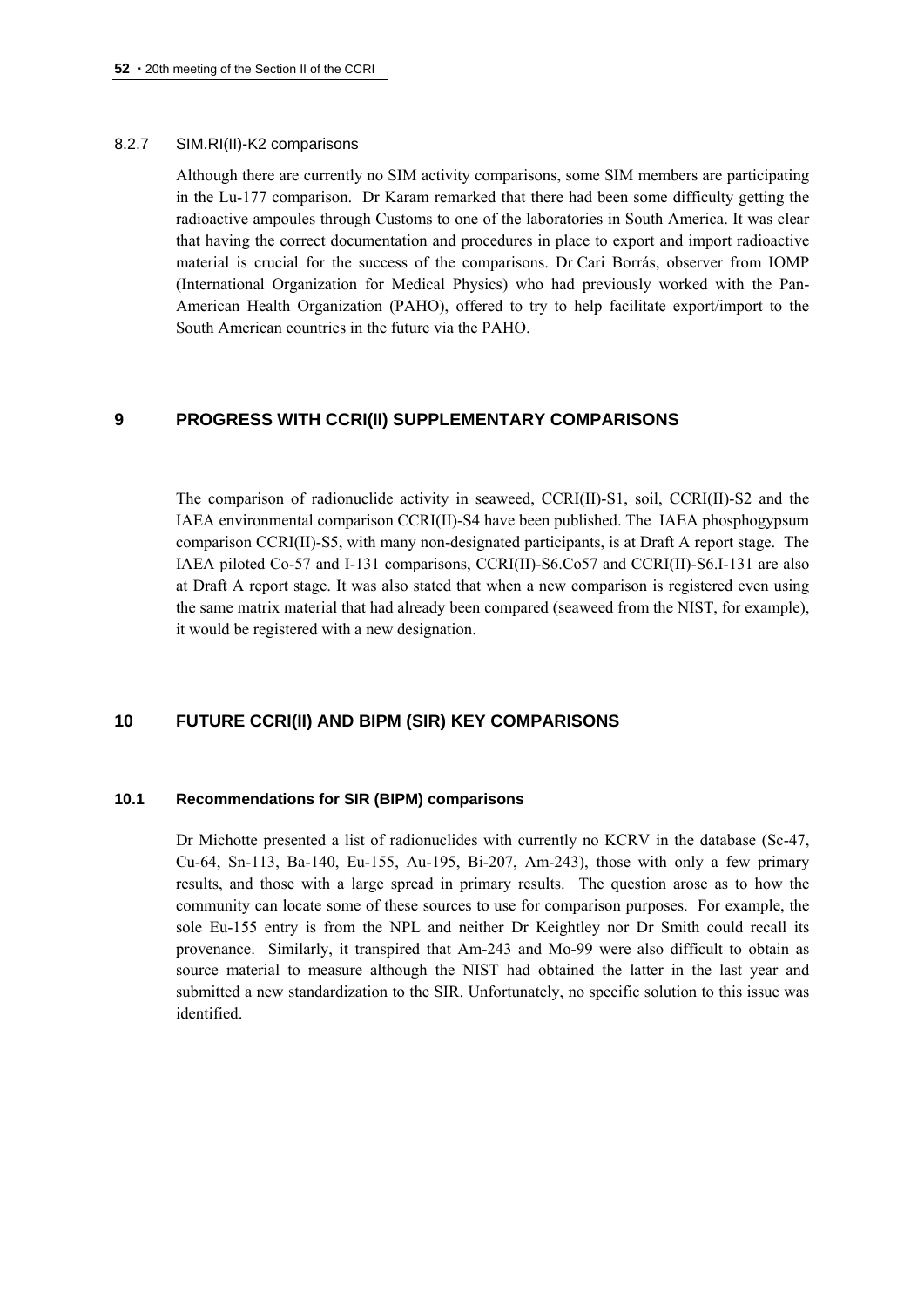#### 8.2.7 SIM.RI(II)-K2 comparisons

Although there are currently no SIM activity comparisons, some SIM members are participating in the Lu-177 comparison. Dr Karam remarked that there had been some difficulty getting the radioactive ampoules through Customs to one of the laboratories in South America. It was clear that having the correct documentation and procedures in place to export and import radioactive material is crucial for the success of the comparisons. Dr Cari Borrás, observer from IOMP (International Organization for Medical Physics) who had previously worked with the Pan-American Health Organization (PAHO), offered to try to help facilitate export/import to the South American countries in the future via the PAHO.

## 9 PROGRESS WITH CCRI(II) SUPPLEMENTARY COMPARISONS

The comparison of radionuclide activity in seaweed, CCRI(II)-S1, soil, CCRI(II)-S2 and the IAEA environmental comparison CCRI(II)-S4 have been published. The IAEA phosphogypsum comparison CCRI(II)-S5, with many non-designated participants, is at Draft A report stage. The IAEA piloted Co-57 and I-131 comparisons, CCRI(II)-S6.Co57 and CCRI(II)-S6.I-131 are also at Draft A report stage. It was also stated that when a new comparison is registered even using the same matrix material that had already been compared (seaweed from the NIST, for example), it would be registered with a new designation.

## 10 FUTURE CCRI(II) AND BIPM (SIR) KEY COMPARISONS

### 10.1 Recommendations for SIR (BIPM) comparisons

Dr Michotte presented a list of radionuclides with currently no KCRV in the database (Sc-47, Cu-64, Sn-113, Ba-140, Eu-155, Au-195, Bi-207, Am-243), those with only a few primary results, and those with a large spread in primary results. The question arose as to how the community can locate some of these sources to use for comparison purposes. For example, the sole Eu-155 entry is from the NPL and neither Dr Keightley nor Dr Smith could recall its provenance. Similarly, it transpired that Am-243 and Mo-99 were also difficult to obtain as source material to measure although the NIST had obtained the latter in the last year and submitted a new standardization to the SIR. Unfortunately, no specific solution to this issue was identified.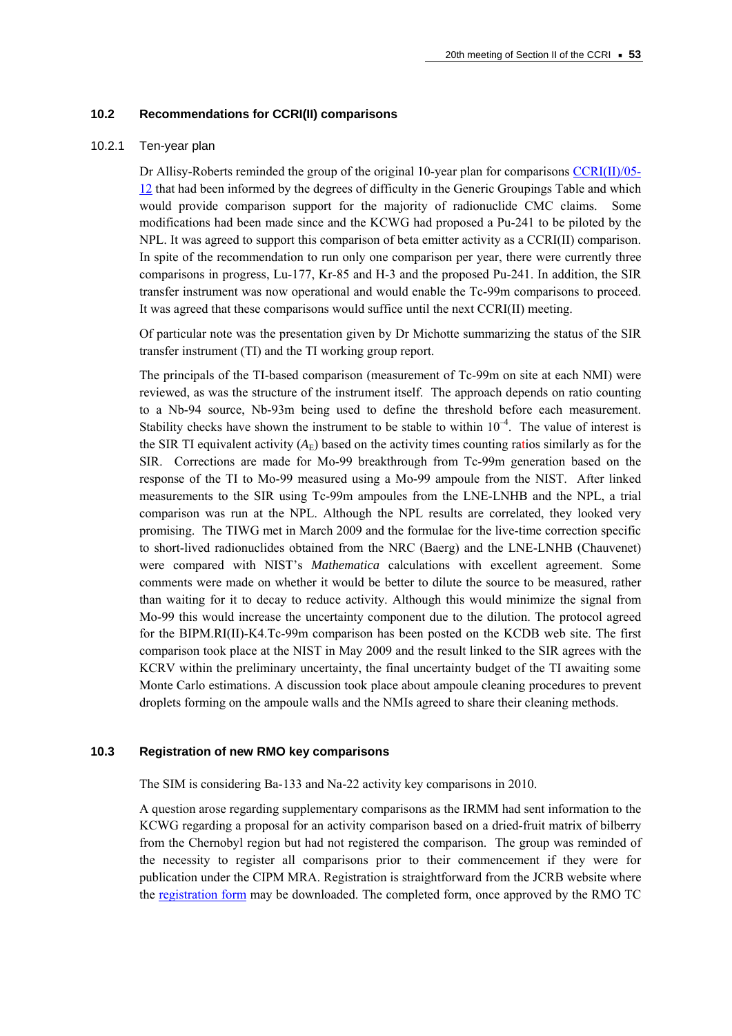### 10.2 Recommendations for CCRI(II) comparisons

#### 10.2.1 Ten-year plan

Dr Allisy-Roberts reminded the group of the original 10-year plan for comparisons [CCRI(II)/05-12](CCRI(II)/05-12) that had been informed by the degrees of difficulty in the Generic Groupings Table and which would provide comparison support for the majority of radionuclide CMC claims. Some modifications had been made since and the KCWG had proposed a Pu-241 to be piloted by the NPL. It was agreed to support this comparison of beta emitter activity as a CCRI(II) comparison. In spite of the recommendation to run only one comparison per year, there were currently three comparisons in progress, Lu-177, Kr-85 and H-3 and the proposed Pu-241. In addition, the SIR transfer instrument was now operational and would enable the Tc-99m comparisons to proceed. It was agreed that these comparisons would suffice until the next CCRI(II) meeting.

Of particular note was the presentation given by Dr Michotte summarizing the status of the SIR transfer instrument (TI) and the TI working group report.

The principals of the TI-based comparison (measurement of Tc-99m on site at each NMI) were reviewed, as was the structure of the instrument itself. The approach depends on ratio counting to a Nb-94 source, Nb-93m being used to define the threshold before each measurement. Stability checks have shown the instrument to be stable to within $10^{-4}$. The value of interest is the SIR TI equivalent activity ($A_E$) based on the activity times counting ratios similarly as for the SIR. Corrections are made for Mo-99 breakthrough from Tc-99m generation based on the response of the TI to Mo-99 measured using a Mo-99 ampoule from the NIST. After linked measurements to the SIR using Tc-99m ampoules from the LNE-LNHB and the NPL, a trial comparison was run at the NPL. Although the NPL results are correlated, they looked very promising. The TIWG met in March 2009 and the formulae for the live-time correction specific to short-lived radionuclides obtained from the NRC (Baerg) and the LNE-LNHB (Chauvenet) were compared with NIST's *Mathematica* calculations with excellent agreement. Some comments were made on whether it would be better to dilute the source to be measured, rather than waiting for it to decay to reduce activity. Although this would minimize the signal from Mo-99 this would increase the uncertainty component due to the dilution. The protocol agreed for the BIPM.RI(II)-K4.Tc-99m comparison has been posted on the KCDB web site. The first comparison took place at the NIST in May 2009 and the result linked to the SIR agrees with the KCRV within the preliminary uncertainty, the final uncertainty budget of the TI awaiting some Monte Carlo estimations. A discussion took place about ampoule cleaning procedures to prevent droplets forming on the ampoule walls and the NMIs agreed to share their cleaning methods.

### 10.3 Registration of new RMO key comparisons

The SIM is considering Ba-133 and Na-22 activity key comparisons in 2010.

A question arose regarding supplementary comparisons as the IRMM had sent information to the KCWG regarding a proposal for an activity comparison based on a dried-fruit matrix of bilberry from the Chernobyl region but had not registered the comparison. The group was reminded of the necessity to register all comparisons prior to their commencement if they were for publication under the CIPM MRA. Registration is straightforward from the JCRB website where the [registration form](registration form) may be downloaded. The completed form, once approved by the RMO TC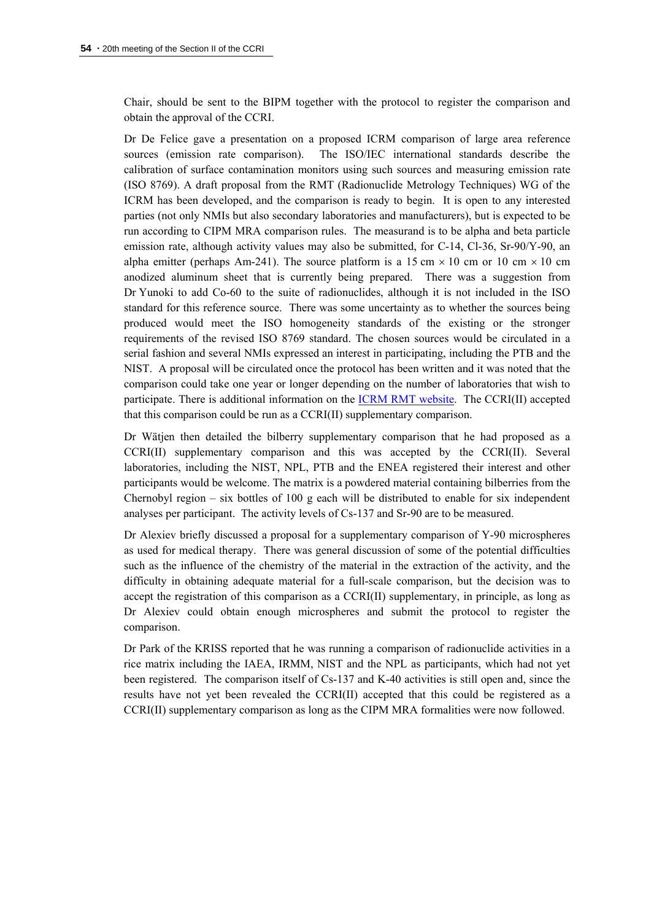Chair, should be sent to the BIPM together with the protocol to register the comparison and obtain the approval of the CCRI.

Dr De Felice gave a presentation on a proposed ICRM comparison of large area reference sources (emission rate comparison). The ISO/IEC international standards describe the calibration of surface contamination monitors using such sources and measuring emission rate (ISO 8769). A draft proposal from the RMT (Radionuclide Metrology Techniques) WG of the ICRM has been developed, and the comparison is ready to begin. It is open to any interested parties (not only NMIs but also secondary laboratories and manufacturers), but is expected to be run according to CIPM MRA comparison rules. The measurand is to be alpha and beta particle emission rate, although activity values may also be submitted, for C-14, Cl-36, Sr-90/Y-90, an alpha emitter (perhaps Am-241). The source platform is a 15 cm × 10 cm or 10 cm × 10 cm anodized aluminum sheet that is currently being prepared. There was a suggestion from Dr Yunoki to add Co-60 to the suite of radionuclides, although it is not included in the ISO standard for this reference source. There was some uncertainty as to whether the sources being produced would meet the ISO homogeneity standards of the existing or the stronger requirements of the revised ISO 8769 standard. The chosen sources would be circulated in a serial fashion and several NMIs expressed an interest in participating, including the PTB and the NIST. A proposal will be circulated once the protocol has been written and it was noted that the comparison could take one year or longer depending on the number of laboratories that wish to participate. There is additional information on the ICRM RMT website. The CCRI(II) accepted that this comparison could be run as a CCRI(II) supplementary comparison.

Dr Wätjen then detailed the bilberry supplementary comparison that he had proposed as a CCRI(II) supplementary comparison and this was accepted by the CCRI(II). Several laboratories, including the NIST, NPL, PTB and the ENEA registered their interest and other participants would be welcome. The matrix is a powdered material containing bilberries from the Chernobyl region – six bottles of 100 g each will be distributed to enable for six independent analyses per participant. The activity levels of Cs-137 and Sr-90 are to be measured.

Dr Alexiev briefly discussed a proposal for a supplementary comparison of Y-90 microspheres as used for medical therapy. There was general discussion of some of the potential difficulties such as the influence of the chemistry of the material in the extraction of the activity, and the difficulty in obtaining adequate material for a full-scale comparison, but the decision was to accept the registration of this comparison as a CCRI(II) supplementary, in principle, as long as Dr Alexiev could obtain enough microspheres and submit the protocol to register the comparison.

Dr Park of the KRISS reported that he was running a comparison of radionuclide activities in a rice matrix including the IAEA, IRMM, NIST and the NPL as participants, which had not yet been registered. The comparison itself of Cs-137 and K-40 activities is still open and, since the results have not yet been revealed the CCRI(II) accepted that this could be registered as a CCRI(II) supplementary comparison as long as the CIPM MRA formalities were now followed.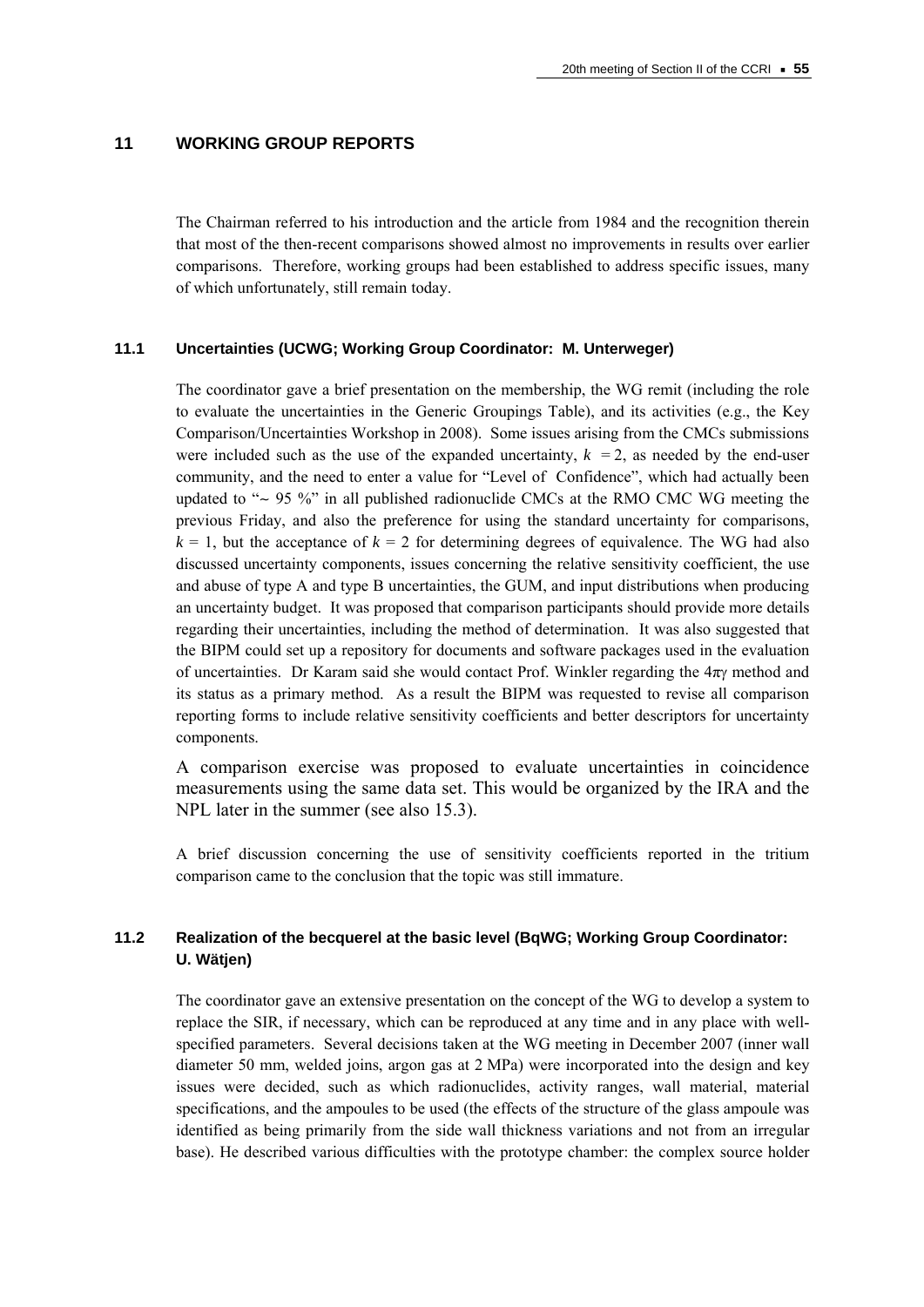## 11 WORKING GROUP REPORTS

The Chairman referred to his introduction and the article from 1984 and the recognition therein that most of the then-recent comparisons showed almost no improvements in results over earlier comparisons. Therefore, working groups had been established to address specific issues, many of which unfortunately, still remain today.

### 11.1 Uncertainties (UCWG; Working Group Coordinator: M. Unterweger)

The coordinator gave a brief presentation on the membership, the WG remit (including the role to evaluate the uncertainties in the Generic Groupings Table), and its activities (e.g., the Key Comparison/Uncertainties Workshop in 2008). Some issues arising from the CMCs submissions were included such as the use of the expanded uncertainty, $k = 2$, as needed by the end-user community, and the need to enter a value for "Level of Confidence", which had actually been updated to "~ 95 %" in all published radionuclide CMCs at the RMO CMC WG meeting the previous Friday, and also the preference for using the standard uncertainty for comparisons, $k = 1$, but the acceptance of $k = 2$ for determining degrees of equivalence. The WG had also discussed uncertainty components, issues concerning the relative sensitivity coefficient, the use and abuse of type A and type B uncertainties, the GUM, and input distributions when producing an uncertainty budget. It was proposed that comparison participants should provide more details regarding their uncertainties, including the method of determination. It was also suggested that the BIPM could set up a repository for documents and software packages used in the evaluation of uncertainties. Dr Karam said she would contact Prof. Winkler regarding the $4\pi\gamma$ method and its status as a primary method. As a result the BIPM was requested to revise all comparison reporting forms to include relative sensitivity coefficients and better descriptors for uncertainty components.

A comparison exercise was proposed to evaluate uncertainties in coincidence measurements using the same data set. This would be organized by the IRA and the NPL later in the summer (see also 15.3).

A brief discussion concerning the use of sensitivity coefficients reported in the tritium comparison came to the conclusion that the topic was still immature.

### 11.2 Realization of the becquerel at the basic level (BqWG; Working Group Coordinator: U. Wätjen)

The coordinator gave an extensive presentation on the concept of the WG to develop a system to replace the SIR, if necessary, which can be reproduced at any time and in any place with well-specified parameters. Several decisions taken at the WG meeting in December 2007 (inner wall diameter 50 mm, welded joins, argon gas at 2 MPa) were incorporated into the design and key issues were decided, such as which radionuclides, activity ranges, wall material, material specifications, and the ampoules to be used (the effects of the structure of the glass ampoule was identified as being primarily from the side wall thickness variations and not from an irregular base). He described various difficulties with the prototype chamber: the complex source holder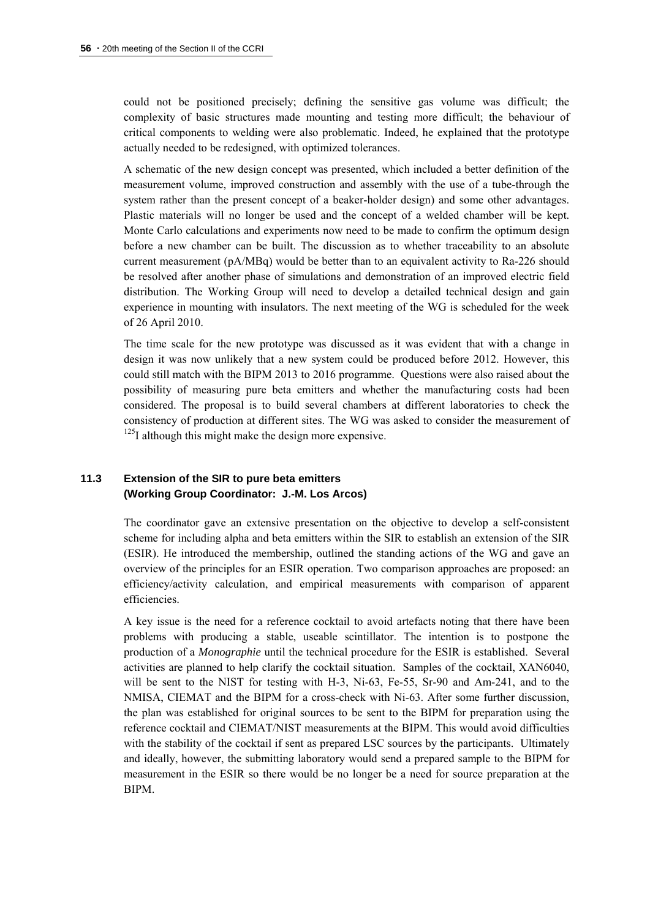could not be positioned precisely; defining the sensitive gas volume was difficult; the complexity of basic structures made mounting and testing more difficult; the behaviour of critical components to welding were also problematic. Indeed, he explained that the prototype actually needed to be redesigned, with optimized tolerances.

A schematic of the new design concept was presented, which included a better definition of the measurement volume, improved construction and assembly with the use of a tube-through the system rather than the present concept of a beaker-holder design) and some other advantages. Plastic materials will no longer be used and the concept of a welded chamber will be kept. Monte Carlo calculations and experiments now need to be made to confirm the optimum design before a new chamber can be built. The discussion as to whether traceability to an absolute current measurement (pA/MBq) would be better than to an equivalent activity to Ra-226 should be resolved after another phase of simulations and demonstration of an improved electric field distribution. The Working Group will need to develop a detailed technical design and gain experience in mounting with insulators. The next meeting of the WG is scheduled for the week of 26 April 2010.

The time scale for the new prototype was discussed as it was evident that with a change in design it was now unlikely that a new system could be produced before 2012. However, this could still match with the BIPM 2013 to 2016 programme. Questions were also raised about the possibility of measuring pure beta emitters and whether the manufacturing costs had been considered. The proposal is to build several chambers at different laboratories to check the consistency of production at different sites. The WG was asked to consider the measurement of $^{125}$I although this might make the design more expensive.

## 11.3 Extension of the SIR to pure beta emitters (Working Group Coordinator: J.-M. Los Arcos)

The coordinator gave an extensive presentation on the objective to develop a self-consistent scheme for including alpha and beta emitters within the SIR to establish an extension of the SIR (ESIR). He introduced the membership, outlined the standing actions of the WG and gave an overview of the principles for an ESIR operation. Two comparison approaches are proposed: an efficiency/activity calculation, and empirical measurements with comparison of apparent efficiencies.

A key issue is the need for a reference cocktail to avoid artefacts noting that there have been problems with producing a stable, useable scintillator. The intention is to postpone the production of a *Monographie* until the technical procedure for the ESIR is established. Several activities are planned to help clarify the cocktail situation. Samples of the cocktail, XAN6040, will be sent to the NIST for testing with H-3, Ni-63, Fe-55, Sr-90 and Am-241, and to the NMISA, CIEMAT and the BIPM for a cross-check with Ni-63. After some further discussion, the plan was established for original sources to be sent to the BIPM for preparation using the reference cocktail and CIEMAT/NIST measurements at the BIPM. This would avoid difficulties with the stability of the cocktail if sent as prepared LSC sources by the participants. Ultimately and ideally, however, the submitting laboratory would send a prepared sample to the BIPM for measurement in the ESIR so there would be no longer be a need for source preparation at the BIPM.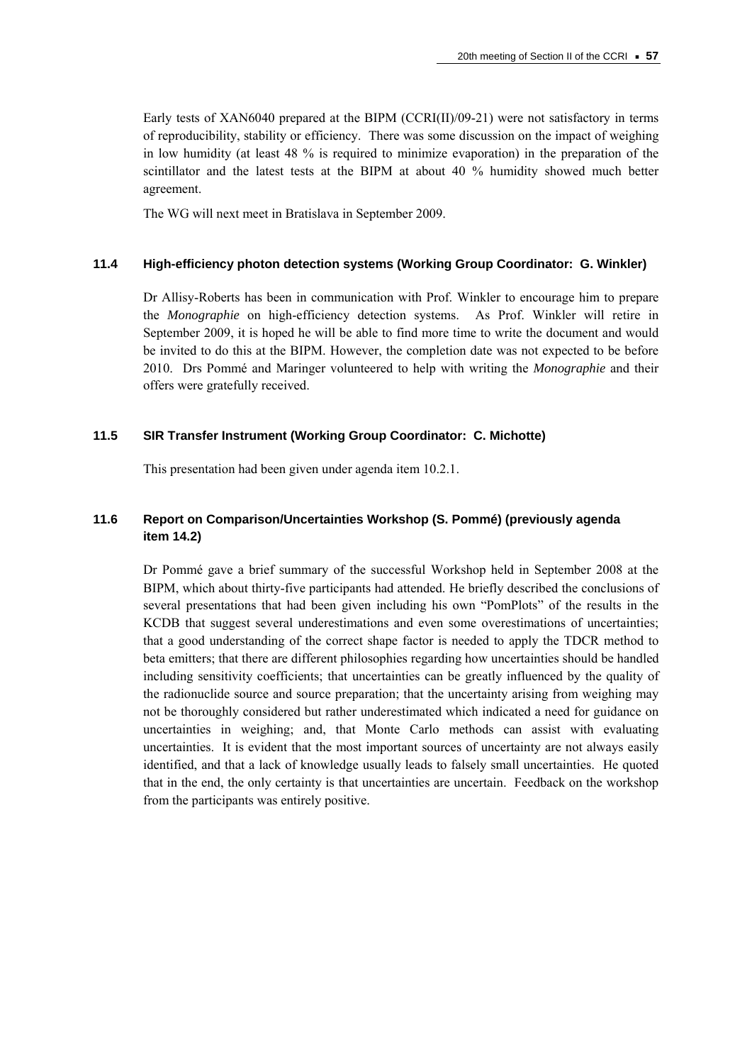Early tests of XAN6040 prepared at the BIPM (CCRI(II)/09-21) were not satisfactory in terms of reproducibility, stability or efficiency. There was some discussion on the impact of weighing in low humidity (at least 48 % is required to minimize evaporation) in the preparation of the scintillator and the latest tests at the BIPM at about 40 % humidity showed much better agreement.

The WG will next meet in Bratislava in September 2009.

### 11.4 High-efficiency photon detection systems (Working Group Coordinator: G. Winkler)

Dr Allisy-Roberts has been in communication with Prof. Winkler to encourage him to prepare the *Monographie* on high-efficiency detection systems. As Prof. Winkler will retire in September 2009, it is hoped he will be able to find more time to write the document and would be invited to do this at the BIPM. However, the completion date was not expected to be before 2010. Drs Pommé and Maringer volunteered to help with writing the *Monographie* and their offers were gratefully received.

### 11.5 SIR Transfer Instrument (Working Group Coordinator: C. Michotte)

This presentation had been given under agenda item 10.2.1.

### 11.6 Report on Comparison/Uncertainties Workshop (S. Pommé) (previously agenda item 14.2)

Dr Pommé gave a brief summary of the successful Workshop held in September 2008 at the BIPM, which about thirty-five participants had attended. He briefly described the conclusions of several presentations that had been given including his own "PomPlots" of the results in the KCDB that suggest several underestimations and even some overestimations of uncertainties; that a good understanding of the correct shape factor is needed to apply the TDCR method to beta emitters; that there are different philosophies regarding how uncertainties should be handled including sensitivity coefficients; that uncertainties can be greatly influenced by the quality of the radionuclide source and source preparation; that the uncertainty arising from weighing may not be thoroughly considered but rather underestimated which indicated a need for guidance on uncertainties in weighing; and, that Monte Carlo methods can assist with evaluating uncertainties. It is evident that the most important sources of uncertainty are not always easily identified, and that a lack of knowledge usually leads to falsely small uncertainties. He quoted that in the end, the only certainty is that uncertainties are uncertain. Feedback on the workshop from the participants was entirely positive.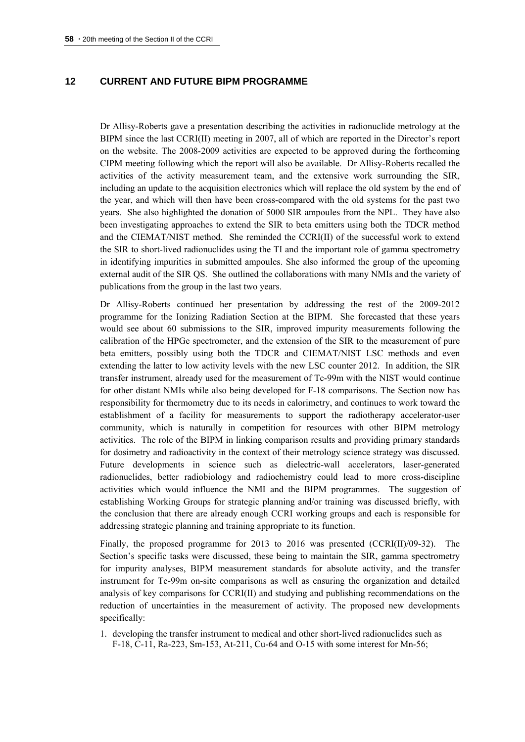## 12 CURRENT AND FUTURE BIPM PROGRAMME

Dr Allisy-Roberts gave a presentation describing the activities in radionuclide metrology at the BIPM since the last CCRI(II) meeting in 2007, all of which are reported in the Director's report on the website. The 2008-2009 activities are expected to be approved during the forthcoming CIPM meeting following which the report will also be available. Dr Allisy-Roberts recalled the activities of the activity measurement team, and the extensive work surrounding the SIR, including an update to the acquisition electronics which will replace the old system by the end of the year, and which will then have been cross-compared with the old systems for the past two years. She also highlighted the donation of 5000 SIR ampoules from the NPL. They have also been investigating approaches to extend the SIR to beta emitters using both the TDCR method and the CIEMAT/NIST method. She reminded the CCRI(II) of the successful work to extend the SIR to short-lived radionuclides using the TI and the important role of gamma spectrometry in identifying impurities in submitted ampoules. She also informed the group of the upcoming external audit of the SIR QS. She outlined the collaborations with many NMIs and the variety of publications from the group in the last two years.

Dr Allisy-Roberts continued her presentation by addressing the rest of the 2009-2012 programme for the Ionizing Radiation Section at the BIPM. She forecasted that these years would see about 60 submissions to the SIR, improved impurity measurements following the calibration of the HPGe spectrometer, and the extension of the SIR to the measurement of pure beta emitters, possibly using both the TDCR and CIEMAT/NIST LSC methods and even extending the latter to low activity levels with the new LSC counter 2012. In addition, the SIR transfer instrument, already used for the measurement of Tc-99m with the NIST would continue for other distant NMIs while also being developed for F-18 comparisons. The Section now has responsibility for thermometry due to its needs in calorimetry, and continues to work toward the establishment of a facility for measurements to support the radiotherapy accelerator-user community, which is naturally in competition for resources with other BIPM metrology activities. The role of the BIPM in linking comparison results and providing primary standards for dosimetry and radioactivity in the context of their metrology science strategy was discussed. Future developments in science such as dielectric-wall accelerators, laser-generated radionuclides, better radiobiology and radiochemistry could lead to more cross-discipline activities which would influence the NMI and the BIPM programmes. The suggestion of establishing Working Groups for strategic planning and/or training was discussed briefly, with the conclusion that there are already enough CCRI working groups and each is responsible for addressing strategic planning and training appropriate to its function.

Finally, the proposed programme for 2013 to 2016 was presented (CCRI(II)/09-32). The Section's specific tasks were discussed, these being to maintain the SIR, gamma spectrometry for impurity analyses, BIPM measurement standards for absolute activity, and the transfer instrument for Tc-99m on-site comparisons as well as ensuring the organization and detailed analysis of key comparisons for CCRI(II) and studying and publishing recommendations on the reduction of uncertainties in the measurement of activity. The proposed new developments specifically:

1. developing the transfer instrument to medical and other short-lived radionuclides such as F-18, C-11, Ra-223, Sm-153, At-211, Cu-64 and O-15 with some interest for Mn-56;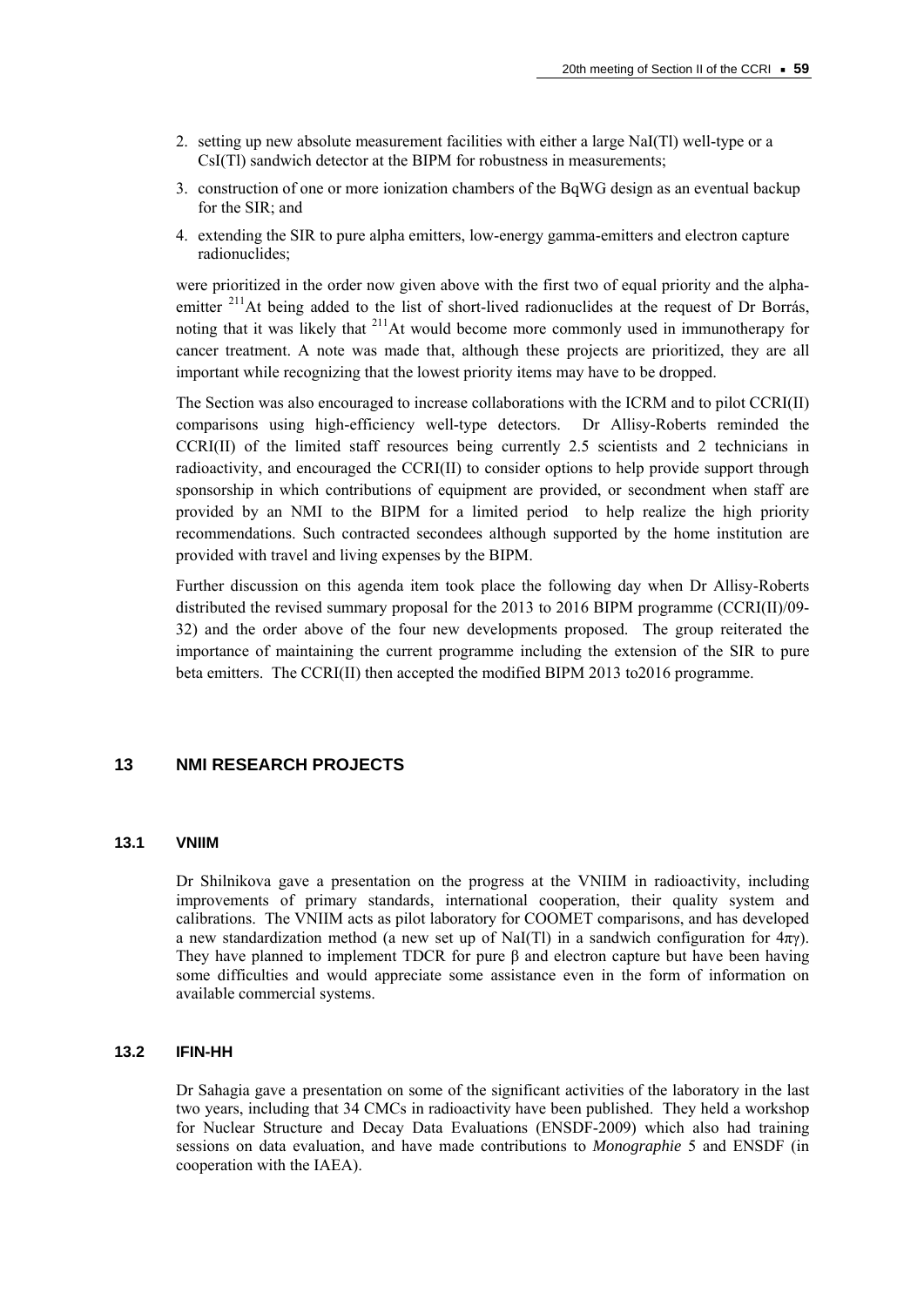2. setting up new absolute measurement facilities with either a large NaI(Tl) well-type or a CsI(Tl) sandwich detector at the BIPM for robustness in measurements;
3. construction of one or more ionization chambers of the BqWG design as an eventual backup for the SIR; and
4. extending the SIR to pure alpha emitters, low-energy gamma-emitters and electron capture radionuclides;

were prioritized in the order now given above with the first two of equal priority and the alpha-emitter $^{211}$At being added to the list of short-lived radionuclides at the request of Dr Borrás, noting that it was likely that $^{211}$At would become more commonly used in immunotherapy for cancer treatment. A note was made that, although these projects are prioritized, they are all important while recognizing that the lowest priority items may have to be dropped.

The Section was also encouraged to increase collaborations with the ICRM and to pilot CCRI(II) comparisons using high-efficiency well-type detectors. Dr Allisy-Roberts reminded the CCRI(II) of the limited staff resources being currently 2.5 scientists and 2 technicians in radioactivity, and encouraged the CCRI(II) to consider options to help provide support through sponsorship in which contributions of equipment are provided, or secondment when staff are provided by an NMI to the BIPM for a limited period to help realize the high priority recommendations. Such contracted secondees although supported by the home institution are provided with travel and living expenses by the BIPM.

Further discussion on this agenda item took place the following day when Dr Allisy-Roberts distributed the revised summary proposal for the 2013 to 2016 BIPM programme (CCRI(II)/09-32) and the order above of the four new developments proposed. The group reiterated the importance of maintaining the current programme including the extension of the SIR to pure beta emitters. The CCRI(II) then accepted the modified BIPM 2013 to2016 programme.

## 13 NMI RESEARCH PROJECTS

### 13.1 VNIIM

Dr Shilnikova gave a presentation on the progress at the VNIIM in radioactivity, including improvements of primary standards, international cooperation, their quality system and calibrations. The VNIIM acts as pilot laboratory for COOMET comparisons, and has developed a new standardization method (a new set up of NaI(Tl) in a sandwich configuration for $4\pi\gamma$). They have planned to implement TDCR for pure β and electron capture but have been having some difficulties and would appreciate some assistance even in the form of information on available commercial systems.

### 13.2 IFIN-HH

Dr Sahagia gave a presentation on some of the significant activities of the laboratory in the last two years, including that 34 CMCs in radioactivity have been published. They held a workshop for Nuclear Structure and Decay Data Evaluations (ENSDF-2009) which also had training sessions on data evaluation, and have made contributions to *Monographie* 5 and ENSDF (in cooperation with the IAEA).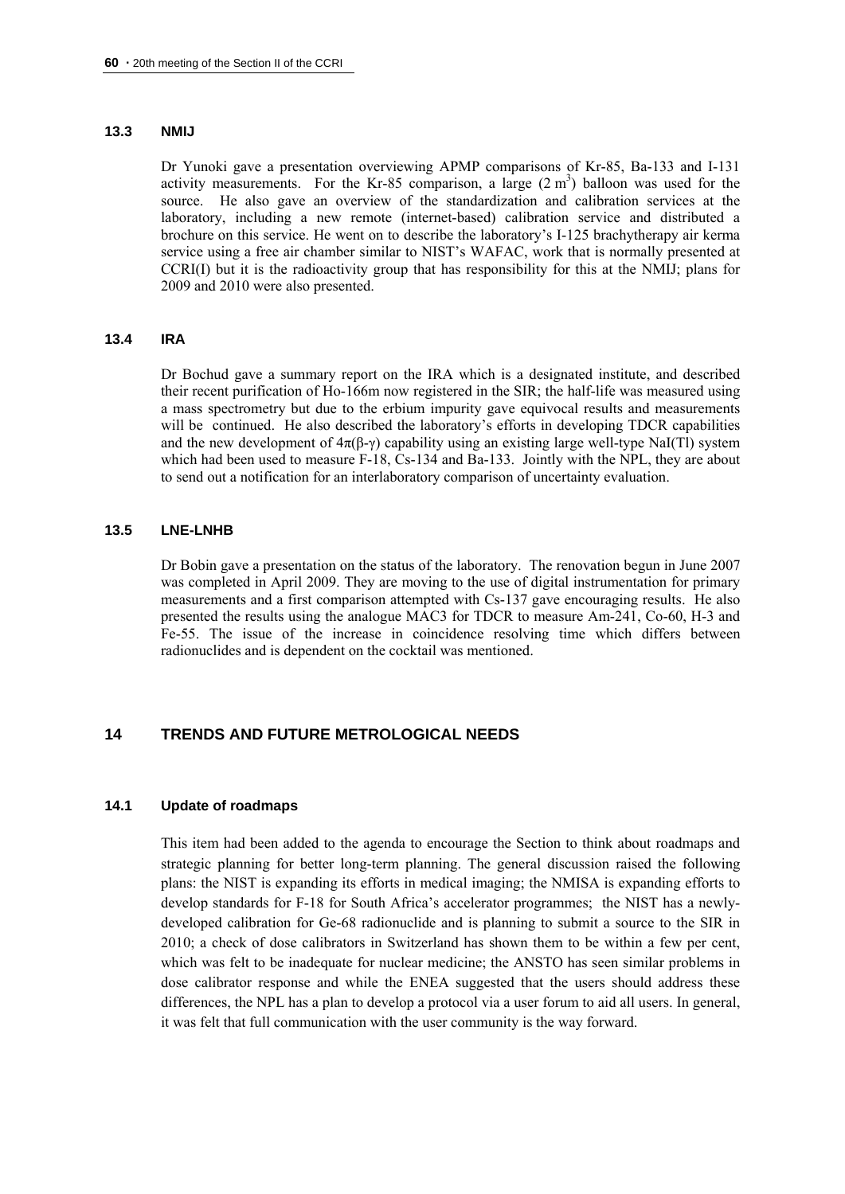### 13.3 NMIJ

Dr Yunoki gave a presentation overviewing APMP comparisons of Kr-85, Ba-133 and I-131 activity measurements. For the Kr-85 comparison, a large ($2\ m^3$) balloon was used for the source. He also gave an overview of the standardization and calibration services at the laboratory, including a new remote (internet-based) calibration service and distributed a brochure on this service. He went on to describe the laboratory's I-125 brachytherapy air kerma service using a free air chamber similar to NIST's WAFAC, work that is normally presented at CCRI(I) but it is the radioactivity group that has responsibility for this at the NMIJ; plans for 2009 and 2010 were also presented.

### 13.4 IRA

Dr Bochud gave a summary report on the IRA which is a designated institute, and described their recent purification of Ho-166m now registered in the SIR; the half-life was measured using a mass spectrometry but due to the erbium impurity gave equivocal results and measurements will be continued. He also described the laboratory's efforts in developing TDCR capabilities and the new development of $4\pi(\beta\text{-}\gamma)$ capability using an existing large well-type NaI(Tl) system which had been used to measure F-18, Cs-134 and Ba-133. Jointly with the NPL, they are about to send out a notification for an interlaboratory comparison of uncertainty evaluation.

### 13.5 LNE-LNHB

Dr Bobin gave a presentation on the status of the laboratory. The renovation begun in June 2007 was completed in April 2009. They are moving to the use of digital instrumentation for primary measurements and a first comparison attempted with Cs-137 gave encouraging results. He also presented the results using the analogue MAC3 for TDCR to measure Am-241, Co-60, H-3 and Fe-55. The issue of the increase in coincidence resolving time which differs between radionuclides and is dependent on the cocktail was mentioned.

## 14 TRENDS AND FUTURE METROLOGICAL NEEDS

### 14.1 Update of roadmaps

This item had been added to the agenda to encourage the Section to think about roadmaps and strategic planning for better long-term planning. The general discussion raised the following plans: the NIST is expanding its efforts in medical imaging; the NMISA is expanding efforts to develop standards for F-18 for South Africa's accelerator programmes; the NIST has a newly-developed calibration for Ge-68 radionuclide and is planning to submit a source to the SIR in 2010; a check of dose calibrators in Switzerland has shown them to be within a few per cent, which was felt to be inadequate for nuclear medicine; the ANSTO has seen similar problems in dose calibrator response and while the ENEA suggested that the users should address these differences, the NPL has a plan to develop a protocol via a user forum to aid all users. In general, it was felt that full communication with the user community is the way forward.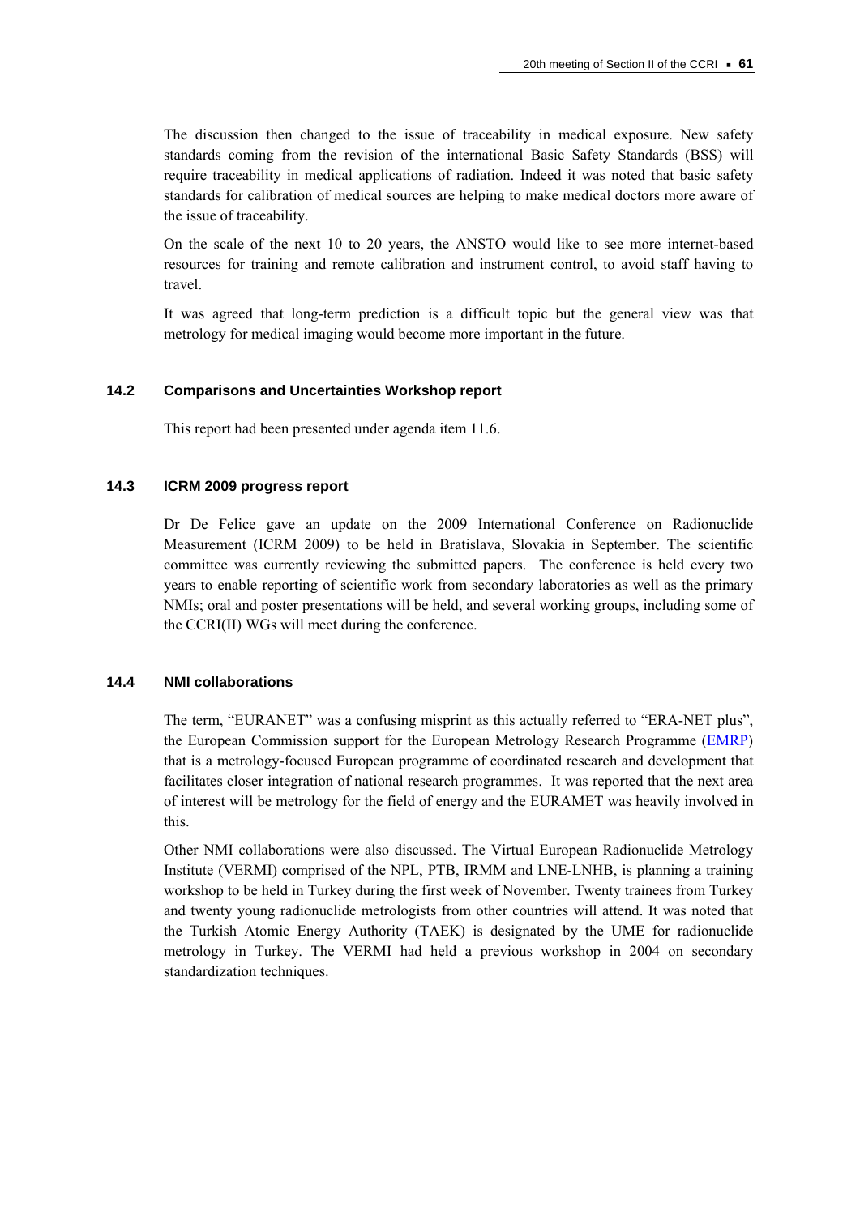The discussion then changed to the issue of traceability in medical exposure. New safety standards coming from the revision of the international Basic Safety Standards (BSS) will require traceability in medical applications of radiation. Indeed it was noted that basic safety standards for calibration of medical sources are helping to make medical doctors more aware of the issue of traceability.

On the scale of the next 10 to 20 years, the ANSTO would like to see more internet-based resources for training and remote calibration and instrument control, to avoid staff having to travel.

It was agreed that long-term prediction is a difficult topic but the general view was that metrology for medical imaging would become more important in the future.

### 14.2 Comparisons and Uncertainties Workshop report

This report had been presented under agenda item 11.6.

### 14.3 ICRM 2009 progress report

Dr De Felice gave an update on the 2009 International Conference on Radionuclide Measurement (ICRM 2009) to be held in Bratislava, Slovakia in September. The scientific committee was currently reviewing the submitted papers. The conference is held every two years to enable reporting of scientific work from secondary laboratories as well as the primary NMIs; oral and poster presentations will be held, and several working groups, including some of the CCRI(II) WGs will meet during the conference.

### 14.4 NMI collaborations

The term, "EURANET" was a confusing misprint as this actually referred to "ERA-NET plus", the European Commission support for the European Metrology Research Programme (EMRP) that is a metrology-focused European programme of coordinated research and development that facilitates closer integration of national research programmes. It was reported that the next area of interest will be metrology for the field of energy and the EURAMET was heavily involved in this.

Other NMI collaborations were also discussed. The Virtual European Radionuclide Metrology Institute (VERMI) comprised of the NPL, PTB, IRMM and LNE-LNHB, is planning a training workshop to be held in Turkey during the first week of November. Twenty trainees from Turkey and twenty young radionuclide metrologists from other countries will attend. It was noted that the Turkish Atomic Energy Authority (TAEK) is designated by the UME for radionuclide metrology in Turkey. The VERMI had held a previous workshop in 2004 on secondary standardization techniques.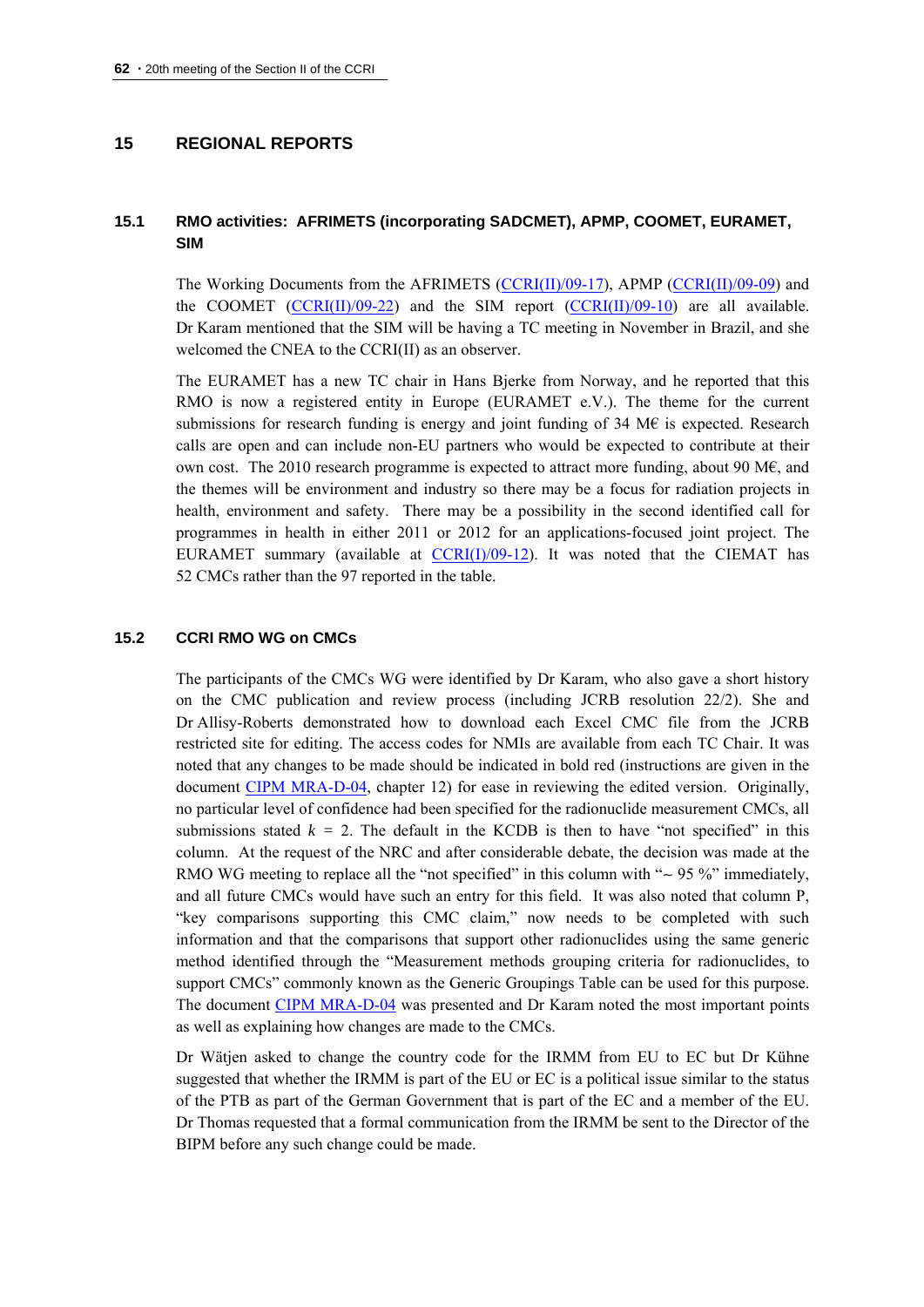## 15 REGIONAL REPORTS

### 15.1 RMO activities: AFRIMETS (incorporating SADCMET), APMP, COOMET, EURAMET, SIM

The Working Documents from the AFRIMETS (CCRI(II)/09-17), APMP (CCRI(II)/09-09) and the COOMET (CCRI(II)/09-22) and the SIM report (CCRI(II)/09-10) are all available. Dr Karam mentioned that the SIM will be having a TC meeting in November in Brazil, and she welcomed the CNEA to the CCRI(II) as an observer.

The EURAMET has a new TC chair in Hans Bjerke from Norway, and he reported that this RMO is now a registered entity in Europe (EURAMET e.V.). The theme for the current submissions for research funding is energy and joint funding of 34 M€ is expected. Research calls are open and can include non-EU partners who would be expected to contribute at their own cost. The 2010 research programme is expected to attract more funding, about 90 M€, and the themes will be environment and industry so there may be a focus for radiation projects in health, environment and safety. There may be a possibility in the second identified call for programmes in health in either 2011 or 2012 for an applications-focused joint project. The EURAMET summary (available at CCRI(I)/09-12). It was noted that the CIEMAT has 52 CMCs rather than the 97 reported in the table.

### 15.2 CCRI RMO WG on CMCs

The participants of the CMCs WG were identified by Dr Karam, who also gave a short history on the CMC publication and review process (including JCRB resolution 22/2). She and Dr Allisy-Roberts demonstrated how to download each Excel CMC file from the JCRB restricted site for editing. The access codes for NMIs are available from each TC Chair. It was noted that any changes to be made should be indicated in bold red (instructions are given in the document CIPM MRA-D-04, chapter 12) for ease in reviewing the edited version. Originally, no particular level of confidence had been specified for the radionuclide measurement CMCs, all submissions stated $k = 2$. The default in the KCDB is then to have "not specified" in this column. At the request of the NRC and after considerable debate, the decision was made at the RMO WG meeting to replace all the "not specified" in this column with "~ 95 %" immediately, and all future CMCs would have such an entry for this field. It was also noted that column P, "key comparisons supporting this CMC claim," now needs to be completed with such information and that the comparisons that support other radionuclides using the same generic method identified through the "Measurement methods grouping criteria for radionuclides, to support CMCs" commonly known as the Generic Groupings Table can be used for this purpose. The document CIPM MRA-D-04 was presented and Dr Karam noted the most important points as well as explaining how changes are made to the CMCs.

Dr Wätjen asked to change the country code for the IRMM from EU to EC but Dr Kühne suggested that whether the IRMM is part of the EU or EC is a political issue similar to the status of the PTB as part of the German Government that is part of the EC and a member of the EU. Dr Thomas requested that a formal communication from the IRMM be sent to the Director of the BIPM before any such change could be made.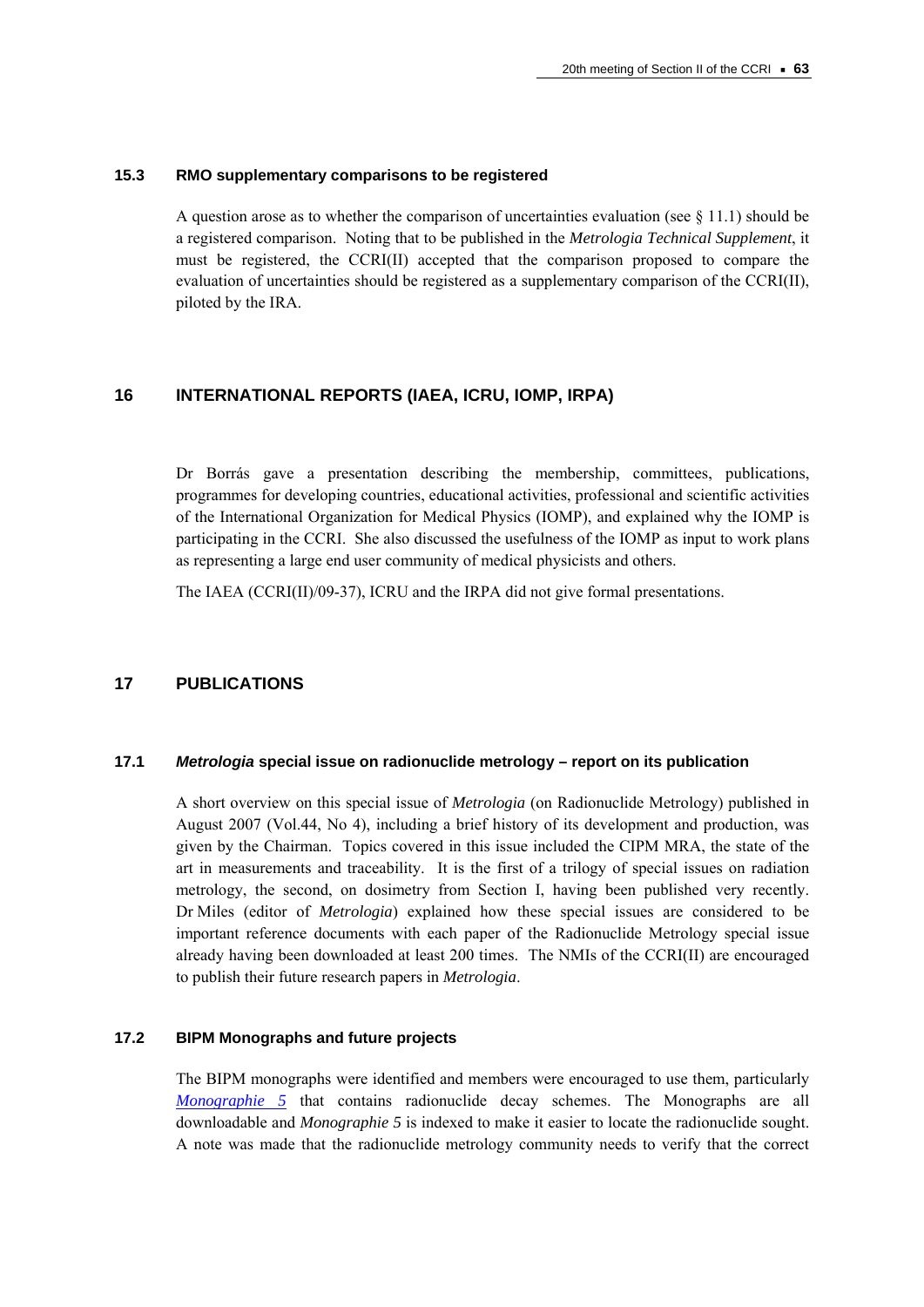### 15.3 RMO supplementary comparisons to be registered

A question arose as to whether the comparison of uncertainties evaluation (see § 11.1) should be a registered comparison. Noting that to be published in the *Metrologia Technical Supplement*, it must be registered, the CCRI(II) accepted that the comparison proposed to compare the evaluation of uncertainties should be registered as a supplementary comparison of the CCRI(II), piloted by the IRA.

## 16 INTERNATIONAL REPORTS (IAEA, ICRU, IOMP, IRPA)

Dr Borrás gave a presentation describing the membership, committees, publications, programmes for developing countries, educational activities, professional and scientific activities of the International Organization for Medical Physics (IOMP), and explained why the IOMP is participating in the CCRI. She also discussed the usefulness of the IOMP as input to work plans as representing a large end user community of medical physicists and others.

The IAEA (CCRI(II)/09-37), ICRU and the IRPA did not give formal presentations.

## 17 PUBLICATIONS

### 17.1 *Metrologia* special issue on radionuclide metrology – report on its publication

A short overview on this special issue of *Metrologia* (on Radionuclide Metrology) published in August 2007 (Vol.44, No 4), including a brief history of its development and production, was given by the Chairman. Topics covered in this issue included the CIPM MRA, the state of the art in measurements and traceability. It is the first of a trilogy of special issues on radiation metrology, the second, on dosimetry from Section I, having been published very recently. Dr Miles (editor of *Metrologia*) explained how these special issues are considered to be important reference documents with each paper of the Radionuclide Metrology special issue already having been downloaded at least 200 times. The NMIs of the CCRI(II) are encouraged to publish their future research papers in *Metrologia*.

### 17.2 BIPM Monographs and future projects

The BIPM monographs were identified and members were encouraged to use them, particularly *Monographie 5* that contains radionuclide decay schemes. The Monographs are all downloadable and *Monographie 5* is indexed to make it easier to locate the radionuclide sought. A note was made that the radionuclide metrology community needs to verify that the correct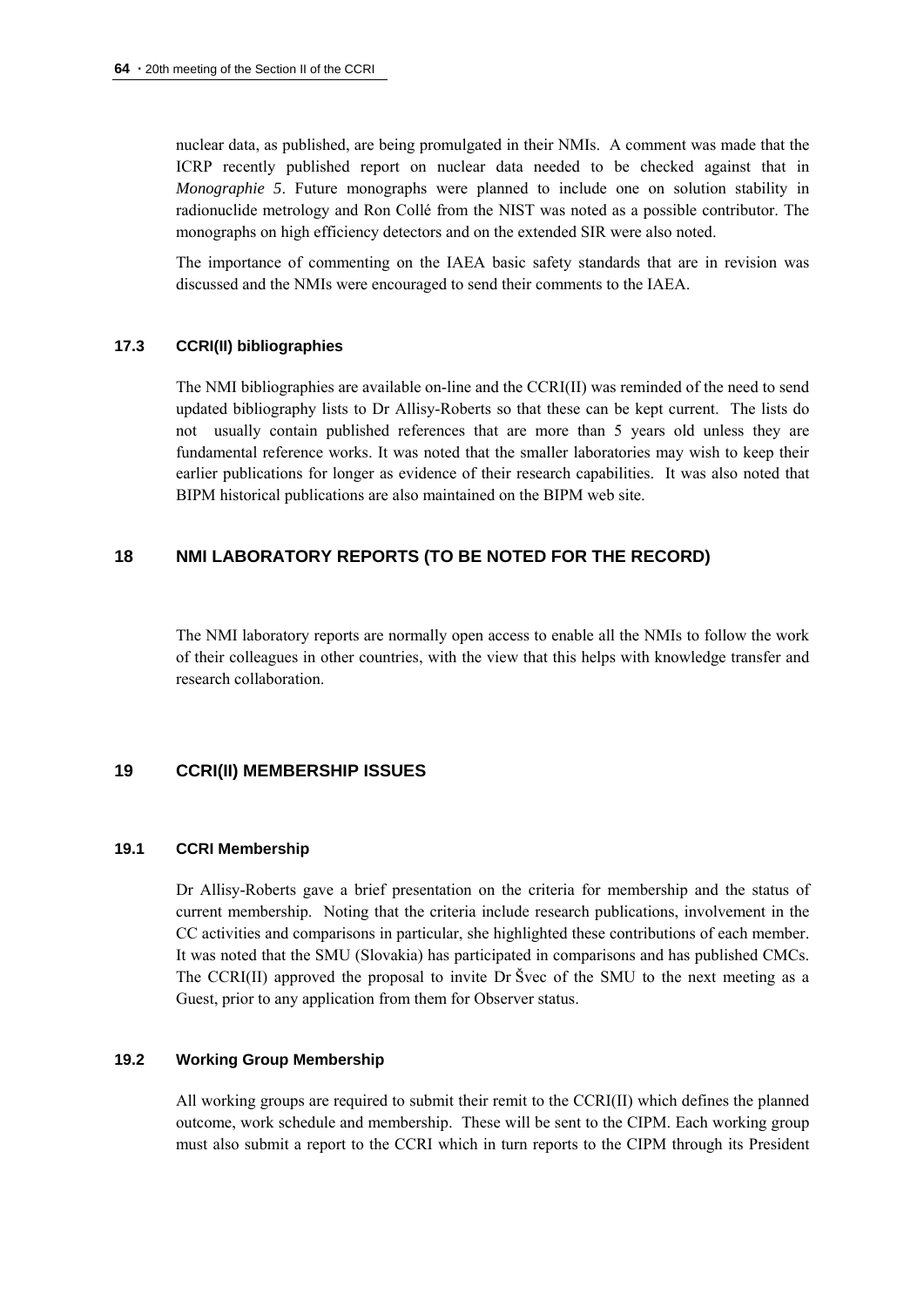nuclear data, as published, are being promulgated in their NMIs. A comment was made that the ICRP recently published report on nuclear data needed to be checked against that in *Monographie 5*. Future monographs were planned to include one on solution stability in radionuclide metrology and Ron Collé from the NIST was noted as a possible contributor. The monographs on high efficiency detectors and on the extended SIR were also noted.

The importance of commenting on the IAEA basic safety standards that are in revision was discussed and the NMIs were encouraged to send their comments to the IAEA.

### 17.3 CCRI(II) bibliographies

The NMI bibliographies are available on-line and the CCRI(II) was reminded of the need to send updated bibliography lists to Dr Allisy-Roberts so that these can be kept current. The lists do not usually contain published references that are more than 5 years old unless they are fundamental reference works. It was noted that the smaller laboratories may wish to keep their earlier publications for longer as evidence of their research capabilities. It was also noted that BIPM historical publications are also maintained on the BIPM web site.

## 18 NMI LABORATORY REPORTS (TO BE NOTED FOR THE RECORD)

The NMI laboratory reports are normally open access to enable all the NMIs to follow the work of their colleagues in other countries, with the view that this helps with knowledge transfer and research collaboration.

## 19 CCRI(II) MEMBERSHIP ISSUES

### 19.1 CCRI Membership

Dr Allisy-Roberts gave a brief presentation on the criteria for membership and the status of current membership. Noting that the criteria include research publications, involvement in the CC activities and comparisons in particular, she highlighted these contributions of each member. It was noted that the SMU (Slovakia) has participated in comparisons and has published CMCs. The CCRI(II) approved the proposal to invite Dr Švec of the SMU to the next meeting as a Guest, prior to any application from them for Observer status.

### 19.2 Working Group Membership

All working groups are required to submit their remit to the CCRI(II) which defines the planned outcome, work schedule and membership. These will be sent to the CIPM. Each working group must also submit a report to the CCRI which in turn reports to the CIPM through its President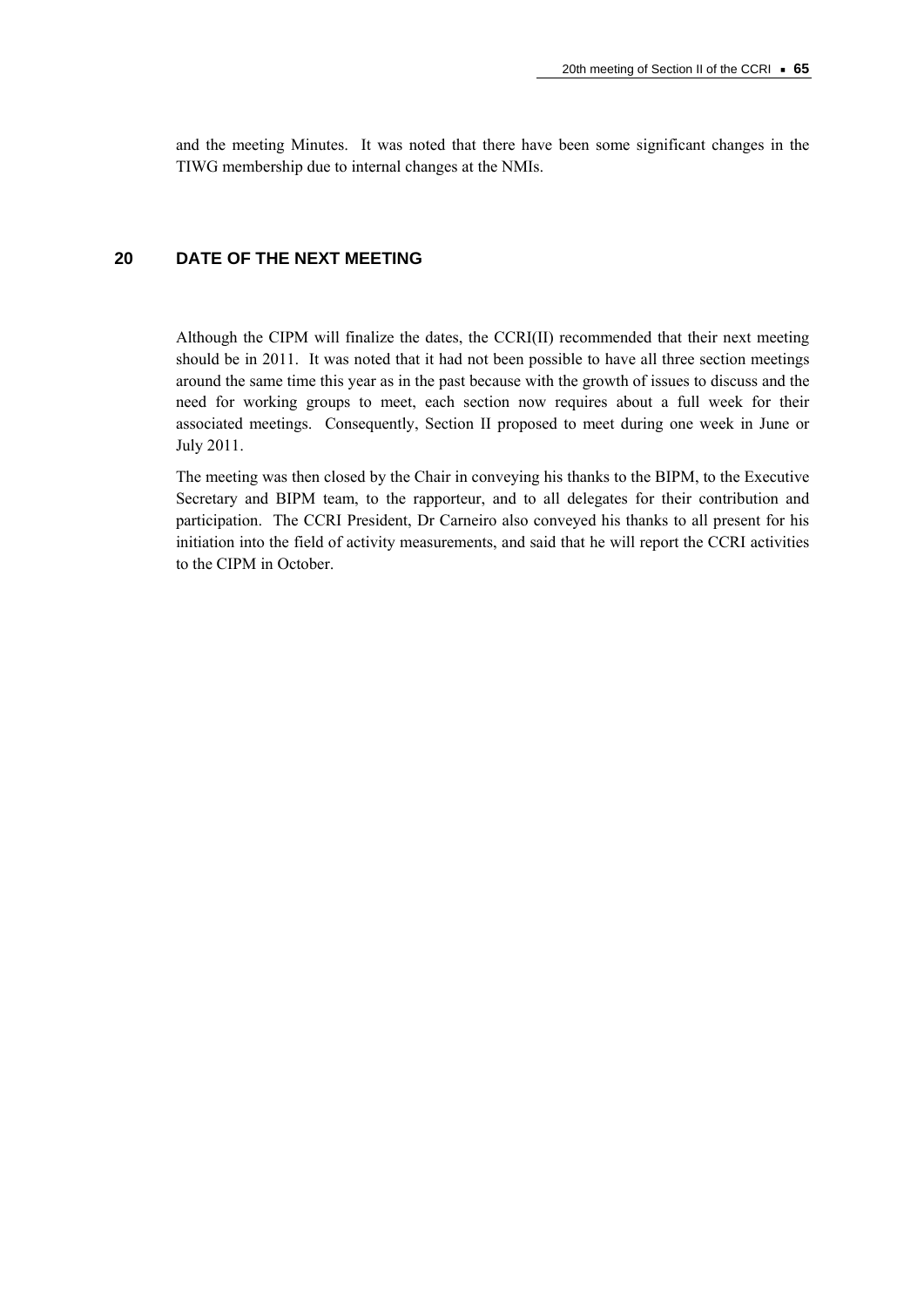and the meeting Minutes. It was noted that there have been some significant changes in the TIWG membership due to internal changes at the NMIs.

## 20 DATE OF THE NEXT MEETING

Although the CIPM will finalize the dates, the CCRI(II) recommended that their next meeting should be in 2011. It was noted that it had not been possible to have all three section meetings around the same time this year as in the past because with the growth of issues to discuss and the need for working groups to meet, each section now requires about a full week for their associated meetings. Consequently, Section II proposed to meet during one week in June or July 2011.

The meeting was then closed by the Chair in conveying his thanks to the BIPM, to the Executive Secretary and BIPM team, to the rapporteur, and to all delegates for their contribution and participation. The CCRI President, Dr Carneiro also conveyed his thanks to all present for his initiation into the field of activity measurements, and said that he will report the CCRI activities to the CIPM in October.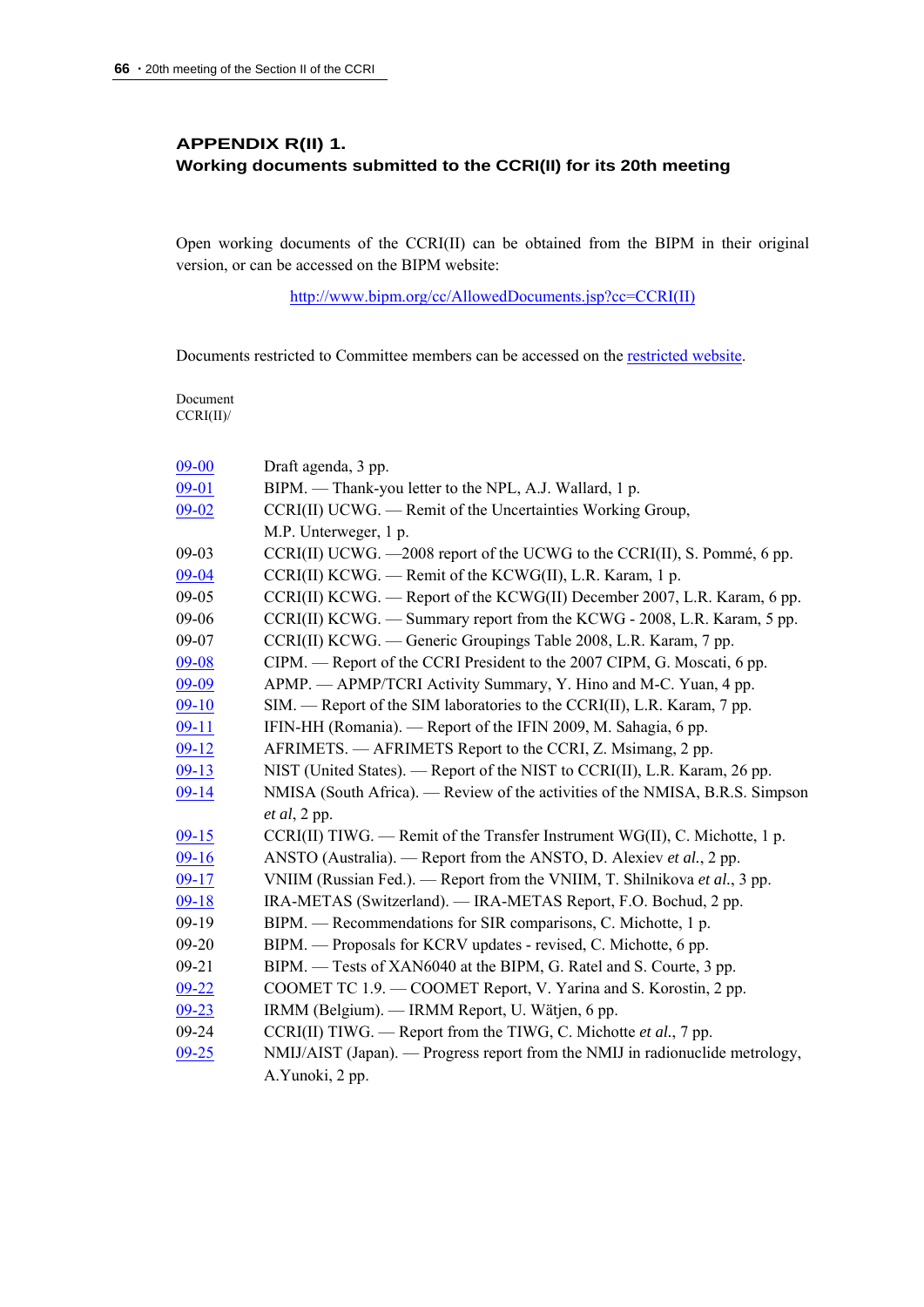## APPENDIX R(II) 1.
## Working documents submitted to the CCRI(II) for its 20th meeting

Open working documents of the CCRI(II) can be obtained from the BIPM in their original version, or can be accessed on the BIPM website:

http://www.bipm.org/cc/AllowedDocuments.jsp?cc=CCRI(II)

Documents restricted to Committee members can be accessed on the restricted website.

| Document CCRI(II)/ | |
|---|---|
| 09-00 | Draft agenda, 3 pp. |
| 09-01 | BIPM. — Thank-you letter to the NPL, A.J. Wallard, 1 p. |
| 09-02 | CCRI(II) UCWG. — Remit of the Uncertainties Working Group, M.P. Unterweger, 1 p. |
| 09-03 | CCRI(II) UCWG. —2008 report of the UCWG to the CCRI(II), S. Pommé, 6 pp. |
| 09-04 | CCRI(II) KCWG. — Remit of the KCWG(II), L.R. Karam, 1 p. |
| 09-05 | CCRI(II) KCWG. — Report of the KCWG(II) December 2007, L.R. Karam, 6 pp. |
| 09-06 | CCRI(II) KCWG. — Summary report from the KCWG - 2008, L.R. Karam, 5 pp. |
| 09-07 | CCRI(II) KCWG. — Generic Groupings Table 2008, L.R. Karam, 7 pp. |
| 09-08 | CIPM. — Report of the CCRI President to the 2007 CIPM, G. Moscati, 6 pp. |
| 09-09 | APMP. — APMP/TCRI Activity Summary, Y. Hino and M-C. Yuan, 4 pp. |
| 09-10 | SIM. — Report of the SIM laboratories to the CCRI(II), L.R. Karam, 7 pp. |
| 09-11 | IFIN-HH (Romania). — Report of the IFIN 2009, M. Sahagia, 6 pp. |
| 09-12 | AFRIMETS. — AFRIMETS Report to the CCRI, Z. Msimang, 2 pp. |
| 09-13 | NIST (United States). — Report of the NIST to CCRI(II), L.R. Karam, 26 pp. |
| 09-14 | NMISA (South Africa). — Review of the activities of the NMISA, B.R.S. Simpson *et al*, 2 pp. |
| 09-15 | CCRI(II) TIWG. — Remit of the Transfer Instrument WG(II), C. Michotte, 1 p. |
| 09-16 | ANSTO (Australia). — Report from the ANSTO, D. Alexiev *et al.*, 2 pp. |
| 09-17 | VNIIM (Russian Fed.). — Report from the VNIIM, T. Shilnikova *et al.*, 3 pp. |
| 09-18 | IRA-METAS (Switzerland). — IRA-METAS Report, F.O. Bochud, 2 pp. |
| 09-19 | BIPM. — Recommendations for SIR comparisons, C. Michotte, 1 p. |
| 09-20 | BIPM. — Proposals for KCRV updates - revised, C. Michotte, 6 pp. |
| 09-21 | BIPM. — Tests of XAN6040 at the BIPM, G. Ratel and S. Courte, 3 pp. |
| 09-22 | COOMET TC 1.9. — COOMET Report, V. Yarina and S. Korostin, 2 pp. |
| 09-23 | IRMM (Belgium). — IRMM Report, U. Wätjen, 6 pp. |
| 09-24 | CCRI(II) TIWG. — Report from the TIWG, C. Michotte *et al.*, 7 pp. |
| 09-25 | NMIJ/AIST (Japan). — Progress report from the NMIJ in radionuclide metrology, A.Yunoki, 2 pp. |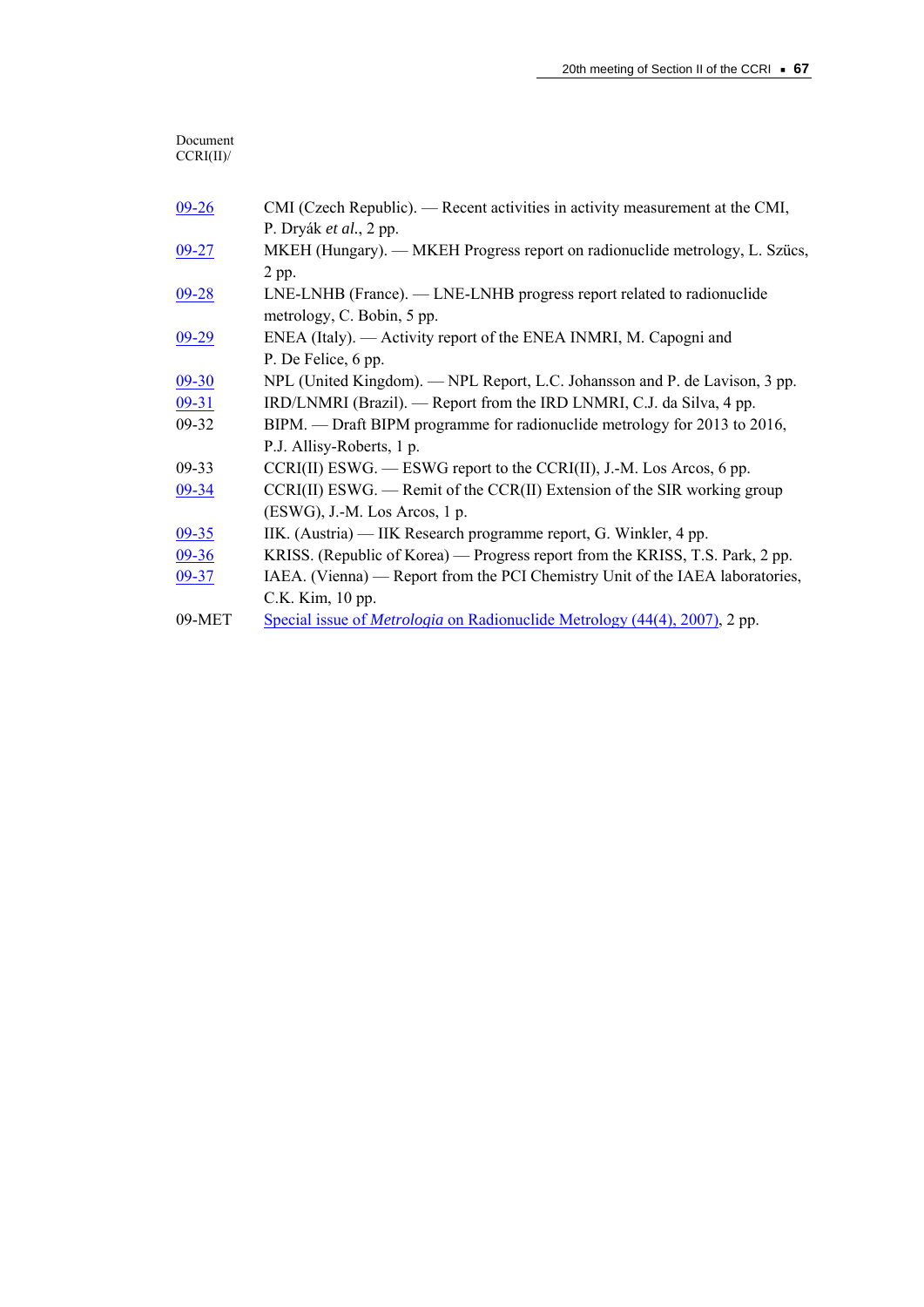Document
CCRI(II)/

| | |
|---|---|
| 09-26 | CMI (Czech Republic). — Recent activities in activity measurement at the CMI, P. Dryák *et al.*, 2 pp. |
| 09-27 | MKEH (Hungary). — MKEH Progress report on radionuclide metrology, L. Szücs, 2 pp. |
| 09-28 | LNE-LNHB (France). — LNE-LNHB progress report related to radionuclide metrology, C. Bobin, 5 pp. |
| 09-29 | ENEA (Italy). — Activity report of the ENEA INMRI, M. Capogni and P. De Felice, 6 pp. |
| 09-30 | NPL (United Kingdom). — NPL Report, L.C. Johansson and P. de Lavison, 3 pp. |
| 09-31 | IRD/LNMRI (Brazil). — Report from the IRD LNMRI, C.J. da Silva, 4 pp. |
| 09-32 | BIPM. — Draft BIPM programme for radionuclide metrology for 2013 to 2016, P.J. Allisy-Roberts, 1 p. |
| 09-33 | CCRI(II) ESWG. — ESWG report to the CCRI(II), J.-M. Los Arcos, 6 pp. |
| 09-34 | CCRI(II) ESWG. — Remit of the CCR(II) Extension of the SIR working group (ESWG), J.-M. Los Arcos, 1 p. |
| 09-35 | IIK. (Austria) — IIK Research programme report, G. Winkler, 4 pp. |
| 09-36 | KRISS. (Republic of Korea) — Progress report from the KRISS, T.S. Park, 2 pp. |
| 09-37 | IAEA. (Vienna) — Report from the PCI Chemistry Unit of the IAEA laboratories, C.K. Kim, 10 pp. |
| 09-MET | Special issue of *Metrologia* on Radionuclide Metrology (44(4), 2007), 2 pp. |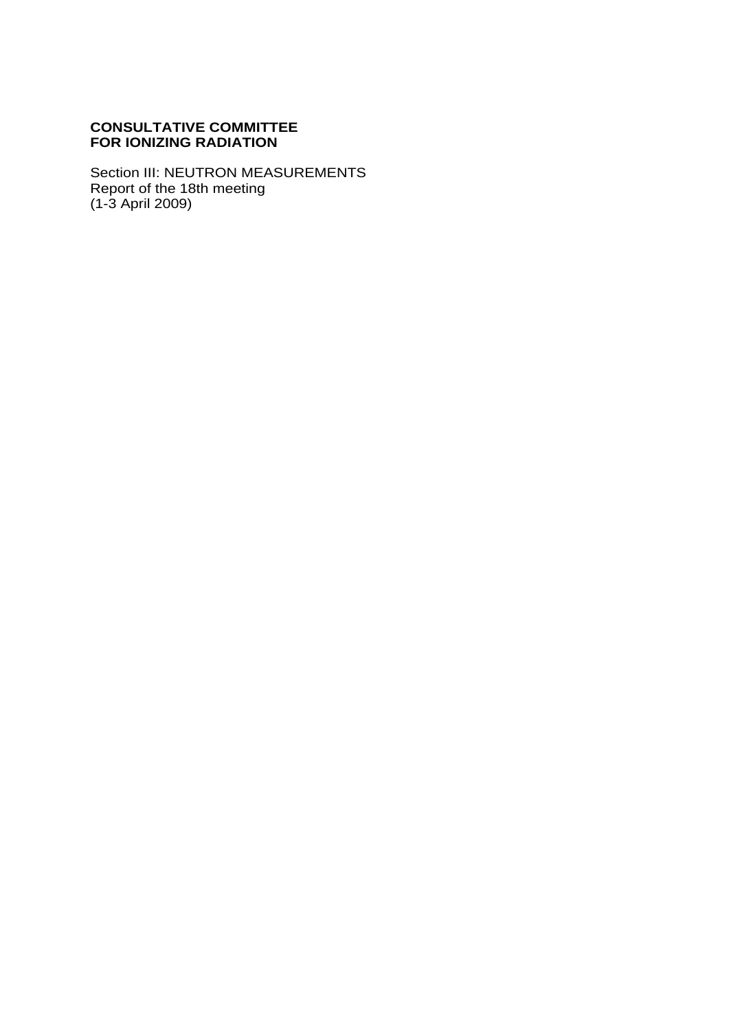**CONSULTATIVE COMMITTEE**
**FOR IONIZING RADIATION**

Section III: NEUTRON MEASUREMENTS
Report of the 18th meeting
(1-3 April 2009)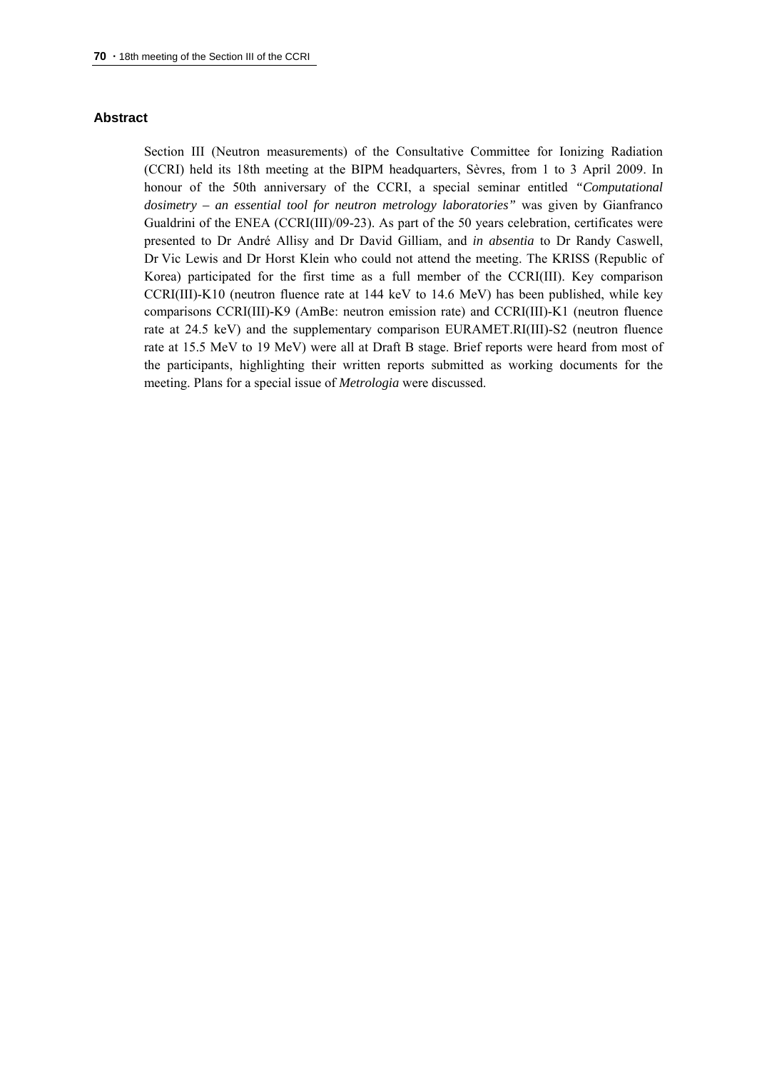## Abstract

Section III (Neutron measurements) of the Consultative Committee for Ionizing Radiation (CCRI) held its 18th meeting at the BIPM headquarters, Sèvres, from 1 to 3 April 2009. In honour of the 50th anniversary of the CCRI, a special seminar entitled *"Computational dosimetry – an essential tool for neutron metrology laboratories"* was given by Gianfranco Gualdrini of the ENEA (CCRI(III)/09-23). As part of the 50 years celebration, certificates were presented to Dr André Allisy and Dr David Gilliam, and *in absentia* to Dr Randy Caswell, Dr Vic Lewis and Dr Horst Klein who could not attend the meeting. The KRISS (Republic of Korea) participated for the first time as a full member of the CCRI(III). Key comparison CCRI(III)-K10 (neutron fluence rate at 144 keV to 14.6 MeV) has been published, while key comparisons CCRI(III)-K9 (AmBe: neutron emission rate) and CCRI(III)-K1 (neutron fluence rate at 24.5 keV) and the supplementary comparison EURAMET.RI(III)-S2 (neutron fluence rate at 15.5 MeV to 19 MeV) were all at Draft B stage. Brief reports were heard from most of the participants, highlighting their written reports submitted as working documents for the meeting. Plans for a special issue of *Metrologia* were discussed.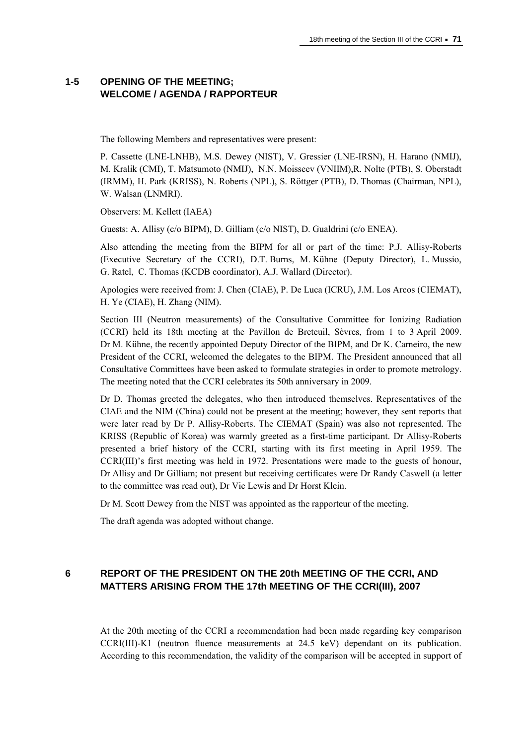## 1-5 OPENING OF THE MEETING; WELCOME / AGENDA / RAPPORTEUR

The following Members and representatives were present:

P. Cassette (LNE-LNHB), M.S. Dewey (NIST), V. Gressier (LNE-IRSN), H. Harano (NMIJ), M. Kralik (CMI), T. Matsumoto (NMIJ), N.N. Moisseev (VNIIM),R. Nolte (PTB), S. Oberstadt (IRMM), H. Park (KRISS), N. Roberts (NPL), S. Röttger (PTB), D. Thomas (Chairman, NPL), W. Walsan (LNMRI).

Observers: M. Kellett (IAEA)

Guests: A. Allisy (c/o BIPM), D. Gilliam (c/o NIST), D. Gualdrini (c/o ENEA).

Also attending the meeting from the BIPM for all or part of the time: P.J. Allisy-Roberts (Executive Secretary of the CCRI), D.T. Burns, M. Kühne (Deputy Director), L. Mussio, G. Ratel, C. Thomas (KCDB coordinator), A.J. Wallard (Director).

Apologies were received from: J. Chen (CIAE), P. De Luca (ICRU), J.M. Los Arcos (CIEMAT), H. Ye (CIAE), H. Zhang (NIM).

Section III (Neutron measurements) of the Consultative Committee for Ionizing Radiation (CCRI) held its 18th meeting at the Pavillon de Breteuil, Sèvres, from 1 to 3 April 2009. Dr M. Kühne, the recently appointed Deputy Director of the BIPM, and Dr K. Carneiro, the new President of the CCRI, welcomed the delegates to the BIPM. The President announced that all Consultative Committees have been asked to formulate strategies in order to promote metrology. The meeting noted that the CCRI celebrates its 50th anniversary in 2009.

Dr D. Thomas greeted the delegates, who then introduced themselves. Representatives of the CIAE and the NIM (China) could not be present at the meeting; however, they sent reports that were later read by Dr P. Allisy-Roberts. The CIEMAT (Spain) was also not represented. The KRISS (Republic of Korea) was warmly greeted as a first-time participant. Dr Allisy-Roberts presented a brief history of the CCRI, starting with its first meeting in April 1959. The CCRI(III)'s first meeting was held in 1972. Presentations were made to the guests of honour, Dr Allisy and Dr Gilliam; not present but receiving certificates were Dr Randy Caswell (a letter to the committee was read out), Dr Vic Lewis and Dr Horst Klein.

Dr M. Scott Dewey from the NIST was appointed as the rapporteur of the meeting.

The draft agenda was adopted without change.

## 6 REPORT OF THE PRESIDENT ON THE 20th MEETING OF THE CCRI, AND MATTERS ARISING FROM THE 17th MEETING OF THE CCRI(III), 2007

At the 20th meeting of the CCRI a recommendation had been made regarding key comparison CCRI(III)-K1 (neutron fluence measurements at 24.5 keV) dependant on its publication. According to this recommendation, the validity of the comparison will be accepted in support of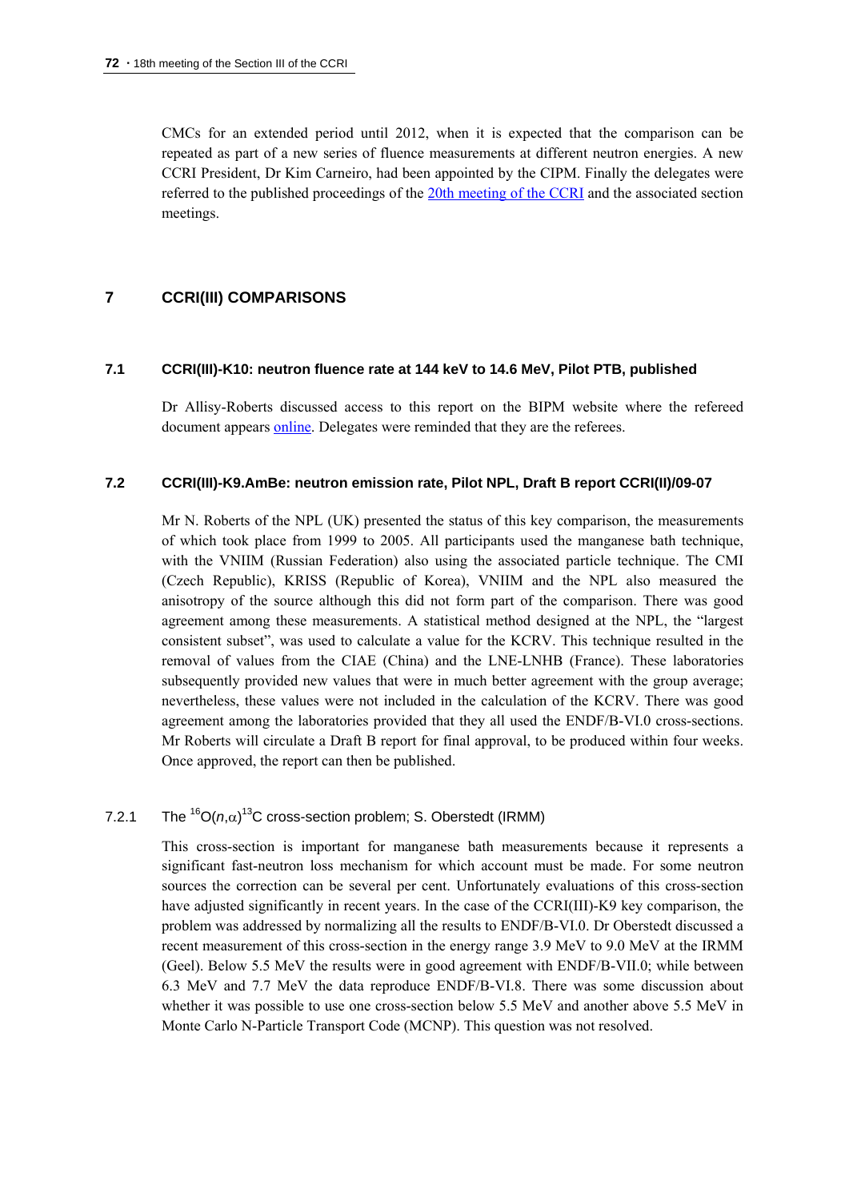CMCs for an extended period until 2012, when it is expected that the comparison can be repeated as part of a new series of fluence measurements at different neutron energies. A new CCRI President, Dr Kim Carneiro, had been appointed by the CIPM. Finally the delegates were referred to the published proceedings of the 20th meeting of the CCRI and the associated section meetings.

## 7 CCRI(III) COMPARISONS

### 7.1 CCRI(III)-K10: neutron fluence rate at 144 keV to 14.6 MeV, Pilot PTB, published

Dr Allisy-Roberts discussed access to this report on the BIPM website where the refereed document appears online. Delegates were reminded that they are the referees.

### 7.2 CCRI(III)-K9.AmBe: neutron emission rate, Pilot NPL, Draft B report CCRI(II)/09-07

Mr N. Roberts of the NPL (UK) presented the status of this key comparison, the measurements of which took place from 1999 to 2005. All participants used the manganese bath technique, with the VNIIM (Russian Federation) also using the associated particle technique. The CMI (Czech Republic), KRISS (Republic of Korea), VNIIM and the NPL also measured the anisotropy of the source although this did not form part of the comparison. There was good agreement among these measurements. A statistical method designed at the NPL, the "largest consistent subset", was used to calculate a value for the KCRV. This technique resulted in the removal of values from the CIAE (China) and the LNE-LNHB (France). These laboratories subsequently provided new values that were in much better agreement with the group average; nevertheless, these values were not included in the calculation of the KCRV. There was good agreement among the laboratories provided that they all used the ENDF/B-VI.0 cross-sections. Mr Roberts will circulate a Draft B report for final approval, to be produced within four weeks. Once approved, the report can then be published.

#### 7.2.1 The $^{16}O(n,\alpha)^{13}C$ cross-section problem; S. Oberstedt (IRMM)

This cross-section is important for manganese bath measurements because it represents a significant fast-neutron loss mechanism for which account must be made. For some neutron sources the correction can be several per cent. Unfortunately evaluations of this cross-section have adjusted significantly in recent years. In the case of the CCRI(III)-K9 key comparison, the problem was addressed by normalizing all the results to ENDF/B-VI.0. Dr Oberstedt discussed a recent measurement of this cross-section in the energy range 3.9 MeV to 9.0 MeV at the IRMM (Geel). Below 5.5 MeV the results were in good agreement with ENDF/B-VII.0; while between 6.3 MeV and 7.7 MeV the data reproduce ENDF/B-VI.8. There was some discussion about whether it was possible to use one cross-section below 5.5 MeV and another above 5.5 MeV in Monte Carlo N-Particle Transport Code (MCNP). This question was not resolved.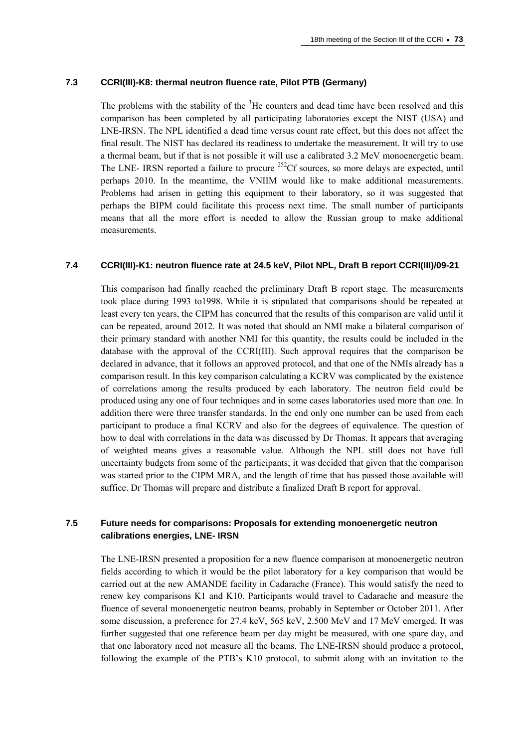### 7.3 CCRI(III)-K8: thermal neutron fluence rate, Pilot PTB (Germany)

The problems with the stability of the $^3$He counters and dead time have been resolved and this comparison has been completed by all participating laboratories except the NIST (USA) and LNE-IRSN. The NPL identified a dead time versus count rate effect, but this does not affect the final result. The NIST has declared its readiness to undertake the measurement. It will try to use a thermal beam, but if that is not possible it will use a calibrated 3.2 MeV monoenergetic beam. The LNE- IRSN reported a failure to procure $^{252}$Cf sources, so more delays are expected, until perhaps 2010. In the meantime, the VNIIM would like to make additional measurements. Problems had arisen in getting this equipment to their laboratory, so it was suggested that perhaps the BIPM could facilitate this process next time. The small number of participants means that all the more effort is needed to allow the Russian group to make additional measurements.

### 7.4 CCRI(III)-K1: neutron fluence rate at 24.5 keV, Pilot NPL, Draft B report CCRI(III)/09-21

This comparison had finally reached the preliminary Draft B report stage. The measurements took place during 1993 to1998. While it is stipulated that comparisons should be repeated at least every ten years, the CIPM has concurred that the results of this comparison are valid until it can be repeated, around 2012. It was noted that should an NMI make a bilateral comparison of their primary standard with another NMI for this quantity, the results could be included in the database with the approval of the CCRI(III). Such approval requires that the comparison be declared in advance, that it follows an approved protocol, and that one of the NMIs already has a comparison result. In this key comparison calculating a KCRV was complicated by the existence of correlations among the results produced by each laboratory. The neutron field could be produced using any one of four techniques and in some cases laboratories used more than one. In addition there were three transfer standards. In the end only one number can be used from each participant to produce a final KCRV and also for the degrees of equivalence. The question of how to deal with correlations in the data was discussed by Dr Thomas. It appears that averaging of weighted means gives a reasonable value. Although the NPL still does not have full uncertainty budgets from some of the participants; it was decided that given that the comparison was started prior to the CIPM MRA, and the length of time that has passed those available will suffice. Dr Thomas will prepare and distribute a finalized Draft B report for approval.

### 7.5 Future needs for comparisons: Proposals for extending monoenergetic neutron calibrations energies, LNE- IRSN

The LNE-IRSN presented a proposition for a new fluence comparison at monoenergetic neutron fields according to which it would be the pilot laboratory for a key comparison that would be carried out at the new AMANDE facility in Cadarache (France). This would satisfy the need to renew key comparisons K1 and K10. Participants would travel to Cadarache and measure the fluence of several monoenergetic neutron beams, probably in September or October 2011. After some discussion, a preference for 27.4 keV, 565 keV, 2.500 MeV and 17 MeV emerged. It was further suggested that one reference beam per day might be measured, with one spare day, and that one laboratory need not measure all the beams. The LNE-IRSN should produce a protocol, following the example of the PTB's K10 protocol, to submit along with an invitation to the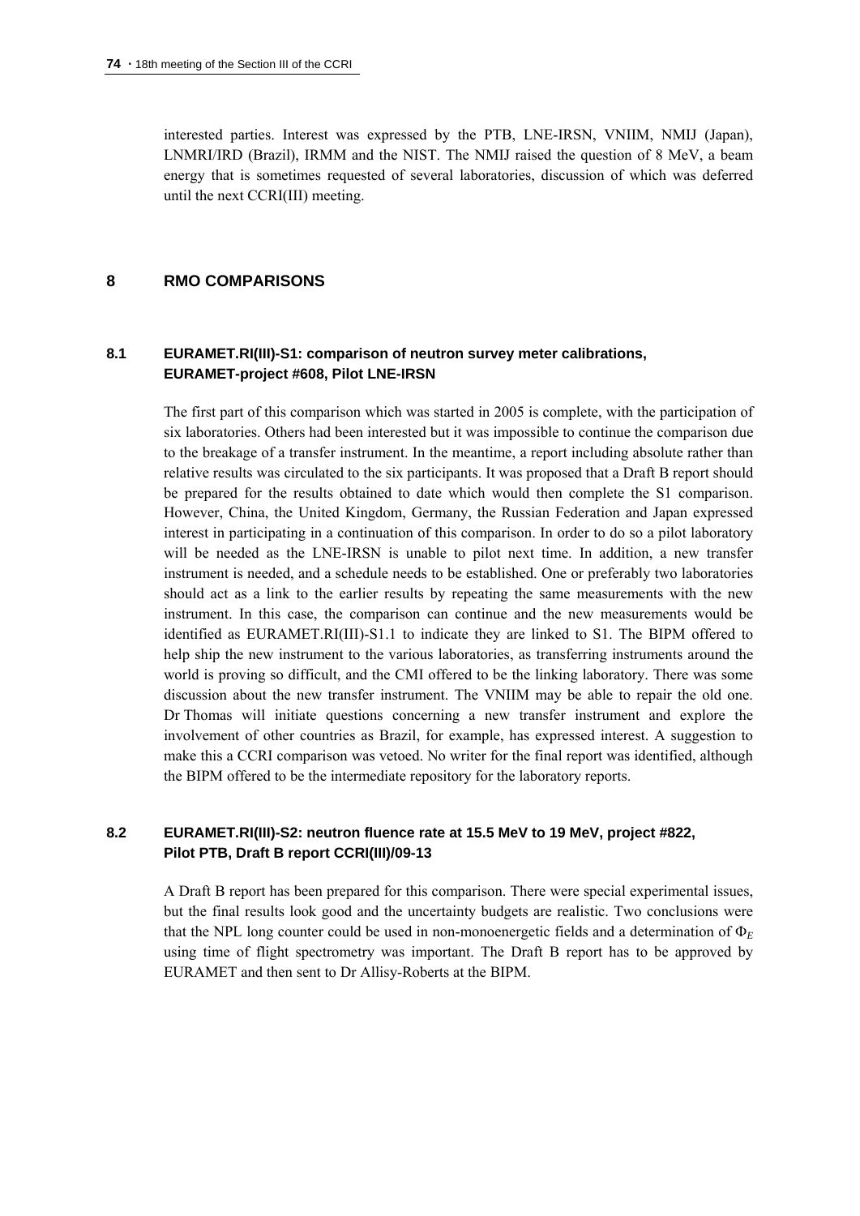interested parties. Interest was expressed by the PTB, LNE-IRSN, VNIIM, NMIJ (Japan), LNMRI/IRD (Brazil), IRMM and the NIST. The NMIJ raised the question of 8 MeV, a beam energy that is sometimes requested of several laboratories, discussion of which was deferred until the next CCRI(III) meeting.

## 8 RMO COMPARISONS

### 8.1 EURAMET.RI(III)-S1: comparison of neutron survey meter calibrations, EURAMET-project #608, Pilot LNE-IRSN

The first part of this comparison which was started in 2005 is complete, with the participation of six laboratories. Others had been interested but it was impossible to continue the comparison due to the breakage of a transfer instrument. In the meantime, a report including absolute rather than relative results was circulated to the six participants. It was proposed that a Draft B report should be prepared for the results obtained to date which would then complete the S1 comparison. However, China, the United Kingdom, Germany, the Russian Federation and Japan expressed interest in participating in a continuation of this comparison. In order to do so a pilot laboratory will be needed as the LNE-IRSN is unable to pilot next time. In addition, a new transfer instrument is needed, and a schedule needs to be established. One or preferably two laboratories should act as a link to the earlier results by repeating the same measurements with the new instrument. In this case, the comparison can continue and the new measurements would be identified as EURAMET.RI(III)-S1.1 to indicate they are linked to S1. The BIPM offered to help ship the new instrument to the various laboratories, as transferring instruments around the world is proving so difficult, and the CMI offered to be the linking laboratory. There was some discussion about the new transfer instrument. The VNIIM may be able to repair the old one. Dr Thomas will initiate questions concerning a new transfer instrument and explore the involvement of other countries as Brazil, for example, has expressed interest. A suggestion to make this a CCRI comparison was vetoed. No writer for the final report was identified, although the BIPM offered to be the intermediate repository for the laboratory reports.

### 8.2 EURAMET.RI(III)-S2: neutron fluence rate at 15.5 MeV to 19 MeV, project #822, Pilot PTB, Draft B report CCRI(III)/09-13

A Draft B report has been prepared for this comparison. There were special experimental issues, but the final results look good and the uncertainty budgets are realistic. Two conclusions were that the NPL long counter could be used in non-monoenergetic fields and a determination of $\Phi_E$ using time of flight spectrometry was important. The Draft B report has to be approved by EURAMET and then sent to Dr Allisy-Roberts at the BIPM.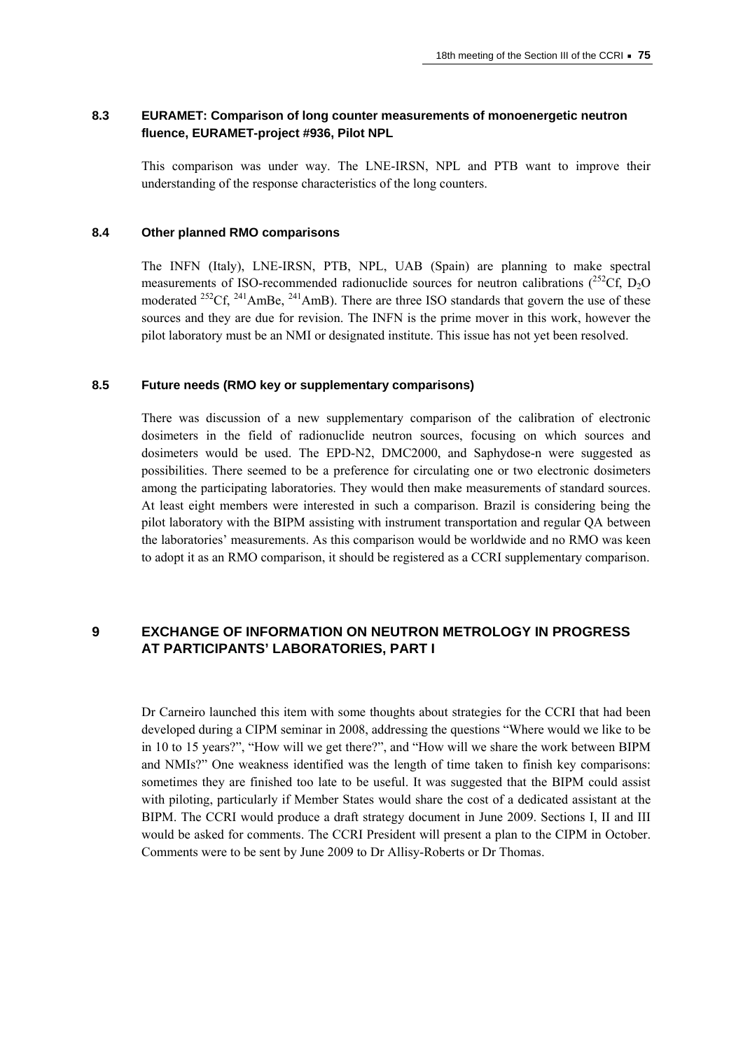### 8.3 EURAMET: Comparison of long counter measurements of monoenergetic neutron fluence, EURAMET-project #936, Pilot NPL

This comparison was under way. The LNE-IRSN, NPL and PTB want to improve their understanding of the response characteristics of the long counters.

### 8.4 Other planned RMO comparisons

The INFN (Italy), LNE-IRSN, PTB, NPL, UAB (Spain) are planning to make spectral measurements of ISO-recommended radionuclide sources for neutron calibrations ($^{252}$Cf, $D_2O$ moderated $^{252}$Cf, $^{241}$AmBe, $^{241}$AmB). There are three ISO standards that govern the use of these sources and they are due for revision. The INFN is the prime mover in this work, however the pilot laboratory must be an NMI or designated institute. This issue has not yet been resolved.

### 8.5 Future needs (RMO key or supplementary comparisons)

There was discussion of a new supplementary comparison of the calibration of electronic dosimeters in the field of radionuclide neutron sources, focusing on which sources and dosimeters would be used. The EPD-N2, DMC2000, and Saphydose-n were suggested as possibilities. There seemed to be a preference for circulating one or two electronic dosimeters among the participating laboratories. They would then make measurements of standard sources. At least eight members were interested in such a comparison. Brazil is considering being the pilot laboratory with the BIPM assisting with instrument transportation and regular QA between the laboratories' measurements. As this comparison would be worldwide and no RMO was keen to adopt it as an RMO comparison, it should be registered as a CCRI supplementary comparison.

## 9 EXCHANGE OF INFORMATION ON NEUTRON METROLOGY IN PROGRESS AT PARTICIPANTS' LABORATORIES, PART I

Dr Carneiro launched this item with some thoughts about strategies for the CCRI that had been developed during a CIPM seminar in 2008, addressing the questions "Where would we like to be in 10 to 15 years?", "How will we get there?", and "How will we share the work between BIPM and NMIs?" One weakness identified was the length of time taken to finish key comparisons: sometimes they are finished too late to be useful. It was suggested that the BIPM could assist with piloting, particularly if Member States would share the cost of a dedicated assistant at the BIPM. The CCRI would produce a draft strategy document in June 2009. Sections I, II and III would be asked for comments. The CCRI President will present a plan to the CIPM in October. Comments were to be sent by June 2009 to Dr Allisy-Roberts or Dr Thomas.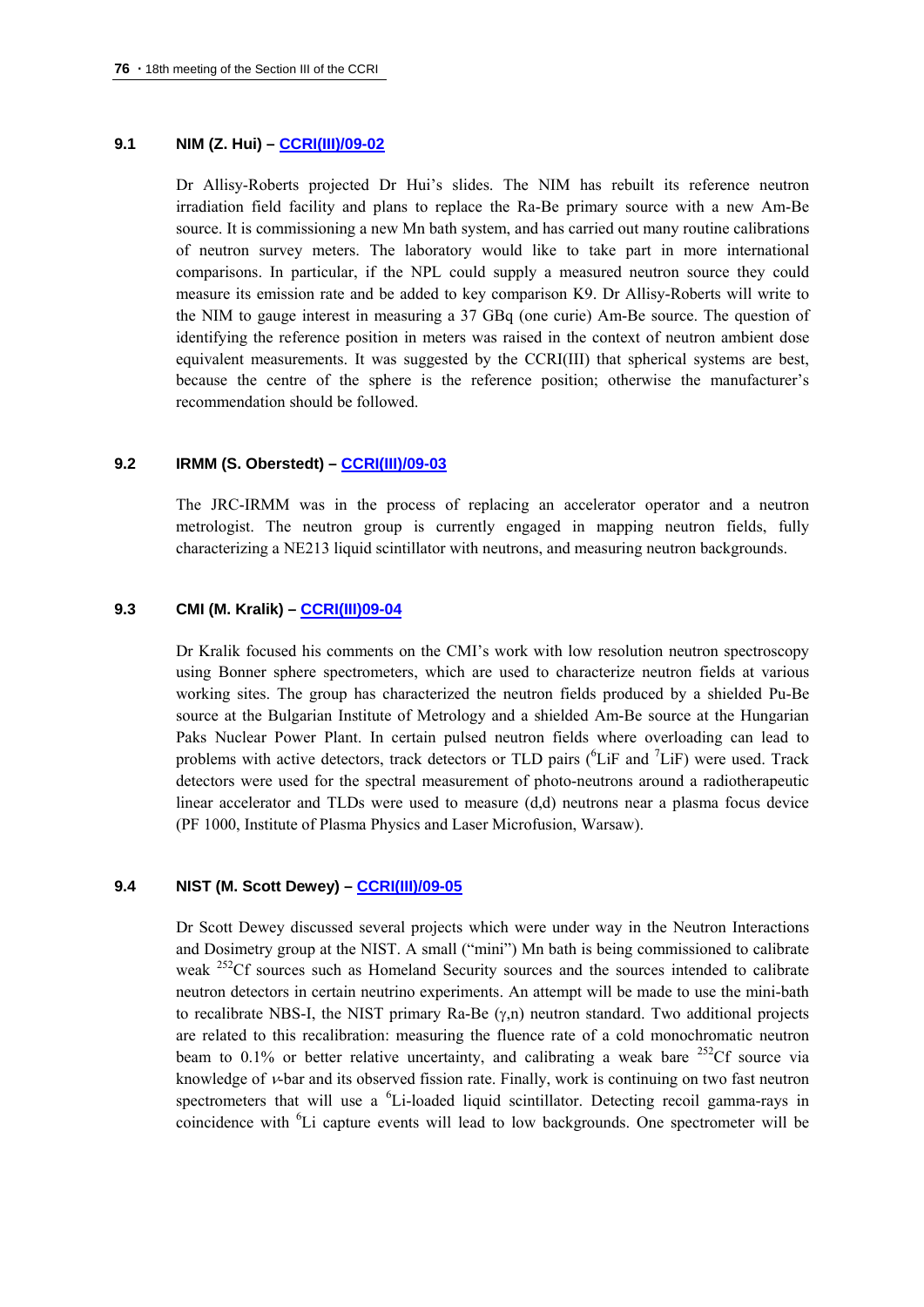### 9.1 NIM (Z. Hui) – CCRI(III)/09-02

Dr Allisy-Roberts projected Dr Hui's slides. The NIM has rebuilt its reference neutron irradiation field facility and plans to replace the Ra-Be primary source with a new Am-Be source. It is commissioning a new Mn bath system, and has carried out many routine calibrations of neutron survey meters. The laboratory would like to take part in more international comparisons. In particular, if the NPL could supply a measured neutron source they could measure its emission rate and be added to key comparison K9. Dr Allisy-Roberts will write to the NIM to gauge interest in measuring a 37 GBq (one curie) Am-Be source. The question of identifying the reference position in meters was raised in the context of neutron ambient dose equivalent measurements. It was suggested by the CCRI(III) that spherical systems are best, because the centre of the sphere is the reference position; otherwise the manufacturer's recommendation should be followed.

### 9.2 IRMM (S. Oberstedt) – CCRI(III)/09-03

The JRC-IRMM was in the process of replacing an accelerator operator and a neutron metrologist. The neutron group is currently engaged in mapping neutron fields, fully characterizing a NE213 liquid scintillator with neutrons, and measuring neutron backgrounds.

### 9.3 CMI (M. Kralik) – CCRI(III)09-04

Dr Kralik focused his comments on the CMI's work with low resolution neutron spectroscopy using Bonner sphere spectrometers, which are used to characterize neutron fields at various working sites. The group has characterized the neutron fields produced by a shielded Pu-Be source at the Bulgarian Institute of Metrology and a shielded Am-Be source at the Hungarian Paks Nuclear Power Plant. In certain pulsed neutron fields where overloading can lead to problems with active detectors, track detectors or TLD pairs ($^{6}$LiF and $^{7}$LiF) were used. Track detectors were used for the spectral measurement of photo-neutrons around a radiotherapeutic linear accelerator and TLDs were used to measure (d,d) neutrons near a plasma focus device (PF 1000, Institute of Plasma Physics and Laser Microfusion, Warsaw).

### 9.4 NIST (M. Scott Dewey) – CCRI(III)/09-05

Dr Scott Dewey discussed several projects which were under way in the Neutron Interactions and Dosimetry group at the NIST. A small ("mini") Mn bath is being commissioned to calibrate weak $^{252}$Cf sources such as Homeland Security sources and the sources intended to calibrate neutron detectors in certain neutrino experiments. An attempt will be made to use the mini-bath to recalibrate NBS-I, the NIST primary Ra-Be ($\gamma$,n) neutron standard. Two additional projects are related to this recalibration: measuring the fluence rate of a cold monochromatic neutron beam to 0.1% or better relative uncertainty, and calibrating a weak bare $^{252}$Cf source via knowledge of $\nu$-bar and its observed fission rate. Finally, work is continuing on two fast neutron spectrometers that will use a $^{6}$Li-loaded liquid scintillator. Detecting recoil gamma-rays in coincidence with $^{6}$Li capture events will lead to low backgrounds. One spectrometer will be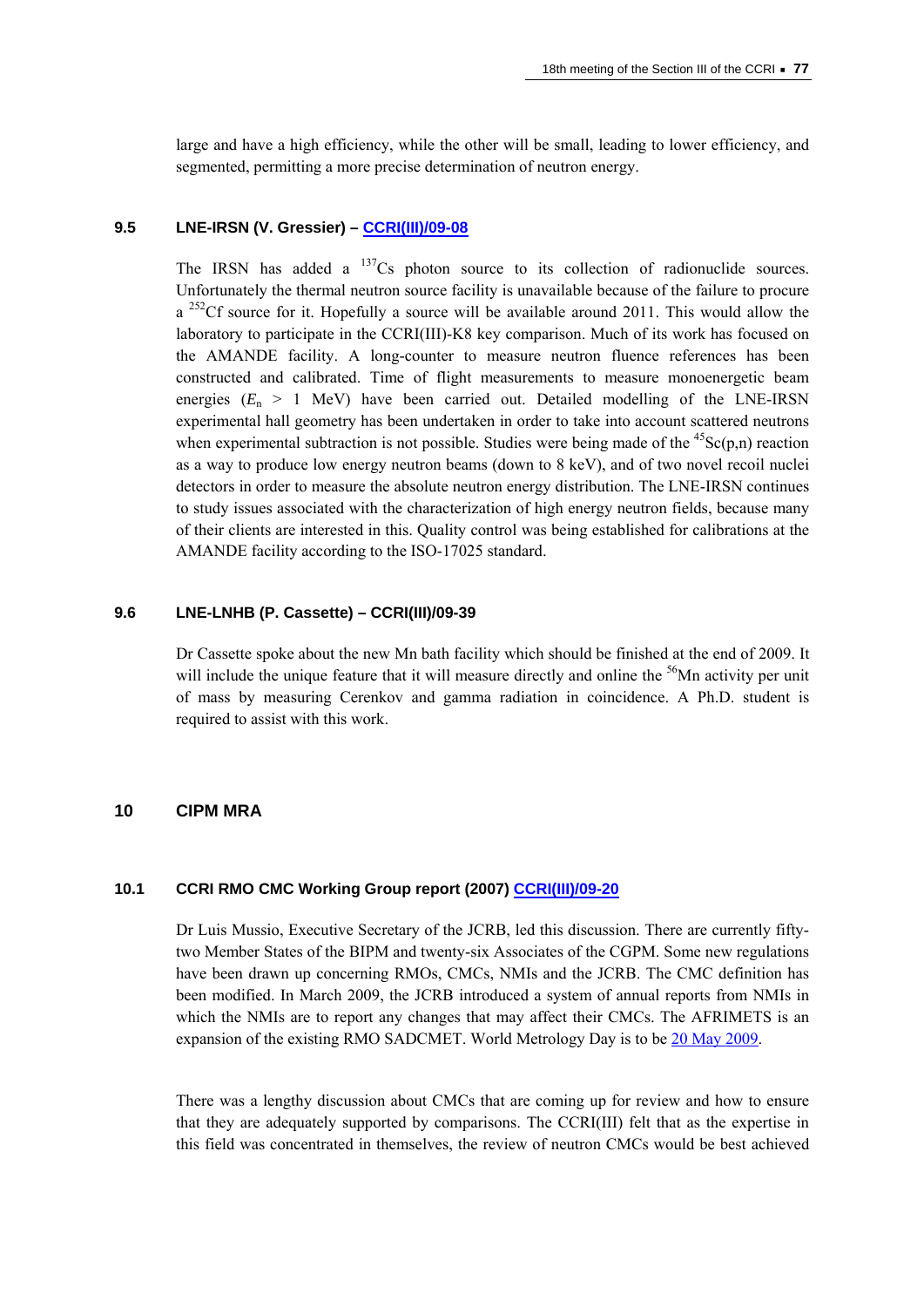large and have a high efficiency, while the other will be small, leading to lower efficiency, and segmented, permitting a more precise determination of neutron energy.

### 9.5 LNE-IRSN (V. Gressier) – CCRI(III)/09-08

The IRSN has added a $^{137}Cs$ photon source to its collection of radionuclide sources. Unfortunately the thermal neutron source facility is unavailable because of the failure to procure a $^{252}Cf$ source for it. Hopefully a source will be available around 2011. This would allow the laboratory to participate in the CCRI(III)-K8 key comparison. Much of its work has focused on the AMANDE facility. A long-counter to measure neutron fluence references has been constructed and calibrated. Time of flight measurements to measure monoenergetic beam energies ($E_n$ > 1 MeV) have been carried out. Detailed modelling of the LNE-IRSN experimental hall geometry has been undertaken in order to take into account scattered neutrons when experimental subtraction is not possible. Studies were being made of the $^{45}Sc(p,n)$ reaction as a way to produce low energy neutron beams (down to 8 keV), and of two novel recoil nuclei detectors in order to measure the absolute neutron energy distribution. The LNE-IRSN continues to study issues associated with the characterization of high energy neutron fields, because many of their clients are interested in this. Quality control was being established for calibrations at the AMANDE facility according to the ISO-17025 standard.

### 9.6 LNE-LNHB (P. Cassette) – CCRI(III)/09-39

Dr Cassette spoke about the new Mn bath facility which should be finished at the end of 2009. It will include the unique feature that it will measure directly and online the $^{56}Mn$ activity per unit of mass by measuring Cerenkov and gamma radiation in coincidence. A Ph.D. student is required to assist with this work.

## 10 CIPM MRA

### 10.1 CCRI RMO CMC Working Group report (2007) CCRI(III)/09-20

Dr Luis Mussio, Executive Secretary of the JCRB, led this discussion. There are currently fifty-two Member States of the BIPM and twenty-six Associates of the CGPM. Some new regulations have been drawn up concerning RMOs, CMCs, NMIs and the JCRB. The CMC definition has been modified. In March 2009, the JCRB introduced a system of annual reports from NMIs in which the NMIs are to report any changes that may affect their CMCs. The AFRIMETS is an expansion of the existing RMO SADCMET. World Metrology Day is to be 20 May 2009.

There was a lengthy discussion about CMCs that are coming up for review and how to ensure that they are adequately supported by comparisons. The CCRI(III) felt that as the expertise in this field was concentrated in themselves, the review of neutron CMCs would be best achieved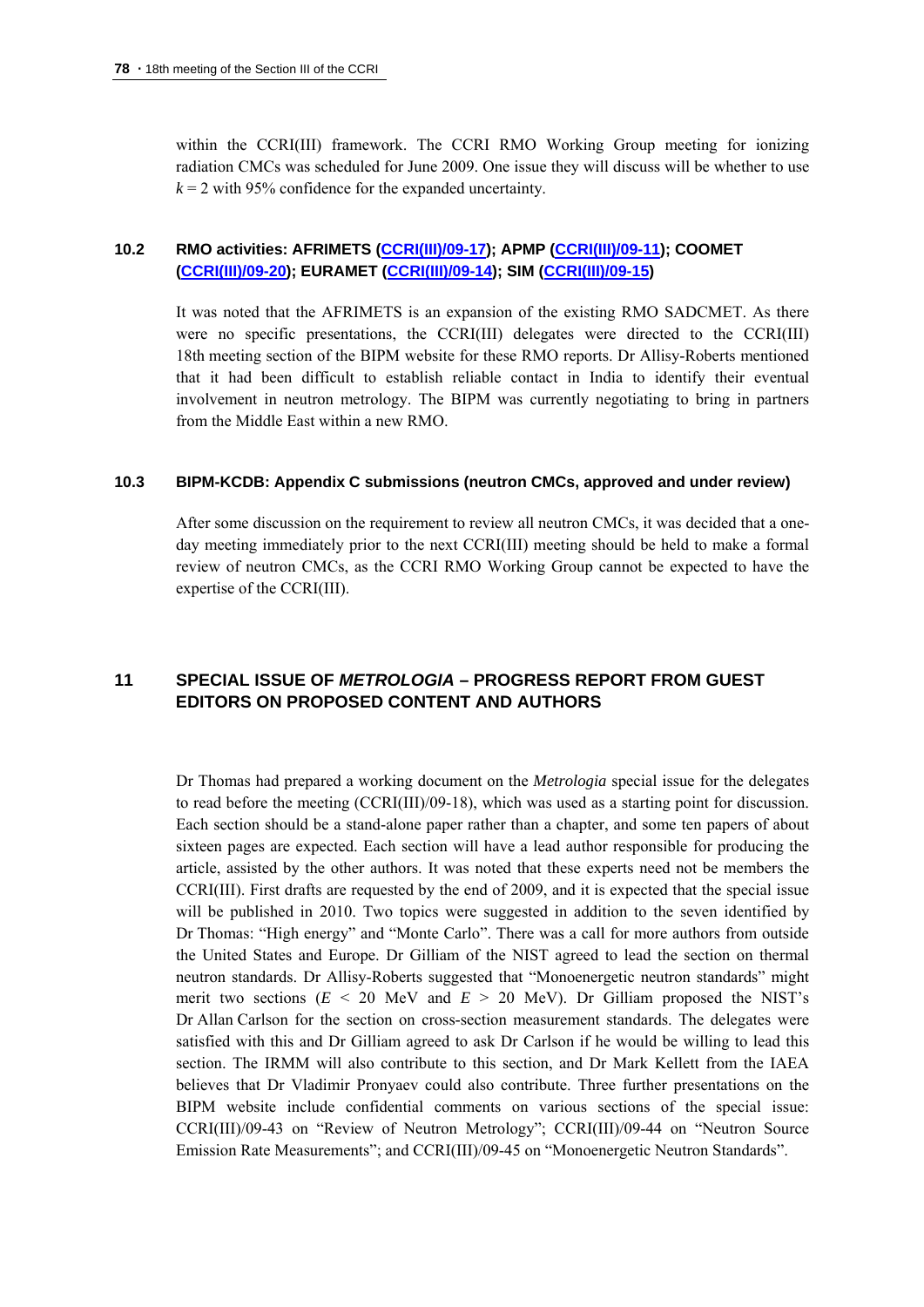within the CCRI(III) framework. The CCRI RMO Working Group meeting for ionizing radiation CMCs was scheduled for June 2009. One issue they will discuss will be whether to use $k = 2$ with 95% confidence for the expanded uncertainty.

### 10.2 RMO activities: AFRIMETS (CCRI(III)/09-17); APMP (CCRI(III)/09-11); COOMET (CCRI(III)/09-20); EURAMET (CCRI(III)/09-14); SIM (CCRI(III)/09-15)

It was noted that the AFRIMETS is an expansion of the existing RMO SADCMET. As there were no specific presentations, the CCRI(III) delegates were directed to the CCRI(III) 18th meeting section of the BIPM website for these RMO reports. Dr Allisy-Roberts mentioned that it had been difficult to establish reliable contact in India to identify their eventual involvement in neutron metrology. The BIPM was currently negotiating to bring in partners from the Middle East within a new RMO.

### 10.3 BIPM-KCDB: Appendix C submissions (neutron CMCs, approved and under review)

After some discussion on the requirement to review all neutron CMCs, it was decided that a one-day meeting immediately prior to the next CCRI(III) meeting should be held to make a formal review of neutron CMCs, as the CCRI RMO Working Group cannot be expected to have the expertise of the CCRI(III).

## 11 SPECIAL ISSUE OF *METROLOGIA* – PROGRESS REPORT FROM GUEST EDITORS ON PROPOSED CONTENT AND AUTHORS

Dr Thomas had prepared a working document on the *Metrologia* special issue for the delegates to read before the meeting (CCRI(III)/09-18), which was used as a starting point for discussion. Each section should be a stand-alone paper rather than a chapter, and some ten papers of about sixteen pages are expected. Each section will have a lead author responsible for producing the article, assisted by the other authors. It was noted that these experts need not be members the CCRI(III). First drafts are requested by the end of 2009, and it is expected that the special issue will be published in 2010. Two topics were suggested in addition to the seven identified by Dr Thomas: "High energy" and "Monte Carlo". There was a call for more authors from outside the United States and Europe. Dr Gilliam of the NIST agreed to lead the section on thermal neutron standards. Dr Allisy-Roberts suggested that "Monoenergetic neutron standards" might merit two sections ($E$ < 20 MeV and $E$ > 20 MeV). Dr Gilliam proposed the NIST's Dr Allan Carlson for the section on cross-section measurement standards. The delegates were satisfied with this and Dr Gilliam agreed to ask Dr Carlson if he would be willing to lead this section. The IRMM will also contribute to this section, and Dr Mark Kellett from the IAEA believes that Dr Vladimir Pronyaev could also contribute. Three further presentations on the BIPM website include confidential comments on various sections of the special issue: CCRI(III)/09-43 on "Review of Neutron Metrology"; CCRI(III)/09-44 on "Neutron Source Emission Rate Measurements"; and CCRI(III)/09-45 on "Monoenergetic Neutron Standards".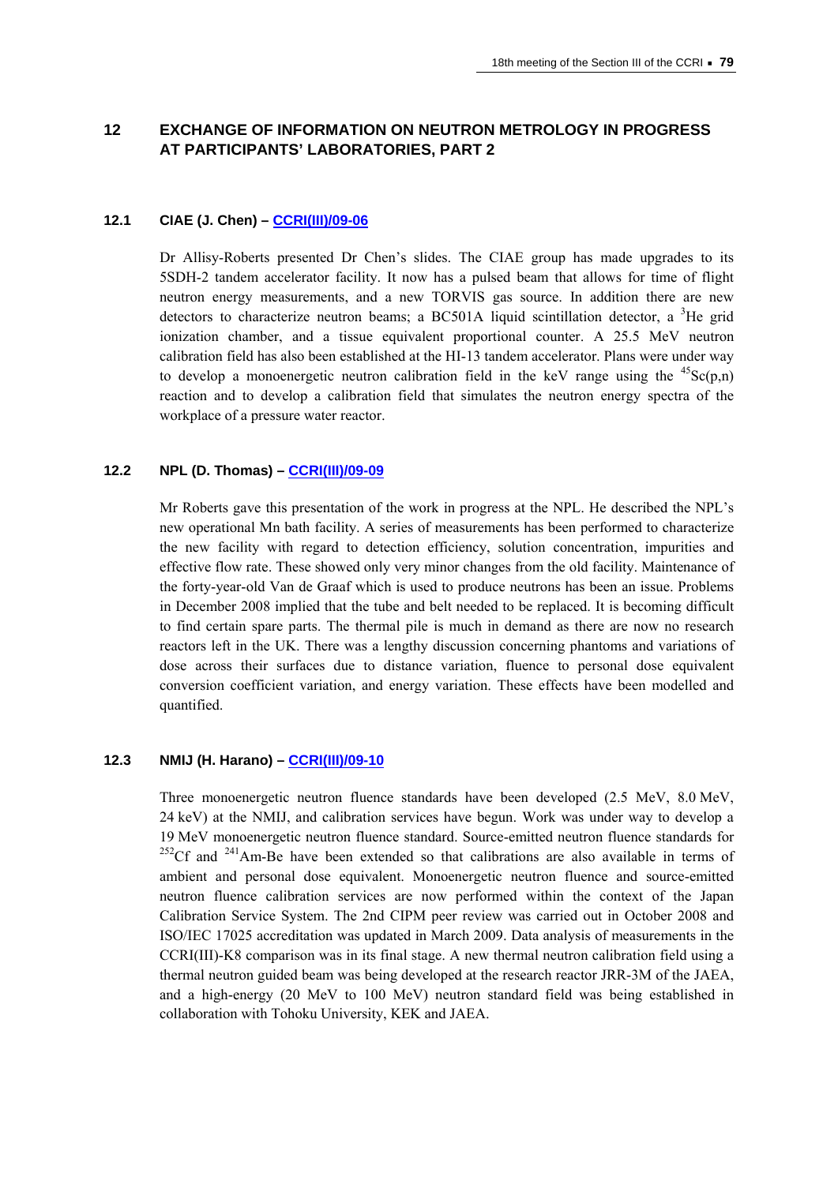## 12 EXCHANGE OF INFORMATION ON NEUTRON METROLOGY IN PROGRESS AT PARTICIPANTS' LABORATORIES, PART 2

### 12.1 CIAE (J. Chen) – CCRI(III)/09-06

Dr Allisy-Roberts presented Dr Chen's slides. The CIAE group has made upgrades to its 5SDH-2 tandem accelerator facility. It now has a pulsed beam that allows for time of flight neutron energy measurements, and a new TORVIS gas source. In addition there are new detectors to characterize neutron beams; a BC501A liquid scintillation detector, a $^{3}$He grid ionization chamber, and a tissue equivalent proportional counter. A 25.5 MeV neutron calibration field has also been established at the HI-13 tandem accelerator. Plans were under way to develop a monoenergetic neutron calibration field in the keV range using the $^{45}$Sc(p,n) reaction and to develop a calibration field that simulates the neutron energy spectra of the workplace of a pressure water reactor.

### 12.2 NPL (D. Thomas) – CCRI(III)/09-09

Mr Roberts gave this presentation of the work in progress at the NPL. He described the NPL's new operational Mn bath facility. A series of measurements has been performed to characterize the new facility with regard to detection efficiency, solution concentration, impurities and effective flow rate. These showed only very minor changes from the old facility. Maintenance of the forty-year-old Van de Graaf which is used to produce neutrons has been an issue. Problems in December 2008 implied that the tube and belt needed to be replaced. It is becoming difficult to find certain spare parts. The thermal pile is much in demand as there are now no research reactors left in the UK. There was a lengthy discussion concerning phantoms and variations of dose across their surfaces due to distance variation, fluence to personal dose equivalent conversion coefficient variation, and energy variation. These effects have been modelled and quantified.

### 12.3 NMIJ (H. Harano) – CCRI(III)/09-10

Three monoenergetic neutron fluence standards have been developed (2.5 MeV, 8.0 MeV, 24 keV) at the NMIJ, and calibration services have begun. Work was under way to develop a 19 MeV monoenergetic neutron fluence standard. Source-emitted neutron fluence standards for $^{252}$Cf and $^{241}$Am-Be have been extended so that calibrations are also available in terms of ambient and personal dose equivalent. Monoenergetic neutron fluence and source-emitted neutron fluence calibration services are now performed within the context of the Japan Calibration Service System. The 2nd CIPM peer review was carried out in October 2008 and ISO/IEC 17025 accreditation was updated in March 2009. Data analysis of measurements in the CCRI(III)-K8 comparison was in its final stage. A new thermal neutron calibration field using a thermal neutron guided beam was being developed at the research reactor JRR-3M of the JAEA, and a high-energy (20 MeV to 100 MeV) neutron standard field was being established in collaboration with Tohoku University, KEK and JAEA.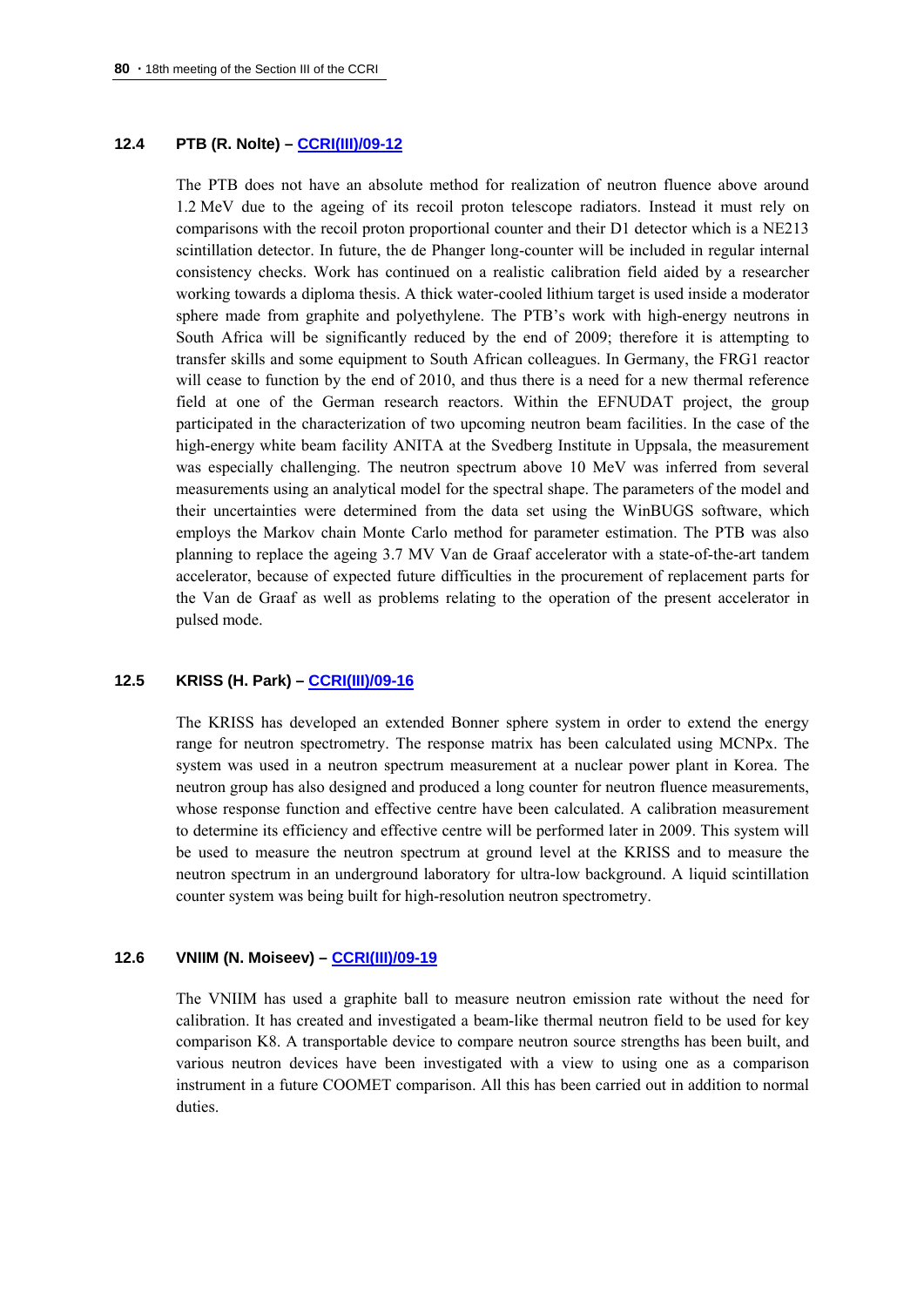### 12.4 PTB (R. Nolte) – CCRI(III)/09-12

The PTB does not have an absolute method for realization of neutron fluence above around 1.2 MeV due to the ageing of its recoil proton telescope radiators. Instead it must rely on comparisons with the recoil proton proportional counter and their D1 detector which is a NE213 scintillation detector. In future, the de Phanger long-counter will be included in regular internal consistency checks. Work has continued on a realistic calibration field aided by a researcher working towards a diploma thesis. A thick water-cooled lithium target is used inside a moderator sphere made from graphite and polyethylene. The PTB's work with high-energy neutrons in South Africa will be significantly reduced by the end of 2009; therefore it is attempting to transfer skills and some equipment to South African colleagues. In Germany, the FRG1 reactor will cease to function by the end of 2010, and thus there is a need for a new thermal reference field at one of the German research reactors. Within the EFNUDAT project, the group participated in the characterization of two upcoming neutron beam facilities. In the case of the high-energy white beam facility ANITA at the Svedberg Institute in Uppsala, the measurement was especially challenging. The neutron spectrum above 10 MeV was inferred from several measurements using an analytical model for the spectral shape. The parameters of the model and their uncertainties were determined from the data set using the WinBUGS software, which employs the Markov chain Monte Carlo method for parameter estimation. The PTB was also planning to replace the ageing 3.7 MV Van de Graaf accelerator with a state-of-the-art tandem accelerator, because of expected future difficulties in the procurement of replacement parts for the Van de Graaf as well as problems relating to the operation of the present accelerator in pulsed mode.

### 12.5 KRISS (H. Park) – CCRI(III)/09-16

The KRISS has developed an extended Bonner sphere system in order to extend the energy range for neutron spectrometry. The response matrix has been calculated using MCNPx. The system was used in a neutron spectrum measurement at a nuclear power plant in Korea. The neutron group has also designed and produced a long counter for neutron fluence measurements, whose response function and effective centre have been calculated. A calibration measurement to determine its efficiency and effective centre will be performed later in 2009. This system will be used to measure the neutron spectrum at ground level at the KRISS and to measure the neutron spectrum in an underground laboratory for ultra-low background. A liquid scintillation counter system was being built for high-resolution neutron spectrometry.

### 12.6 VNIIM (N. Moiseev) – CCRI(III)/09-19

The VNIIM has used a graphite ball to measure neutron emission rate without the need for calibration. It has created and investigated a beam-like thermal neutron field to be used for key comparison K8. A transportable device to compare neutron source strengths has been built, and various neutron devices have been investigated with a view to using one as a comparison instrument in a future COOMET comparison. All this has been carried out in addition to normal duties.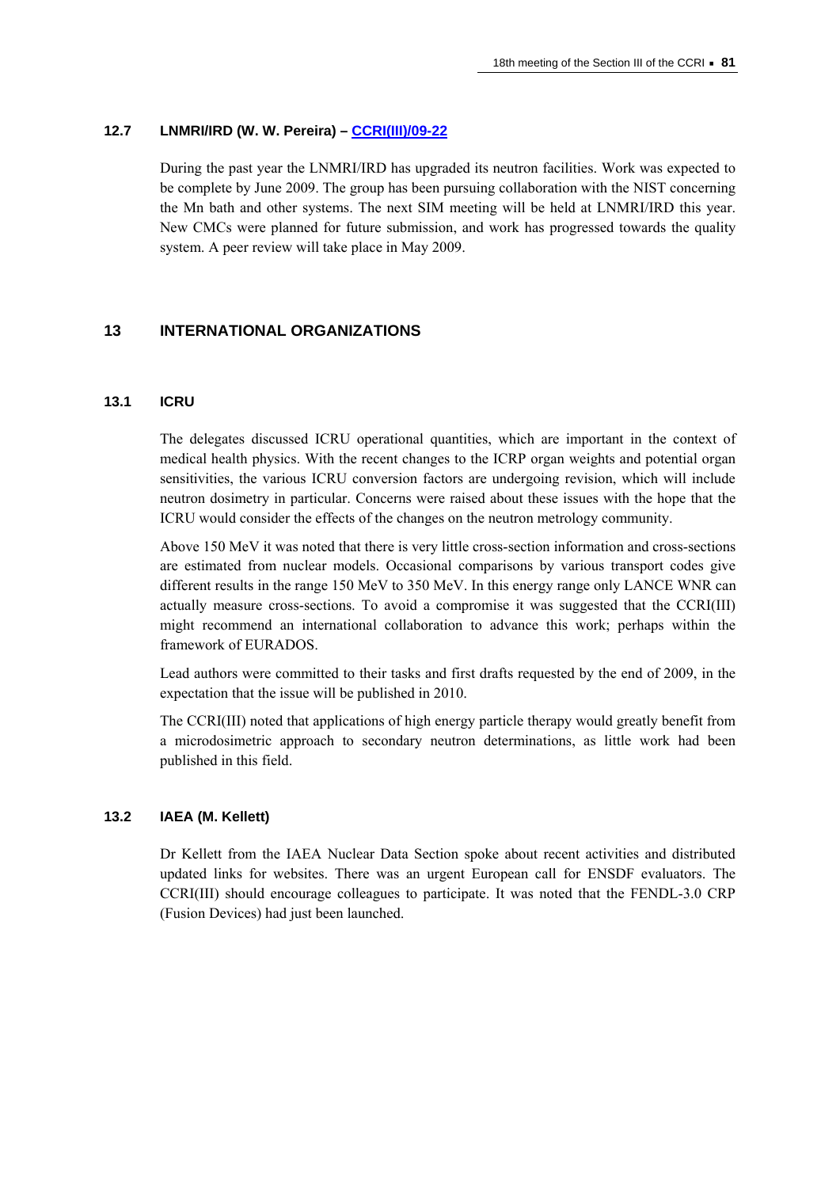### 12.7 LNMRI/IRD (W. W. Pereira) – CCRI(III)/09-22

During the past year the LNMRI/IRD has upgraded its neutron facilities. Work was expected to be complete by June 2009. The group has been pursuing collaboration with the NIST concerning the Mn bath and other systems. The next SIM meeting will be held at LNMRI/IRD this year. New CMCs were planned for future submission, and work has progressed towards the quality system. A peer review will take place in May 2009.

## 13 INTERNATIONAL ORGANIZATIONS

### 13.1 ICRU

The delegates discussed ICRU operational quantities, which are important in the context of medical health physics. With the recent changes to the ICRP organ weights and potential organ sensitivities, the various ICRU conversion factors are undergoing revision, which will include neutron dosimetry in particular. Concerns were raised about these issues with the hope that the ICRU would consider the effects of the changes on the neutron metrology community.

Above 150 MeV it was noted that there is very little cross-section information and cross-sections are estimated from nuclear models. Occasional comparisons by various transport codes give different results in the range 150 MeV to 350 MeV. In this energy range only LANCE WNR can actually measure cross-sections. To avoid a compromise it was suggested that the CCRI(III) might recommend an international collaboration to advance this work; perhaps within the framework of EURADOS.

Lead authors were committed to their tasks and first drafts requested by the end of 2009, in the expectation that the issue will be published in 2010.

The CCRI(III) noted that applications of high energy particle therapy would greatly benefit from a microdosimetric approach to secondary neutron determinations, as little work had been published in this field.

### 13.2 IAEA (M. Kellett)

Dr Kellett from the IAEA Nuclear Data Section spoke about recent activities and distributed updated links for websites. There was an urgent European call for ENSDF evaluators. The CCRI(III) should encourage colleagues to participate. It was noted that the FENDL-3.0 CRP (Fusion Devices) had just been launched.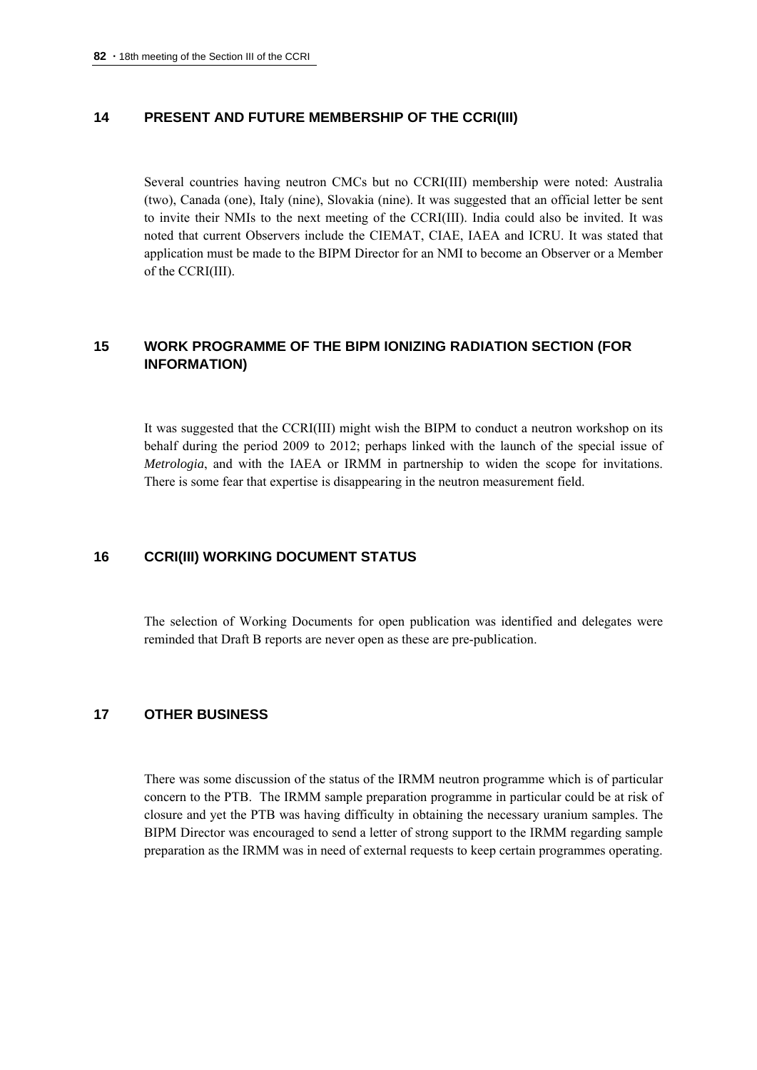## 14 PRESENT AND FUTURE MEMBERSHIP OF THE CCRI(III)

Several countries having neutron CMCs but no CCRI(III) membership were noted: Australia (two), Canada (one), Italy (nine), Slovakia (nine). It was suggested that an official letter be sent to invite their NMIs to the next meeting of the CCRI(III). India could also be invited. It was noted that current Observers include the CIEMAT, CIAE, IAEA and ICRU. It was stated that application must be made to the BIPM Director for an NMI to become an Observer or a Member of the CCRI(III).

## 15 WORK PROGRAMME OF THE BIPM IONIZING RADIATION SECTION (FOR INFORMATION)

It was suggested that the CCRI(III) might wish the BIPM to conduct a neutron workshop on its behalf during the period 2009 to 2012; perhaps linked with the launch of the special issue of *Metrologia*, and with the IAEA or IRMM in partnership to widen the scope for invitations. There is some fear that expertise is disappearing in the neutron measurement field.

## 16 CCRI(III) WORKING DOCUMENT STATUS

The selection of Working Documents for open publication was identified and delegates were reminded that Draft B reports are never open as these are pre-publication.

## 17 OTHER BUSINESS

There was some discussion of the status of the IRMM neutron programme which is of particular concern to the PTB. The IRMM sample preparation programme in particular could be at risk of closure and yet the PTB was having difficulty in obtaining the necessary uranium samples. The BIPM Director was encouraged to send a letter of strong support to the IRMM regarding sample preparation as the IRMM was in need of external requests to keep certain programmes operating.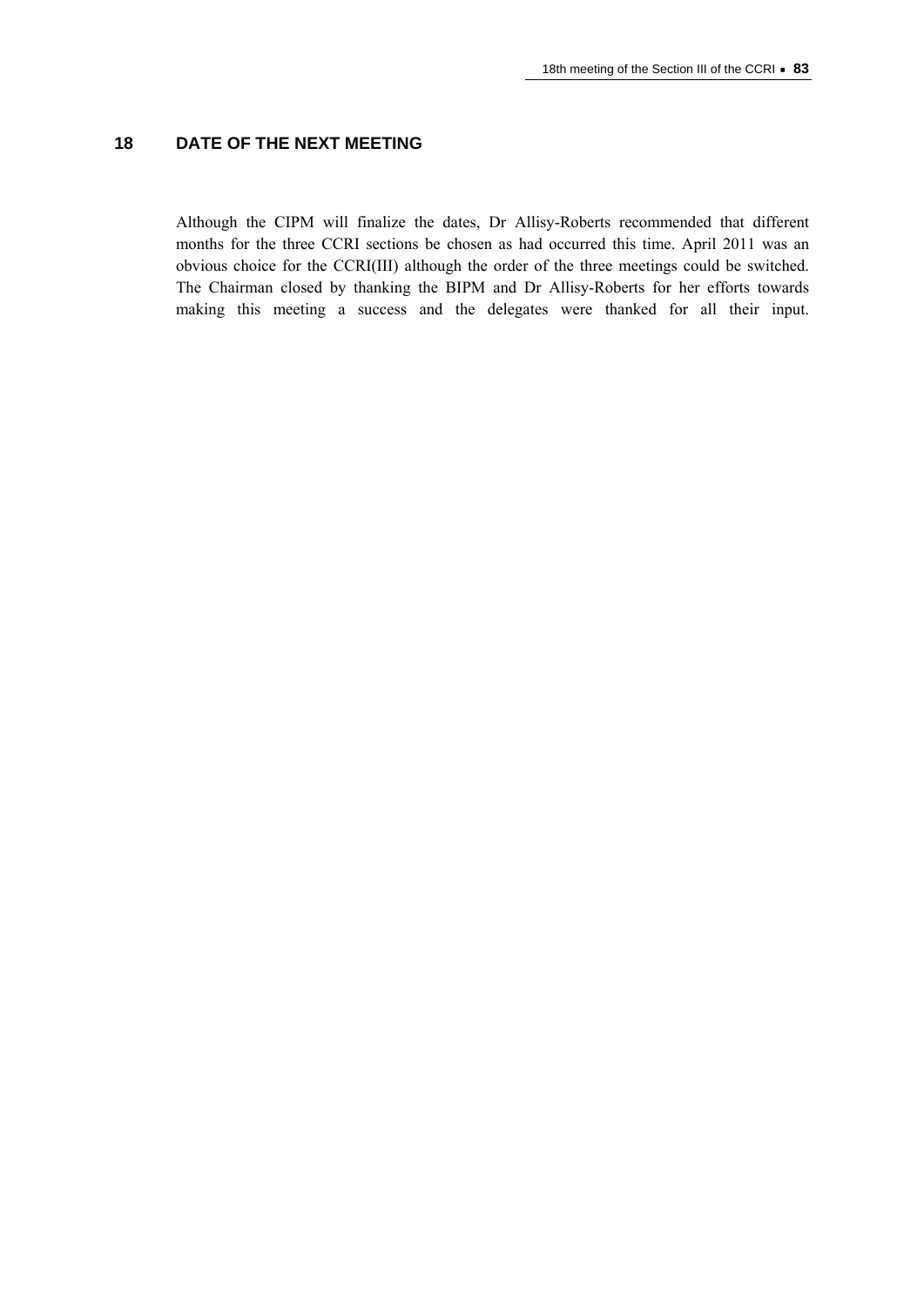## 18 DATE OF THE NEXT MEETING

Although the CIPM will finalize the dates, Dr Allisy-Roberts recommended that different months for the three CCRI sections be chosen as had occurred this time. April 2011 was an obvious choice for the CCRI(III) although the order of the three meetings could be switched. The Chairman closed by thanking the BIPM and Dr Allisy-Roberts for her efforts towards making this meeting a success and the delegates were thanked for all their input.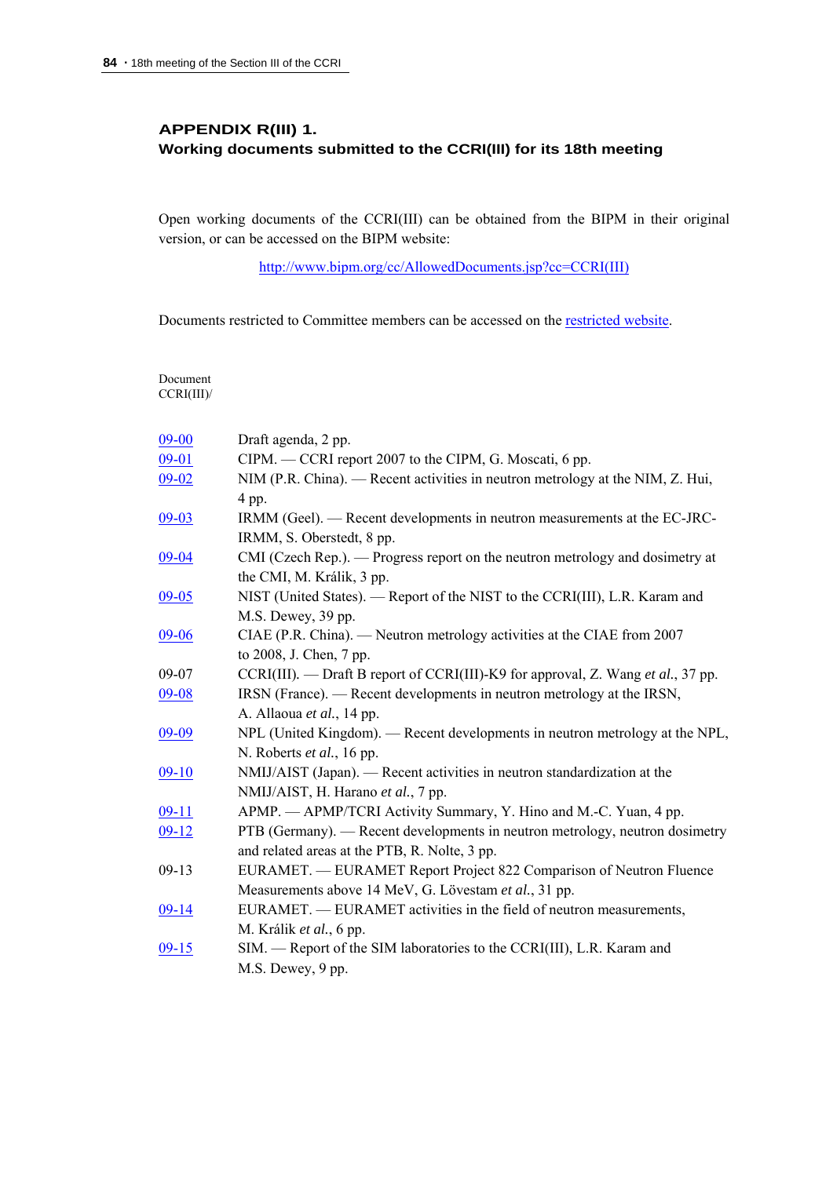## APPENDIX R(III) 1.
## Working documents submitted to the CCRI(III) for its 18th meeting

Open working documents of the CCRI(III) can be obtained from the BIPM in their original version, or can be accessed on the BIPM website:

http://www.bipm.org/cc/AllowedDocuments.jsp?cc=CCRI(III)

Documents restricted to Committee members can be accessed on the restricted website.

| Document CCRI(III)/ | |
|---|---|
| 09-00 | Draft agenda, 2 pp. |
| 09-01 | CIPM. — CCRI report 2007 to the CIPM, G. Moscati, 6 pp. |
| 09-02 | NIM (P.R. China). — Recent activities in neutron metrology at the NIM, Z. Hui, 4 pp. |
| 09-03 | IRMM (Geel). — Recent developments in neutron measurements at the EC-JRC-IRMM, S. Oberstedt, 8 pp. |
| 09-04 | CMI (Czech Rep.). — Progress report on the neutron metrology and dosimetry at the CMI, M. Králik, 3 pp. |
| 09-05 | NIST (United States). — Report of the NIST to the CCRI(III), L.R. Karam and M.S. Dewey, 39 pp. |
| 09-06 | CIAE (P.R. China). — Neutron metrology activities at the CIAE from 2007 to 2008, J. Chen, 7 pp. |
| 09-07 | CCRI(III). — Draft B report of CCRI(III)-K9 for approval, Z. Wang *et al.*, 37 pp. |
| 09-08 | IRSN (France). — Recent developments in neutron metrology at the IRSN, A. Allaoua *et al.*, 14 pp. |
| 09-09 | NPL (United Kingdom). — Recent developments in neutron metrology at the NPL, N. Roberts *et al.*, 16 pp. |
| 09-10 | NMIJ/AIST (Japan). — Recent activities in neutron standardization at the NMIJ/AIST, H. Harano *et al.*, 7 pp. |
| 09-11 | APMP. — APMP/TCRI Activity Summary, Y. Hino and M.-C. Yuan, 4 pp. |
| 09-12 | PTB (Germany). — Recent developments in neutron metrology, neutron dosimetry and related areas at the PTB, R. Nolte, 3 pp. |
| 09-13 | EURAMET. — EURAMET Report Project 822 Comparison of Neutron Fluence Measurements above 14 MeV, G. Lövestam *et al.*, 31 pp. |
| 09-14 | EURAMET. — EURAMET activities in the field of neutron measurements, M. Králik *et al.*, 6 pp. |
| 09-15 | SIM. — Report of the SIM laboratories to the CCRI(III), L.R. Karam and M.S. Dewey, 9 pp. |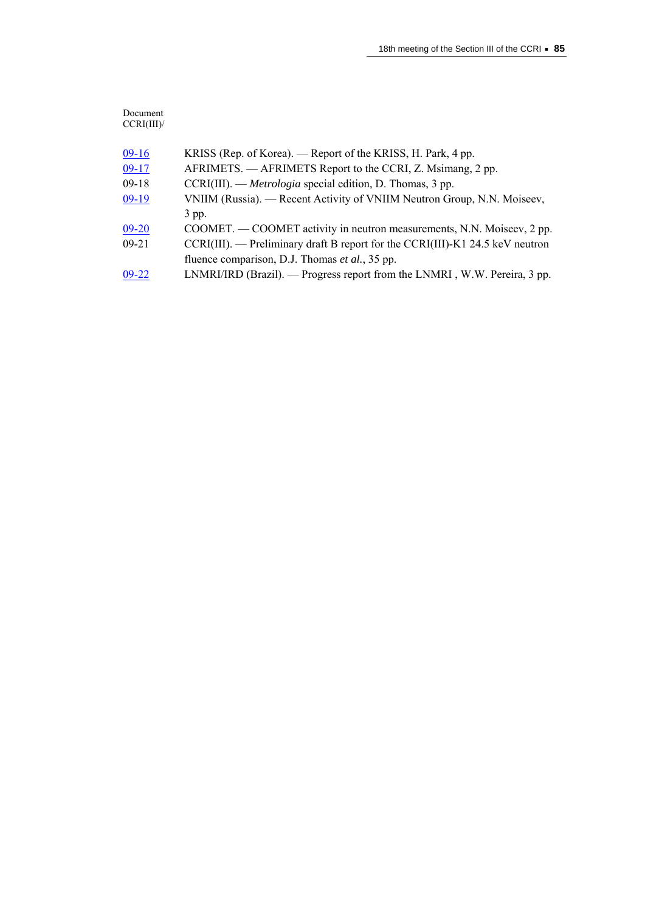Document
CCRI(III)/

| | |
|---|---|
| 09-16 | KRISS (Rep. of Korea). — Report of the KRISS, H. Park, 4 pp. |
| 09-17 | AFRIMETS. — AFRIMETS Report to the CCRI, Z. Msimang, 2 pp. |
| 09-18 | CCRI(III). — *Metrologia* special edition, D. Thomas, 3 pp. |
| 09-19 | VNIIM (Russia). — Recent Activity of VNIIM Neutron Group, N.N. Moiseev, 3 pp. |
| 09-20 | COOMET. — COOMET activity in neutron measurements, N.N. Moiseev, 2 pp. |
| 09-21 | CCRI(III). — Preliminary draft B report for the CCRI(III)-K1 24.5 keV neutron fluence comparison, D.J. Thomas *et al.*, 35 pp. |
| 09-22 | LNMRI/IRD (Brazil). — Progress report from the LNMRI , W.W. Pereira, 3 pp. |